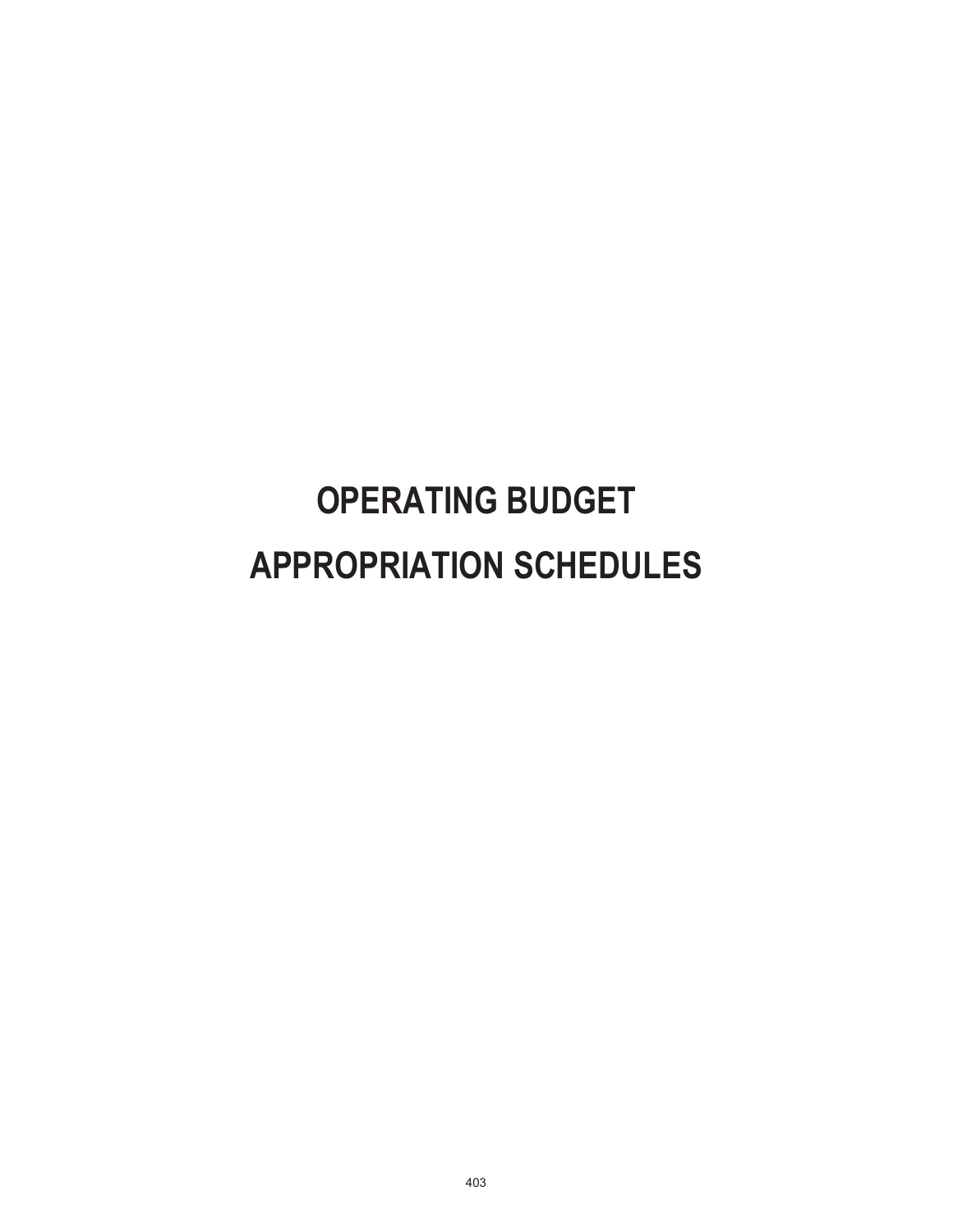# OPERATING BUDGET
# APPROPRIATION SCHEDULES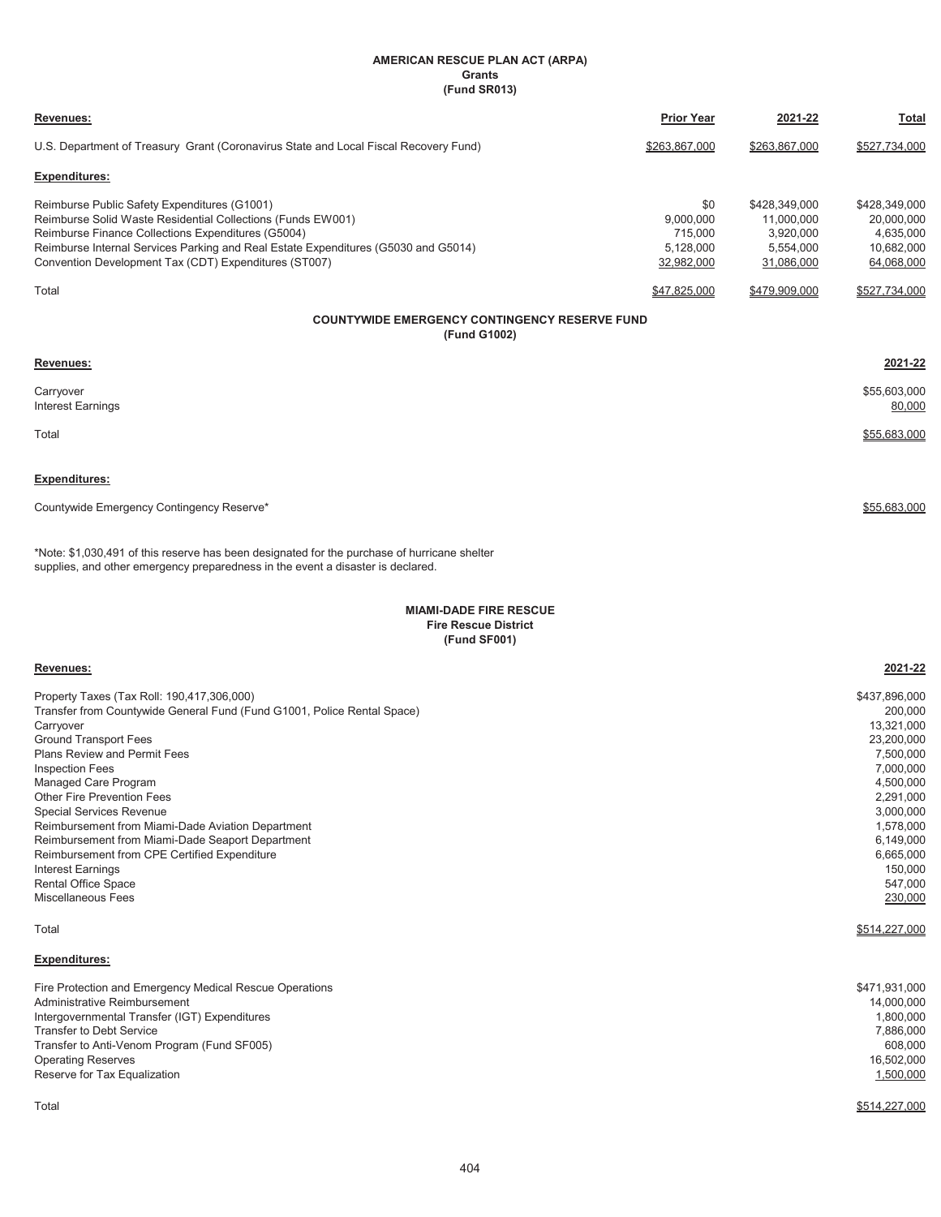## AMERICAN RESCUE PLAN ACT (ARPA)
### Grants
### (Fund SR013)

| Revenues: | Prior Year | 2021-22 | Total |
|---|---|---|---|
| U.S. Department of Treasury Grant (Coronavirus State and Local Fiscal Recovery Fund) | $263,867,000 | $263,867,000 | $527,734,000 |
| **Expenditures:** | | | |
| Reimburse Public Safety Expenditures (G1001) | $0 | $428,349,000 | $428,349,000 |
| Reimburse Solid Waste Residential Collections (Funds EW001) | 9,000,000 | 11,000,000 | 20,000,000 |
| Reimburse Finance Collections Expenditures (G5004) | 715,000 | 3,920,000 | 4,635,000 |
| Reimburse Internal Services Parking and Real Estate Expenditures (G5030 and G5014) | 5,128,000 | 5,554,000 | 10,682,000 |
| Convention Development Tax (CDT) Expenditures (ST007) | 32,982,000 | 31,086,000 | 64,068,000 |
| Total | $47,825,000 | $479,909,000 | $527,734,000 |

## COUNTYWIDE EMERGENCY CONTINGENCY RESERVE FUND
### (Fund G1002)

| Revenues: | 2021-22 |
|---|---|
| Carryover | $55,603,000 |
| Interest Earnings | 80,000 |
| Total | $55,683,000 |
| **Expenditures:** | |
| Countywide Emergency Contingency Reserve* | $55,683,000 |

*Note: $1,030,491 of this reserve has been designated for the purchase of hurricane shelter supplies, and other emergency preparedness in the event a disaster is declared.

## MIAMI-DADE FIRE RESCUE
### Fire Rescue District
### (Fund SF001)

| Revenues: | 2021-22 |
|---|---|
| Property Taxes (Tax Roll: 190,417,306,000) | $437,896,000 |
| Transfer from Countywide General Fund (Fund G1001, Police Rental Space) | 200,000 |
| Carryover | 13,321,000 |
| Ground Transport Fees | 23,200,000 |
| Plans Review and Permit Fees | 7,500,000 |
| Inspection Fees | 7,000,000 |
| Managed Care Program | 4,500,000 |
| Other Fire Prevention Fees | 2,291,000 |
| Special Services Revenue | 3,000,000 |
| Reimbursement from Miami-Dade Aviation Department | 1,578,000 |
| Reimbursement from Miami-Dade Seaport Department | 6,149,000 |
| Reimbursement from CPE Certified Expenditure | 6,665,000 |
| Interest Earnings | 150,000 |
| Rental Office Space | 547,000 |
| Miscellaneous Fees | 230,000 |
| Total | $514,227,000 |
| **Expenditures:** | |
| Fire Protection and Emergency Medical Rescue Operations | $471,931,000 |
| Administrative Reimbursement | 14,000,000 |
| Intergovernmental Transfer (IGT) Expenditures | 1,800,000 |
| Transfer to Debt Service | 7,886,000 |
| Transfer to Anti-Venom Program (Fund SF005) | 608,000 |
| Operating Reserves | 16,502,000 |
| Reserve for Tax Equalization | 1,500,000 |
| Total | $514,227,000 |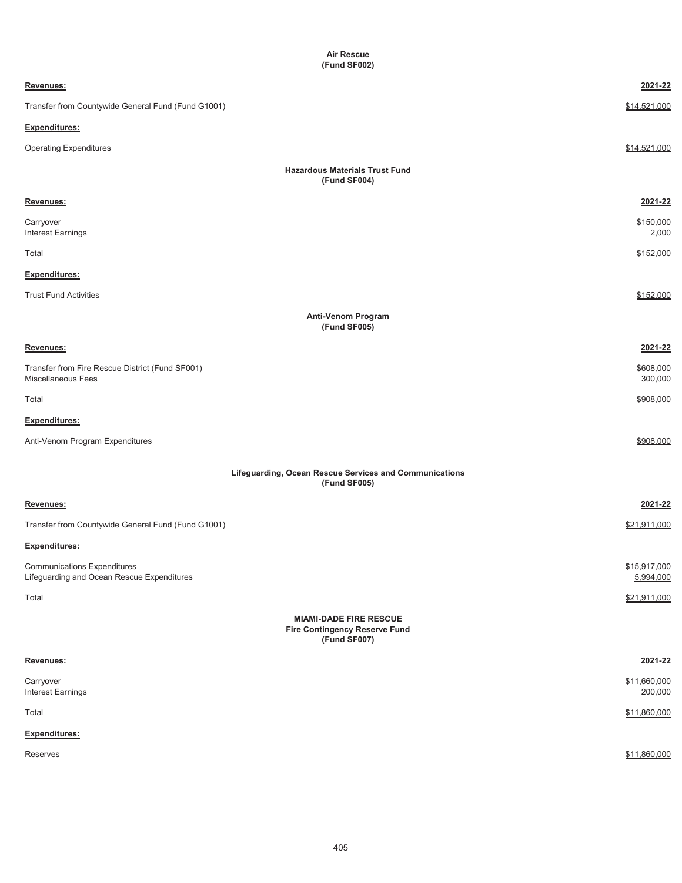## Air Rescue
## (Fund SF002)

| Revenues: | 2021-22 |
|---|---|
| Transfer from Countywide General Fund (Fund G1001) | $14,521,000 |
| **Expenditures:** | |
| Operating Expenditures | $14,521,000 |

## Hazardous Materials Trust Fund
## (Fund SF004)

| Revenues: | 2021-22 |
|---|---|
| Carryover | $150,000 |
| Interest Earnings | 2,000 |
| Total | $152,000 |
| **Expenditures:** | |
| Trust Fund Activities | $152,000 |

## Anti-Venom Program
## (Fund SF005)

| Revenues: | 2021-22 |
|---|---|
| Transfer from Fire Rescue District (Fund SF001) | $608,000 |
| Miscellaneous Fees | 300,000 |
| Total | $908,000 |
| **Expenditures:** | |
| Anti-Venom Program Expenditures | $908,000 |

## Lifeguarding, Ocean Rescue Services and Communications
## (Fund SF005)

| Revenues: | 2021-22 |
|---|---|
| Transfer from Countywide General Fund (Fund G1001) | $21,911,000 |
| **Expenditures:** | |
| Communications Expenditures | $15,917,000 |
| Lifeguarding and Ocean Rescue Expenditures | 5,994,000 |
| Total | $21,911,000 |

## MIAMI-DADE FIRE RESCUE
## Fire Contingency Reserve Fund
## (Fund SF007)

| Revenues: | 2021-22 |
|---|---|
| Carryover | $11,660,000 |
| Interest Earnings | 200,000 |
| Total | $11,860,000 |
| **Expenditures:** | |
| Reserves | $11,860,000 |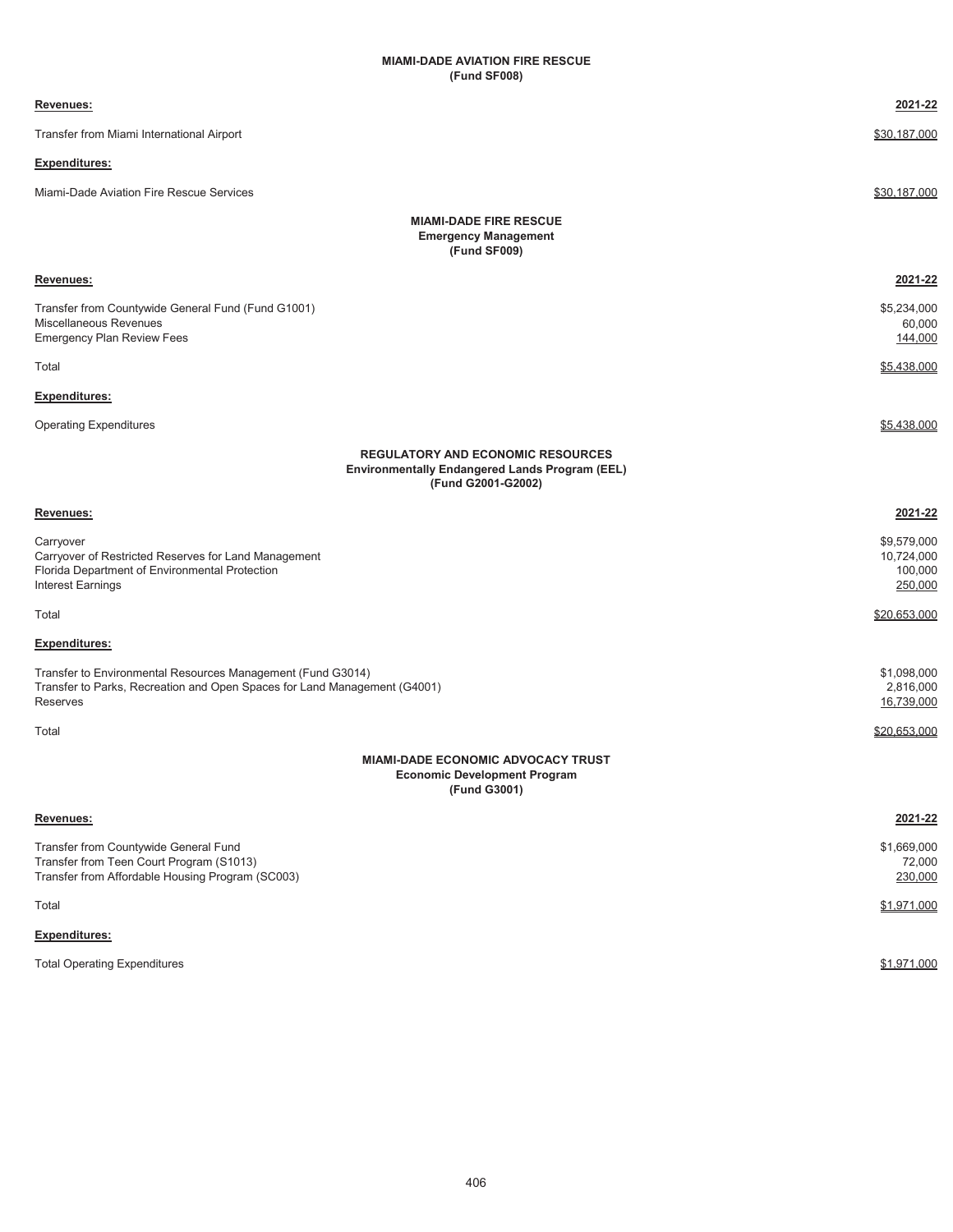## MIAMI-DADE AVIATION FIRE RESCUE
### (Fund SF008)

| Revenues: | 2021-22 |
|---|---|
| Transfer from Miami International Airport | $30,187,000 |
| **Expenditures:** | |
| Miami-Dade Aviation Fire Rescue Services | $30,187,000 |

## MIAMI-DADE FIRE RESCUE
### Emergency Management
### (Fund SF009)

| Revenues: | 2021-22 |
|---|---|
| Transfer from Countywide General Fund (Fund G1001) | $5,234,000 |
| Miscellaneous Revenues | 60,000 |
| Emergency Plan Review Fees | 144,000 |
| Total | $5,438,000 |
| **Expenditures:** | |
| Operating Expenditures | $5,438,000 |

## REGULATORY AND ECONOMIC RESOURCES
### Environmentally Endangered Lands Program (EEL)
### (Fund G2001-G2002)

| Revenues: | 2021-22 |
|---|---|
| Carryover | $9,579,000 |
| Carryover of Restricted Reserves for Land Management | 10,724,000 |
| Florida Department of Environmental Protection | 100,000 |
| Interest Earnings | 250,000 |
| Total | $20,653,000 |
| **Expenditures:** | |
| Transfer to Environmental Resources Management (Fund G3014) | $1,098,000 |
| Transfer to Parks, Recreation and Open Spaces for Land Management (G4001) | 2,816,000 |
| Reserves | 16,739,000 |
| Total | $20,653,000 |

## MIAMI-DADE ECONOMIC ADVOCACY TRUST
### Economic Development Program
### (Fund G3001)

| Revenues: | 2021-22 |
|---|---|
| Transfer from Countywide General Fund | $1,669,000 |
| Transfer from Teen Court Program (S1013) | 72,000 |
| Transfer from Affordable Housing Program (SC003) | 230,000 |
| Total | $1,971,000 |
| **Expenditures:** | |
| Total Operating Expenditures | $1,971,000 |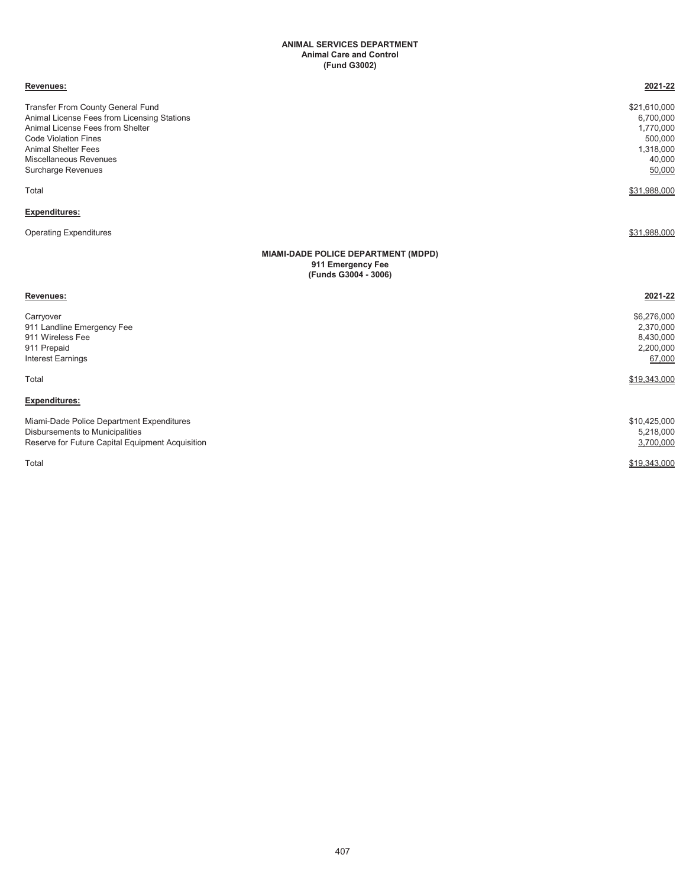**ANIMAL SERVICES DEPARTMENT**
**Animal Care and Control**
**(Fund G3002)**

| Revenues: | 2021-22 |
|---|---|
| Transfer From County General Fund | $21,610,000 |
| Animal License Fees from Licensing Stations | 6,700,000 |
| Animal License Fees from Shelter | 1,770,000 |
| Code Violation Fines | 500,000 |
| Animal Shelter Fees | 1,318,000 |
| Miscellaneous Revenues | 40,000 |
| Surcharge Revenues | 50,000 |
| Total | $31,988,000 |
| **Expenditures:** | |
| Operating Expenditures | $31,988,000 |

**MIAMI-DADE POLICE DEPARTMENT (MDPD)**
**911 Emergency Fee**
**(Funds G3004 - 3006)**

| Revenues: | 2021-22 |
|---|---|
| Carryover | $6,276,000 |
| 911 Landline Emergency Fee | 2,370,000 |
| 911 Wireless Fee | 8,430,000 |
| 911 Prepaid | 2,200,000 |
| Interest Earnings | 67,000 |
| Total | $19,343,000 |
| **Expenditures:** | |
| Miami-Dade Police Department Expenditures | $10,425,000 |
| Disbursements to Municipalities | 5,218,000 |
| Reserve for Future Capital Equipment Acquisition | 3,700,000 |
| Total | $19,343,000 |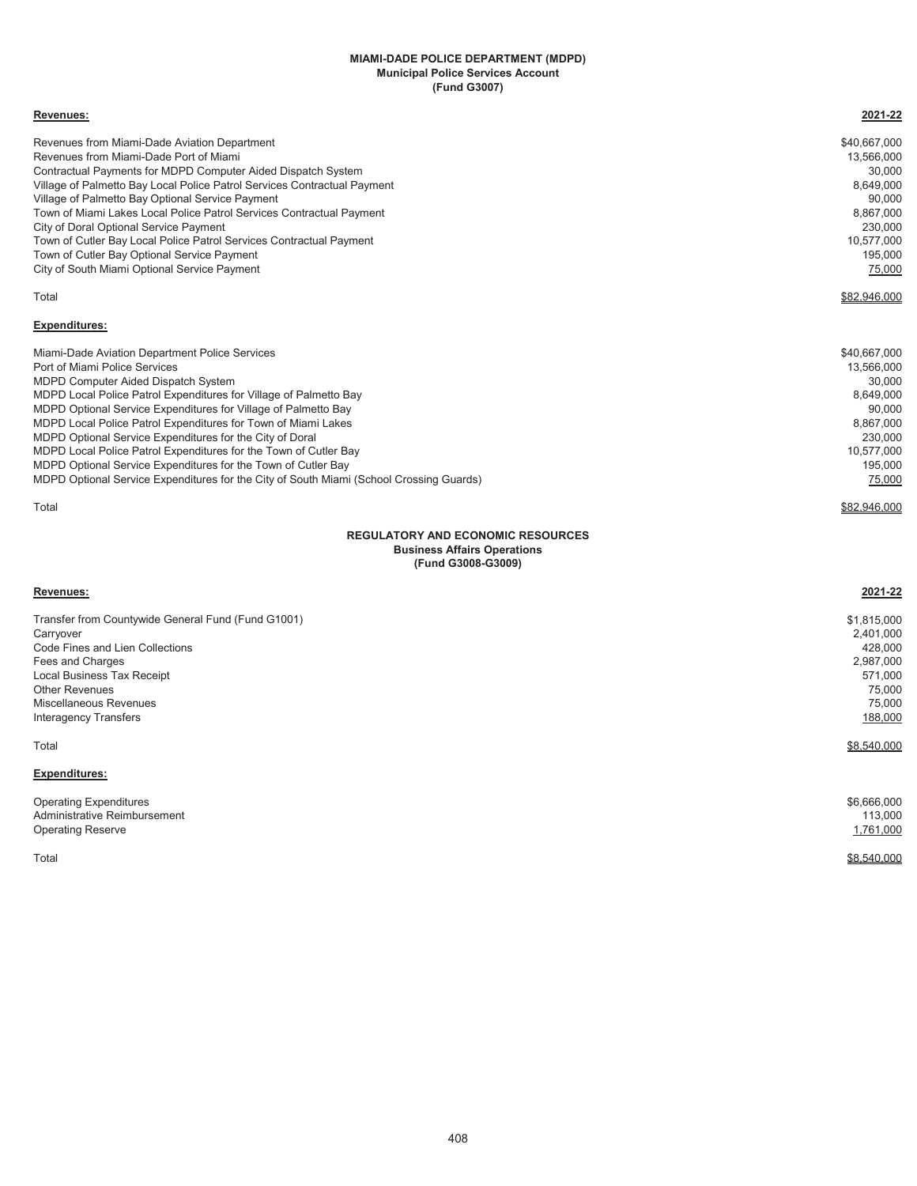## MIAMI-DADE POLICE DEPARTMENT (MDPD)
### Municipal Police Services Account
### (Fund G3007)

| Revenues: | 2021-22 |
|---|---|
| Revenues from Miami-Dade Aviation Department | $40,667,000 |
| Revenues from Miami-Dade Port of Miami | 13,566,000 |
| Contractual Payments for MDPD Computer Aided Dispatch System | 30,000 |
| Village of Palmetto Bay Local Police Patrol Services Contractual Payment | 8,649,000 |
| Village of Palmetto Bay Optional Service Payment | 90,000 |
| Town of Miami Lakes Local Police Patrol Services Contractual Payment | 8,867,000 |
| City of Doral Optional Service Payment | 230,000 |
| Town of Cutler Bay Local Police Patrol Services Contractual Payment | 10,577,000 |
| Town of Cutler Bay Optional Service Payment | 195,000 |
| City of South Miami Optional Service Payment | 75,000 |
| Total | $82,946,000 |

| Expenditures: | |
|---|---|
| Miami-Dade Aviation Department Police Services | $40,667,000 |
| Port of Miami Police Services | 13,566,000 |
| MDPD Computer Aided Dispatch System | 30,000 |
| MDPD Local Police Patrol Expenditures for Village of Palmetto Bay | 8,649,000 |
| MDPD Optional Service Expenditures for Village of Palmetto Bay | 90,000 |
| MDPD Local Police Patrol Expenditures for Town of Miami Lakes | 8,867,000 |
| MDPD Optional Service Expenditures for the City of Doral | 230,000 |
| MDPD Local Police Patrol Expenditures for the Town of Cutler Bay | 10,577,000 |
| MDPD Optional Service Expenditures for the Town of Cutler Bay | 195,000 |
| MDPD Optional Service Expenditures for the City of South Miami (School Crossing Guards) | 75,000 |
| Total | $82,946,000 |

## REGULATORY AND ECONOMIC RESOURCES
### Business Affairs Operations
### (Fund G3008-G3009)

| Revenues: | 2021-22 |
|---|---|
| Transfer from Countywide General Fund (Fund G1001) | $1,815,000 |
| Carryover | 2,401,000 |
| Code Fines and Lien Collections | 428,000 |
| Fees and Charges | 2,987,000 |
| Local Business Tax Receipt | 571,000 |
| Other Revenues | 75,000 |
| Miscellaneous Revenues | 75,000 |
| Interagency Transfers | 188,000 |
| Total | $8,540,000 |

| Expenditures: | |
|---|---|
| Operating Expenditures | $6,666,000 |
| Administrative Reimbursement | 113,000 |
| Operating Reserve | 1,761,000 |
| Total | $8,540,000 |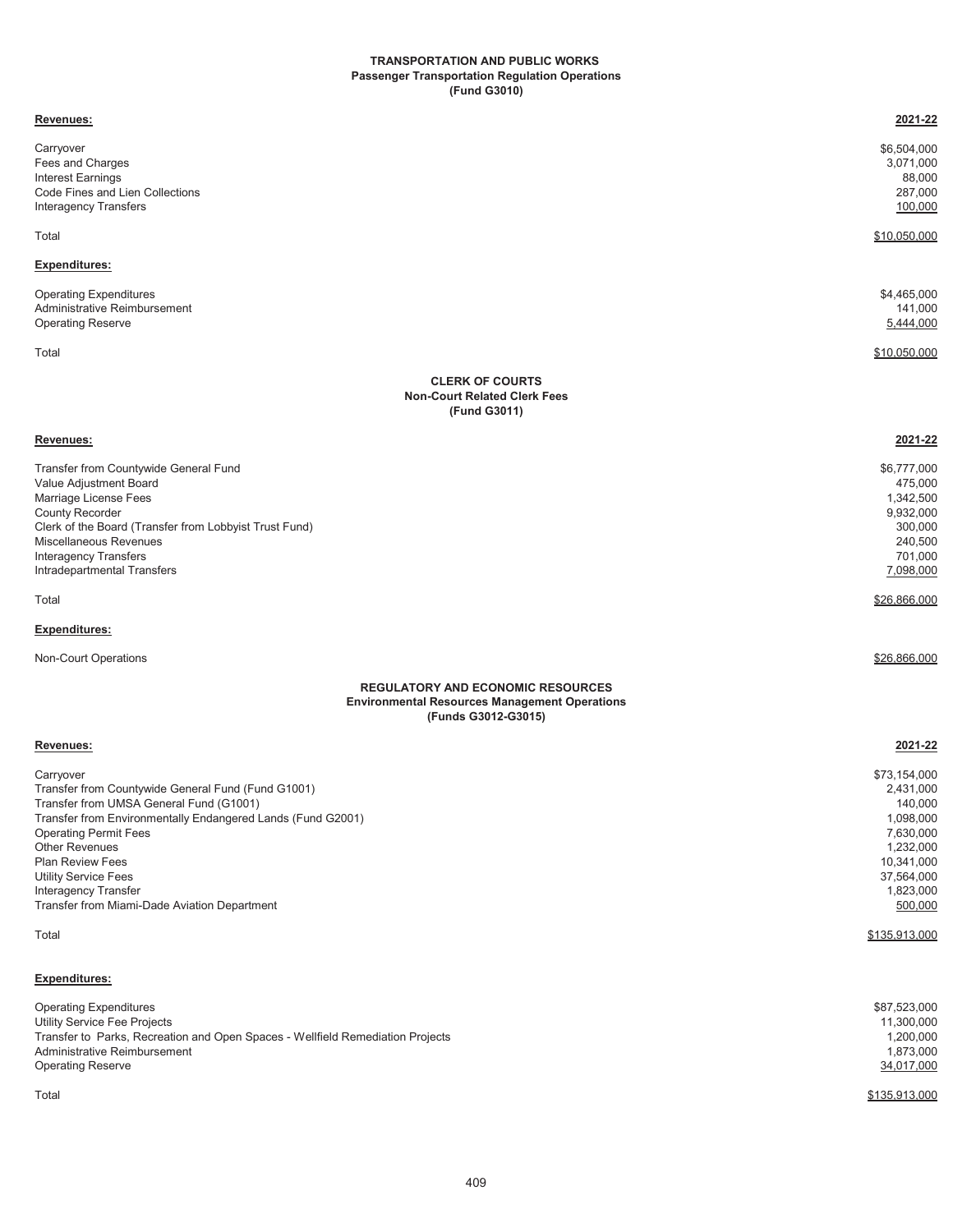## TRANSPORTATION AND PUBLIC WORKS
### Passenger Transportation Regulation Operations
### (Fund G3010)

| Revenues: | 2021-22 |
|---|---|
| Carryover | $6,504,000 |
| Fees and Charges | 3,071,000 |
| Interest Earnings | 88,000 |
| Code Fines and Lien Collections | 287,000 |
| Interagency Transfers | 100,000 |
| Total | $10,050,000 |

| Expenditures: | |
|---|---|
| Operating Expenditures | $4,465,000 |
| Administrative Reimbursement | 141,000 |
| Operating Reserve | 5,444,000 |
| Total | $10,050,000 |

## CLERK OF COURTS
### Non-Court Related Clerk Fees
### (Fund G3011)

| Revenues: | 2021-22 |
|---|---|
| Transfer from Countywide General Fund | $6,777,000 |
| Value Adjustment Board | 475,000 |
| Marriage License Fees | 1,342,500 |
| County Recorder | 9,932,000 |
| Clerk of the Board (Transfer from Lobbyist Trust Fund) | 300,000 |
| Miscellaneous Revenues | 240,500 |
| Interagency Transfers | 701,000 |
| Intradepartmental Transfers | 7,098,000 |
| Total | $26,866,000 |

| Expenditures: | |
|---|---|
| Non-Court Operations | $26,866,000 |

## REGULATORY AND ECONOMIC RESOURCES
### Environmental Resources Management Operations
### (Funds G3012-G3015)

| Revenues: | 2021-22 |
|---|---|
| Carryover | $73,154,000 |
| Transfer from Countywide General Fund (Fund G1001) | 2,431,000 |
| Transfer from UMSA General Fund (G1001) | 140,000 |
| Transfer from Environmentally Endangered Lands (Fund G2001) | 1,098,000 |
| Operating Permit Fees | 7,630,000 |
| Other Revenues | 1,232,000 |
| Plan Review Fees | 10,341,000 |
| Utility Service Fees | 37,564,000 |
| Interagency Transfer | 1,823,000 |
| Transfer from Miami-Dade Aviation Department | 500,000 |
| Total | $135,913,000 |

| Expenditures: | |
|---|---|
| Operating Expenditures | $87,523,000 |
| Utility Service Fee Projects | 11,300,000 |
| Transfer to Parks, Recreation and Open Spaces - Wellfield Remediation Projects | 1,200,000 |
| Administrative Reimbursement | 1,873,000 |
| Operating Reserve | 34,017,000 |
| Total | $135,913,000 |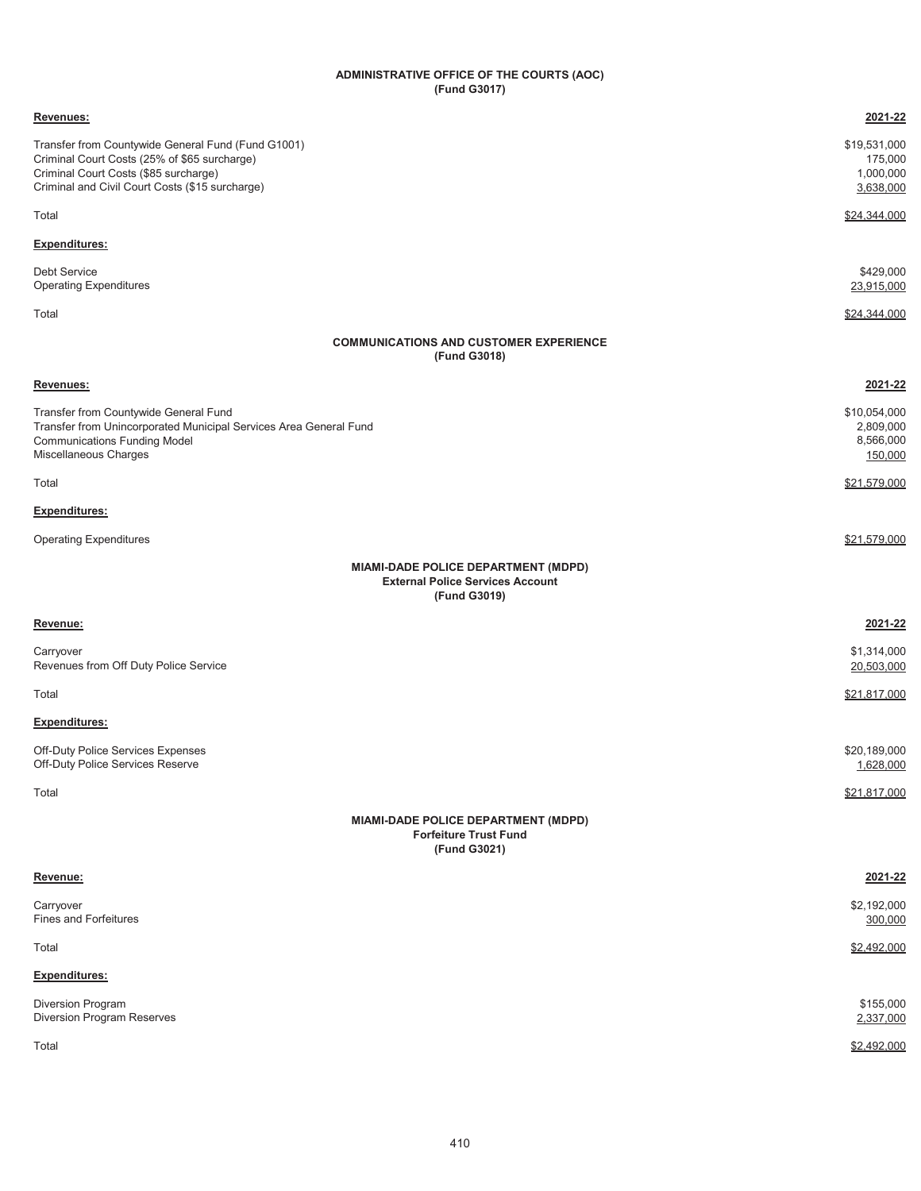## ADMINISTRATIVE OFFICE OF THE COURTS (AOC)
**(Fund G3017)**

| **Revenues:** | **2021-22** |
|---|---|
| Transfer from Countywide General Fund (Fund G1001) | $19,531,000 |
| Criminal Court Costs (25% of $65 surcharge) | 175,000 |
| Criminal Court Costs ($85 surcharge) | 1,000,000 |
| Criminal and Civil Court Costs ($15 surcharge) | 3,638,000 |
| Total | $24,344,000 |
| **Expenditures:** | |
| Debt Service | $429,000 |
| Operating Expenditures | 23,915,000 |
| Total | $24,344,000 |

## COMMUNICATIONS AND CUSTOMER EXPERIENCE
**(Fund G3018)**

| **Revenues:** | **2021-22** |
|---|---|
| Transfer from Countywide General Fund | $10,054,000 |
| Transfer from Unincorporated Municipal Services Area General Fund | 2,809,000 |
| Communications Funding Model | 8,566,000 |
| Miscellaneous Charges | 150,000 |
| Total | $21,579,000 |
| **Expenditures:** | |
| Operating Expenditures | $21,579,000 |

## MIAMI-DADE POLICE DEPARTMENT (MDPD)
**External Police Services Account**
**(Fund G3019)**

| **Revenue:** | **2021-22** |
|---|---|
| Carryover | $1,314,000 |
| Revenues from Off Duty Police Service | 20,503,000 |
| Total | $21,817,000 |
| **Expenditures:** | |
| Off-Duty Police Services Expenses | $20,189,000 |
| Off-Duty Police Services Reserve | 1,628,000 |
| Total | $21,817,000 |

## MIAMI-DADE POLICE DEPARTMENT (MDPD)
**Forfeiture Trust Fund**
**(Fund G3021)**

| **Revenue:** | **2021-22** |
|---|---|
| Carryover | $2,192,000 |
| Fines and Forfeitures | 300,000 |
| Total | $2,492,000 |
| **Expenditures:** | |
| Diversion Program | $155,000 |
| Diversion Program Reserves | 2,337,000 |
| Total | $2,492,000 |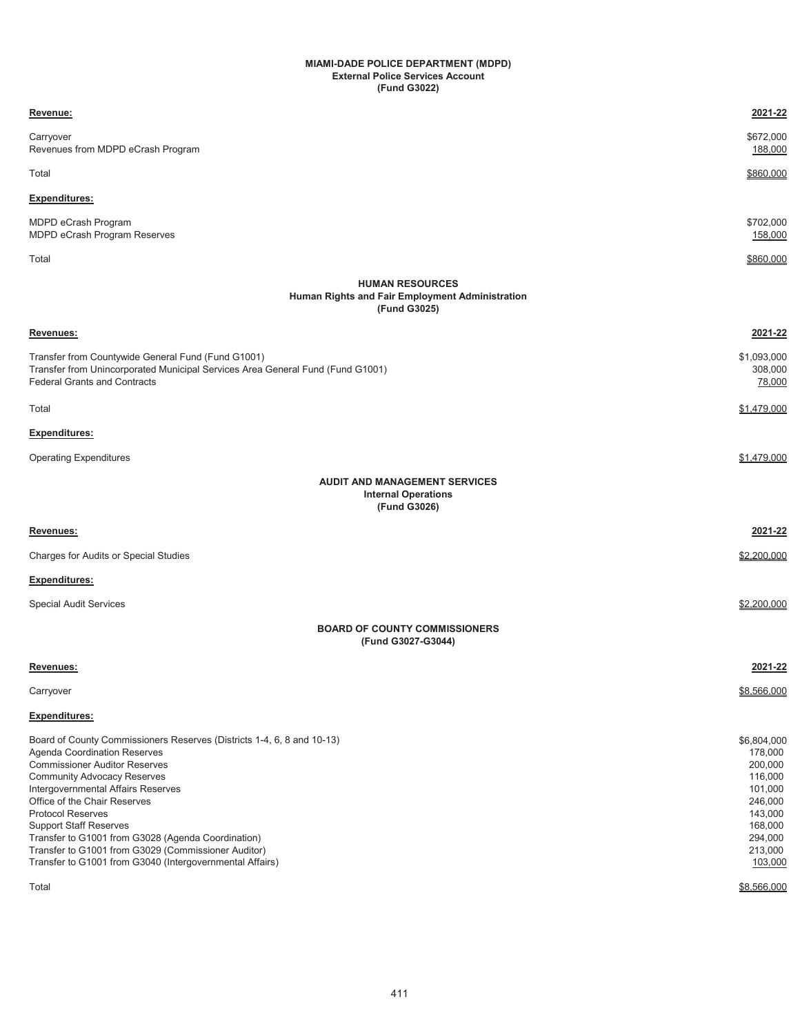**MIAMI-DADE POLICE DEPARTMENT (MDPD)**
**External Police Services Account**
**(Fund G3022)**

| **Revenue:** | **2021-22** |
|---|---|
| Carryover | $672,000 |
| Revenues from MDPD eCrash Program | 188,000 |
| Total | $860,000 |
| **Expenditures:** | |
| MDPD eCrash Program | $702,000 |
| MDPD eCrash Program Reserves | 158,000 |
| Total | $860,000 |

**HUMAN RESOURCES**
**Human Rights and Fair Employment Administration**
**(Fund G3025)**

| **Revenues:** | **2021-22** |
|---|---|
| Transfer from Countywide General Fund (Fund G1001) | $1,093,000 |
| Transfer from Unincorporated Municipal Services Area General Fund (Fund G1001) | 308,000 |
| Federal Grants and Contracts | 78,000 |
| Total | $1,479,000 |
| **Expenditures:** | |
| Operating Expenditures | $1,479,000 |

**AUDIT AND MANAGEMENT SERVICES**
**Internal Operations**
**(Fund G3026)**

| **Revenues:** | **2021-22** |
|---|---|
| Charges for Audits or Special Studies | $2,200,000 |
| **Expenditures:** | |
| Special Audit Services | $2,200,000 |

**BOARD OF COUNTY COMMISSIONERS**
**(Fund G3027-G3044)**

| **Revenues:** | **2021-22** |
|---|---|
| Carryover | $8,566,000 |
| **Expenditures:** | |
| Board of County Commissioners Reserves (Districts 1-4, 6, 8 and 10-13) | $6,804,000 |
| Agenda Coordination Reserves | 178,000 |
| Commissioner Auditor Reserves | 200,000 |
| Community Advocacy Reserves | 116,000 |
| Intergovernmental Affairs Reserves | 101,000 |
| Office of the Chair Reserves | 246,000 |
| Protocol Reserves | 143,000 |
| Support Staff Reserves | 168,000 |
| Transfer to G1001 from G3028 (Agenda Coordination) | 294,000 |
| Transfer to G1001 from G3029 (Commissioner Auditor) | 213,000 |
| Transfer to G1001 from G3040 (Intergovernmental Affairs) | 103,000 |
| Total | $8,566,000 |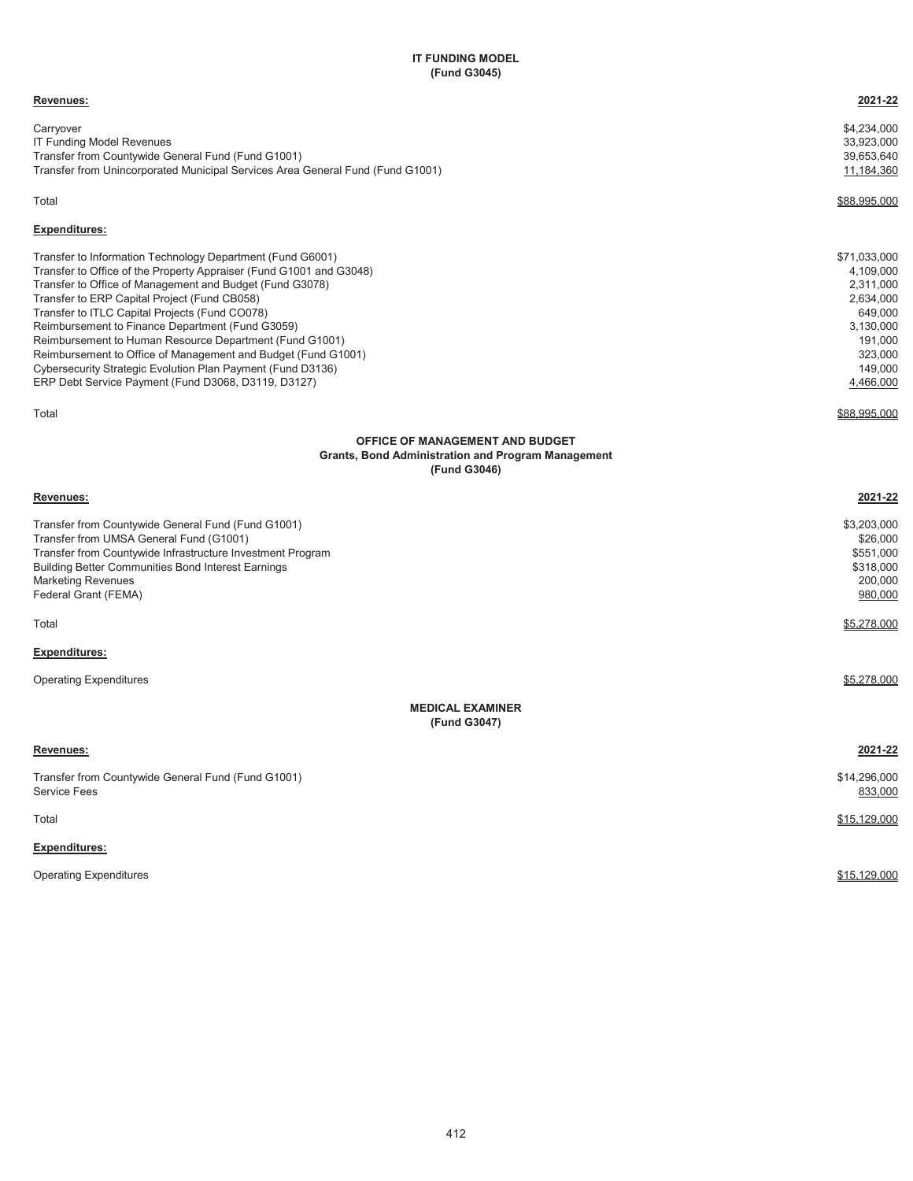## IT FUNDING MODEL
### (Fund G3045)

| Revenues: | 2021-22 |
| --- | --- |
| Carryover | $4,234,000 |
| IT Funding Model Revenues | 33,923,000 |
| Transfer from Countywide General Fund (Fund G1001) | 39,653,640 |
| Transfer from Unincorporated Municipal Services Area General Fund (Fund G1001) | 11,184,360 |
| Total | $88,995,000 |

| Expenditures: | |
| --- | --- |
| Transfer to Information Technology Department (Fund G6001) | $71,033,000 |
| Transfer to Office of the Property Appraiser (Fund G1001 and G3048) | 4,109,000 |
| Transfer to Office of Management and Budget (Fund G3078) | 2,311,000 |
| Transfer to ERP Capital Project (Fund CB058) | 2,634,000 |
| Transfer to ITLC Capital Projects (Fund CO078) | 649,000 |
| Reimbursement to Finance Department (Fund G3059) | 3,130,000 |
| Reimbursement to Human Resource Department (Fund G1001) | 191,000 |
| Reimbursement to Office of Management and Budget (Fund G1001) | 323,000 |
| Cybersecurity Strategic Evolution Plan Payment (Fund D3136) | 149,000 |
| ERP Debt Service Payment (Fund D3068, D3119, D3127) | 4,466,000 |
| Total | $88,995,000 |

## OFFICE OF MANAGEMENT AND BUDGET
### Grants, Bond Administration and Program Management
### (Fund G3046)

| Revenues: | 2021-22 |
| --- | --- |
| Transfer from Countywide General Fund (Fund G1001) | $3,203,000 |
| Transfer from UMSA General Fund (G1001) | $26,000 |
| Transfer from Countywide Infrastructure Investment Program | $551,000 |
| Building Better Communities Bond Interest Earnings | $318,000 |
| Marketing Revenues | 200,000 |
| Federal Grant (FEMA) | 980,000 |
| Total | $5,278,000 |

| Expenditures: | |
| --- | --- |
| Operating Expenditures | $5,278,000 |

## MEDICAL EXAMINER
### (Fund G3047)

| Revenues: | 2021-22 |
| --- | --- |
| Transfer from Countywide General Fund (Fund G1001) | $14,296,000 |
| Service Fees | 833,000 |
| Total | $15,129,000 |

| Expenditures: | |
| --- | --- |
| Operating Expenditures | $15,129,000 |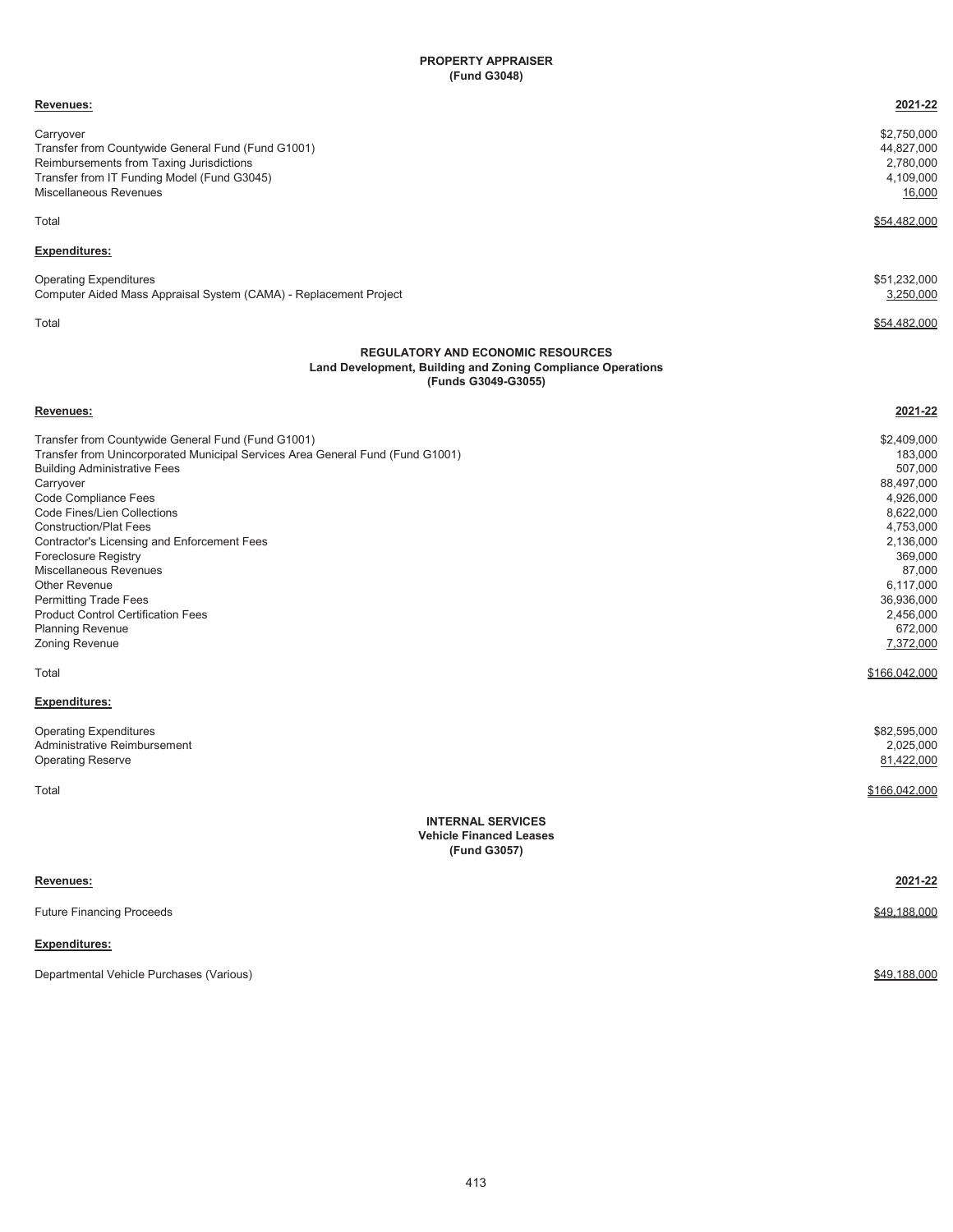## PROPERTY APPRAISER
### (Fund G3048)

| Revenues: | 2021-22 |
|---|---|
| Carryover | $2,750,000 |
| Transfer from Countywide General Fund (Fund G1001) | 44,827,000 |
| Reimbursements from Taxing Jurisdictions | 2,780,000 |
| Transfer from IT Funding Model (Fund G3045) | 4,109,000 |
| Miscellaneous Revenues | 16,000 |
| Total | $54,482,000 |

| Expenditures: | |
|---|---|
| Operating Expenditures | $51,232,000 |
| Computer Aided Mass Appraisal System (CAMA) - Replacement Project | 3,250,000 |
| Total | $54,482,000 |

## REGULATORY AND ECONOMIC RESOURCES
### Land Development, Building and Zoning Compliance Operations
### (Funds G3049-G3055)

| Revenues: | 2021-22 |
|---|---|
| Transfer from Countywide General Fund (Fund G1001) | $2,409,000 |
| Transfer from Unincorporated Municipal Services Area General Fund (Fund G1001) | 183,000 |
| Building Administrative Fees | 507,000 |
| Carryover | 88,497,000 |
| Code Compliance Fees | 4,926,000 |
| Code Fines/Lien Collections | 8,622,000 |
| Construction/Plat Fees | 4,753,000 |
| Contractor's Licensing and Enforcement Fees | 2,136,000 |
| Foreclosure Registry | 369,000 |
| Miscellaneous Revenues | 87,000 |
| Other Revenue | 6,117,000 |
| Permitting Trade Fees | 36,936,000 |
| Product Control Certification Fees | 2,456,000 |
| Planning Revenue | 672,000 |
| Zoning Revenue | 7,372,000 |
| Total | $166,042,000 |

| Expenditures: | |
|---|---|
| Operating Expenditures | $82,595,000 |
| Administrative Reimbursement | 2,025,000 |
| Operating Reserve | 81,422,000 |
| Total | $166,042,000 |

## INTERNAL SERVICES
### Vehicle Financed Leases
### (Fund G3057)

| Revenues: | 2021-22 |
|---|---|
| Future Financing Proceeds | $49,188,000 |

| Expenditures: | |
|---|---|
| Departmental Vehicle Purchases (Various) | $49,188,000 |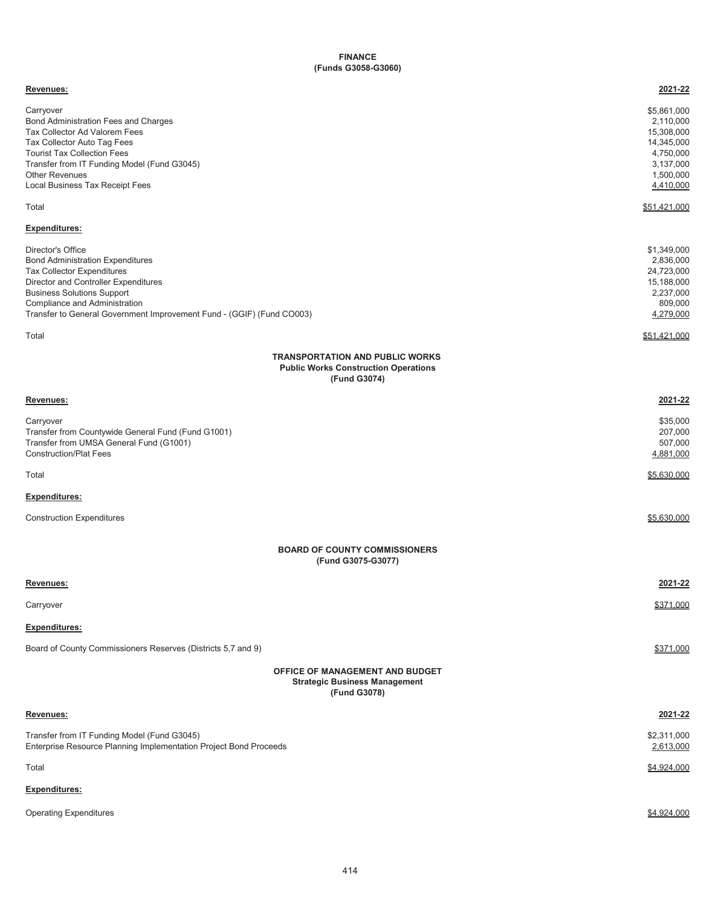## FINANCE
### (Funds G3058-G3060)

| Revenues: | 2021-22 |
|---|---|
| Carryover | $5,861,000 |
| Bond Administration Fees and Charges | 2,110,000 |
| Tax Collector Ad Valorem Fees | 15,308,000 |
| Tax Collector Auto Tag Fees | 14,345,000 |
| Tourist Tax Collection Fees | 4,750,000 |
| Transfer from IT Funding Model (Fund G3045) | 3,137,000 |
| Other Revenues | 1,500,000 |
| Local Business Tax Receipt Fees | 4,410,000 |
| Total | $51,421,000 |

| Expenditures: | |
|---|---|
| Director's Office | $1,349,000 |
| Bond Administration Expenditures | 2,836,000 |
| Tax Collector Expenditures | 24,723,000 |
| Director and Controller Expenditures | 15,188,000 |
| Business Solutions Support | 2,237,000 |
| Compliance and Administration | 809,000 |
| Transfer to General Government Improvement Fund - (GGIF) (Fund CO003) | 4,279,000 |
| Total | $51,421,000 |

## TRANSPORTATION AND PUBLIC WORKS
### Public Works Construction Operations
### (Fund G3074)

| Revenues: | 2021-22 |
|---|---|
| Carryover | $35,000 |
| Transfer from Countywide General Fund (Fund G1001) | 207,000 |
| Transfer from UMSA General Fund (G1001) | 507,000 |
| Construction/Plat Fees | 4,881,000 |
| Total | $5,630,000 |

| Expenditures: | |
|---|---|
| Construction Expenditures | $5,630,000 |

## BOARD OF COUNTY COMMISSIONERS
### (Fund G3075-G3077)

| Revenues: | 2021-22 |
|---|---|
| Carryover | $371,000 |

| Expenditures: | |
|---|---|
| Board of County Commissioners Reserves (Districts 5,7 and 9) | $371,000 |

## OFFICE OF MANAGEMENT AND BUDGET
### Strategic Business Management
### (Fund G3078)

| Revenues: | 2021-22 |
|---|---|
| Transfer from IT Funding Model (Fund G3045) | $2,311,000 |
| Enterprise Resource Planning Implementation Project Bond Proceeds | 2,613,000 |
| Total | $4,924,000 |

| Expenditures: | |
|---|---|
| Operating Expenditures | $4,924,000 |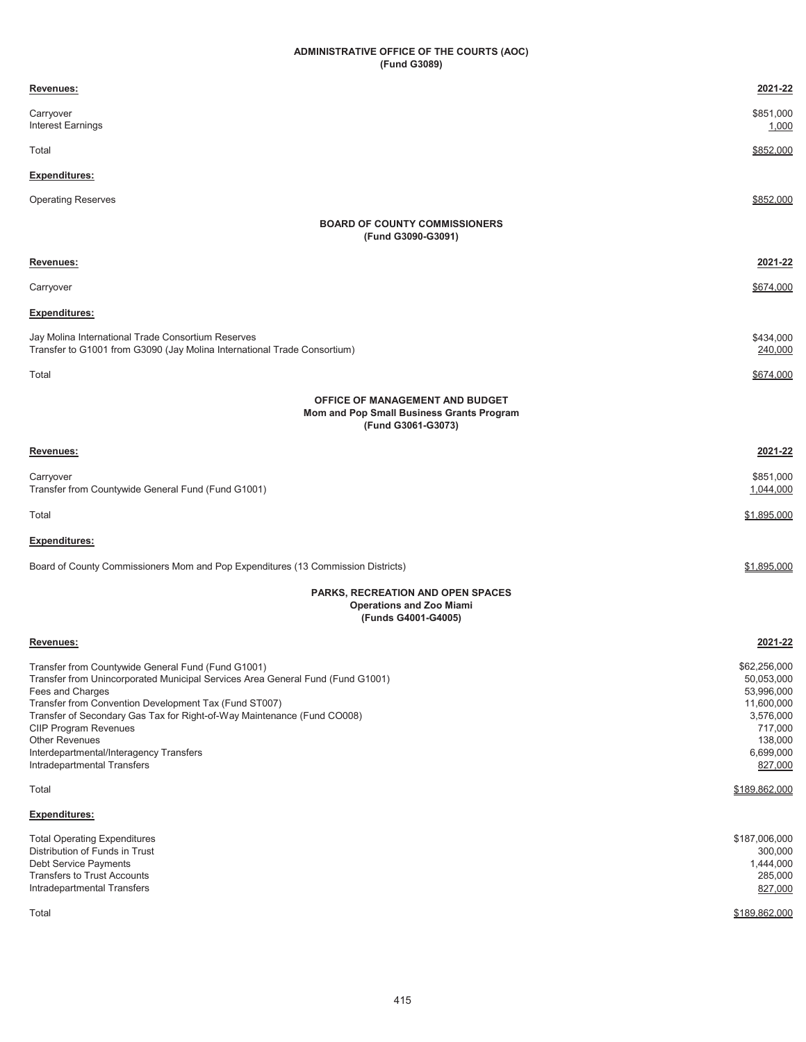## ADMINISTRATIVE OFFICE OF THE COURTS (AOC)
### (Fund G3089)

| **Revenues:** | **2021-22** |
|---|---|
| Carryover | $851,000 |
| Interest Earnings | 1,000 |
| Total | $852,000 |
| **Expenditures:** | |
| Operating Reserves | $852,000 |

## BOARD OF COUNTY COMMISSIONERS
### (Fund G3090-G3091)

| **Revenues:** | **2021-22** |
|---|---|
| Carryover | $674,000 |
| **Expenditures:** | |
| Jay Molina International Trade Consortium Reserves | $434,000 |
| Transfer to G1001 from G3090 (Jay Molina International Trade Consortium) | 240,000 |
| Total | $674,000 |

## OFFICE OF MANAGEMENT AND BUDGET
### Mom and Pop Small Business Grants Program
### (Fund G3061-G3073)

| **Revenues:** | **2021-22** |
|---|---|
| Carryover | $851,000 |
| Transfer from Countywide General Fund (Fund G1001) | 1,044,000 |
| Total | $1,895,000 |
| **Expenditures:** | |
| Board of County Commissioners Mom and Pop Expenditures (13 Commission Districts) | $1,895,000 |

## PARKS, RECREATION AND OPEN SPACES
### Operations and Zoo Miami
### (Funds G4001-G4005)

| **Revenues:** | **2021-22** |
|---|---|
| Transfer from Countywide General Fund (Fund G1001) | $62,256,000 |
| Transfer from Unincorporated Municipal Services Area General Fund (Fund G1001) | 50,053,000 |
| Fees and Charges | 53,996,000 |
| Transfer from Convention Development Tax (Fund ST007) | 11,600,000 |
| Transfer of Secondary Gas Tax for Right-of-Way Maintenance (Fund CO008) | 3,576,000 |
| CIIP Program Revenues | 717,000 |
| Other Revenues | 138,000 |
| Interdepartmental/Interagency Transfers | 6,699,000 |
| Intradepartmental Transfers | 827,000 |
| Total | $189,862,000 |
| **Expenditures:** | |
| Total Operating Expenditures | $187,006,000 |
| Distribution of Funds in Trust | 300,000 |
| Debt Service Payments | 1,444,000 |
| Transfers to Trust Accounts | 285,000 |
| Intradepartmental Transfers | 827,000 |
| Total | $189,862,000 |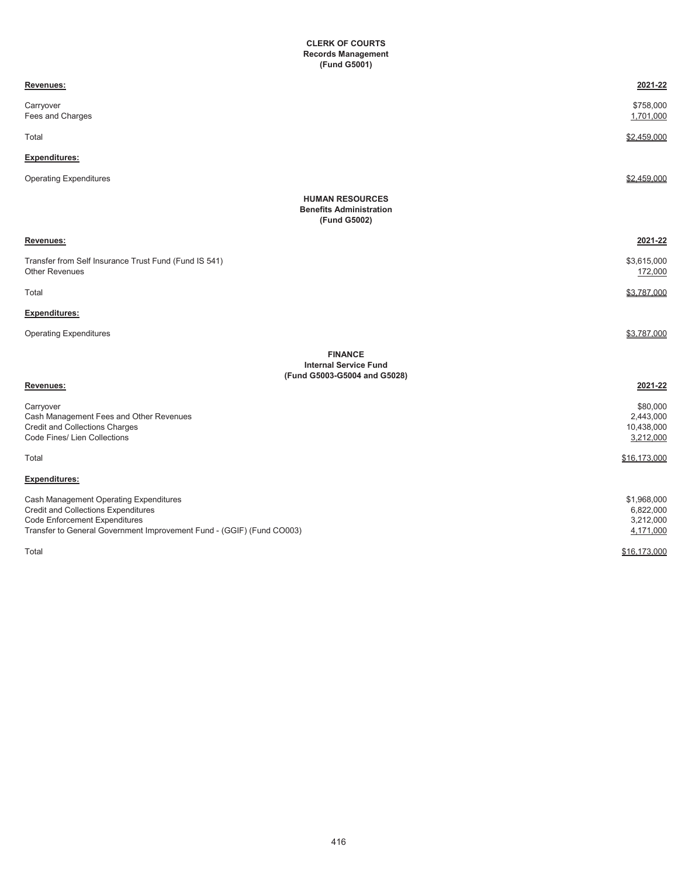## CLERK OF COURTS
### Records Management
### (Fund G5001)

| Revenues: | 2021-22 |
|---|---|
| Carryover | $758,000 |
| Fees and Charges | 1,701,000 |
| Total | $2,459,000 |
| **Expenditures:** | |
| Operating Expenditures | $2,459,000 |

## HUMAN RESOURCES
### Benefits Administration
### (Fund G5002)

| Revenues: | 2021-22 |
|---|---|
| Transfer from Self Insurance Trust Fund (Fund IS 541) | $3,615,000 |
| Other Revenues | 172,000 |
| Total | $3,787,000 |
| **Expenditures:** | |
| Operating Expenditures | $3,787,000 |

## FINANCE
### Internal Service Fund
### (Fund G5003-G5004 and G5028)

| Revenues: | 2021-22 |
|---|---|
| Carryover | $80,000 |
| Cash Management Fees and Other Revenues | 2,443,000 |
| Credit and Collections Charges | 10,438,000 |
| Code Fines/ Lien Collections | 3,212,000 |
| Total | $16,173,000 |
| **Expenditures:** | |
| Cash Management Operating Expenditures | $1,968,000 |
| Credit and Collections Expenditures | 6,822,000 |
| Code Enforcement Expenditures | 3,212,000 |
| Transfer to General Government Improvement Fund - (GGIF) (Fund CO003) | 4,171,000 |
| Total | $16,173,000 |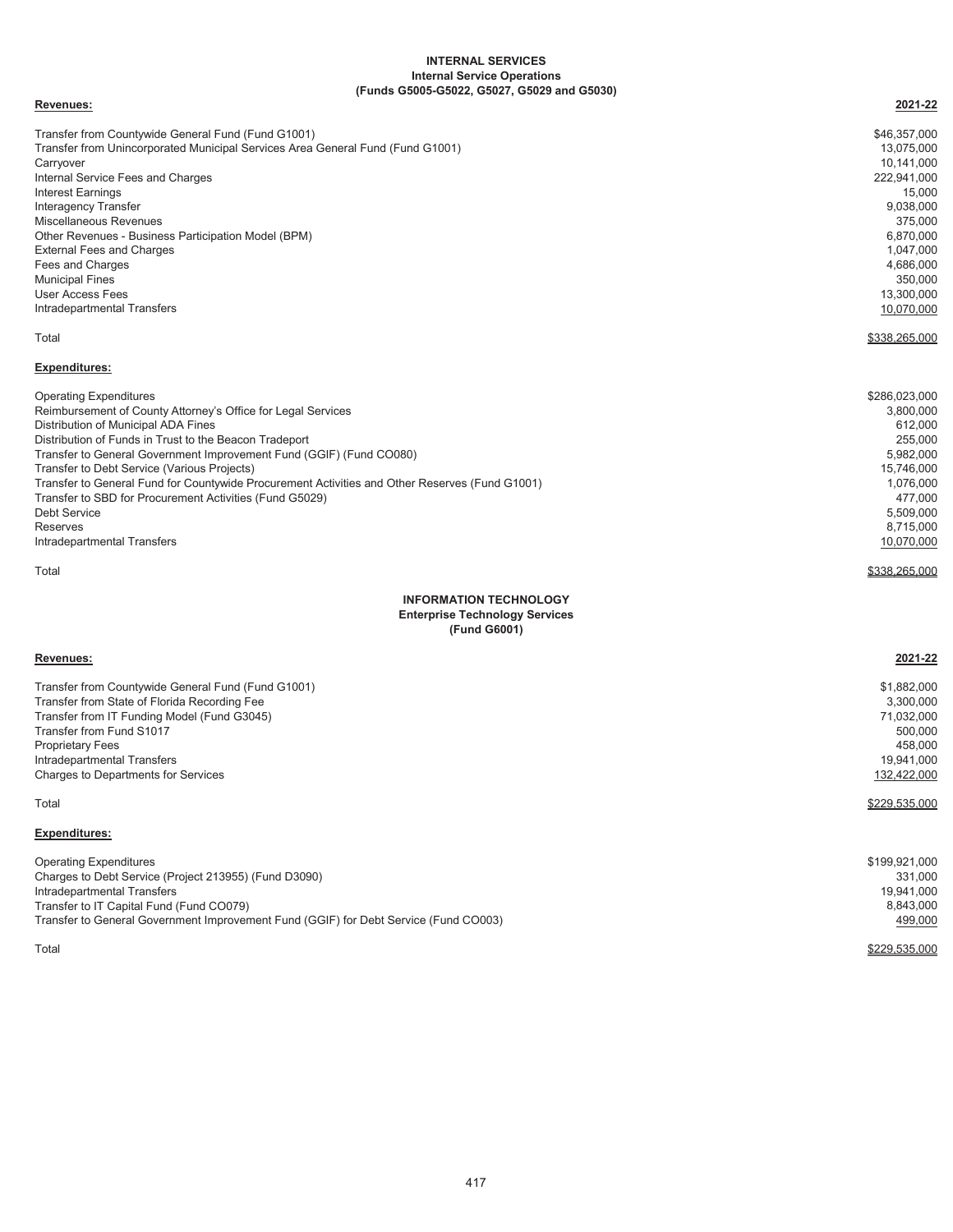## INTERNAL SERVICES
### Internal Service Operations
### (Funds G5005-G5022, G5027, G5029 and G5030)

| Revenues: | 2021-22 |
|---|---|
| Transfer from Countywide General Fund (Fund G1001) | $46,357,000 |
| Transfer from Unincorporated Municipal Services Area General Fund (Fund G1001) | 13,075,000 |
| Carryover | 10,141,000 |
| Internal Service Fees and Charges | 222,941,000 |
| Interest Earnings | 15,000 |
| Interagency Transfer | 9,038,000 |
| Miscellaneous Revenues | 375,000 |
| Other Revenues - Business Participation Model (BPM) | 6,870,000 |
| External Fees and Charges | 1,047,000 |
| Fees and Charges | 4,686,000 |
| Municipal Fines | 350,000 |
| User Access Fees | 13,300,000 |
| Intradepartmental Transfers | 10,070,000 |
| Total | $338,265,000 |

| Expenditures: | |
|---|---|
| Operating Expenditures | $286,023,000 |
| Reimbursement of County Attorney's Office for Legal Services | 3,800,000 |
| Distribution of Municipal ADA Fines | 612,000 |
| Distribution of Funds in Trust to the Beacon Tradeport | 255,000 |
| Transfer to General Government Improvement Fund (GGIF) (Fund CO080) | 5,982,000 |
| Transfer to Debt Service (Various Projects) | 15,746,000 |
| Transfer to General Fund for Countywide Procurement Activities and Other Reserves (Fund G1001) | 1,076,000 |
| Transfer to SBD for Procurement Activities (Fund G5029) | 477,000 |
| Debt Service | 5,509,000 |
| Reserves | 8,715,000 |
| Intradepartmental Transfers | 10,070,000 |
| Total | $338,265,000 |

## INFORMATION TECHNOLOGY
### Enterprise Technology Services
### (Fund G6001)

| Revenues: | 2021-22 |
|---|---|
| Transfer from Countywide General Fund (Fund G1001) | $1,882,000 |
| Transfer from State of Florida Recording Fee | 3,300,000 |
| Transfer from IT Funding Model (Fund G3045) | 71,032,000 |
| Transfer from Fund S1017 | 500,000 |
| Proprietary Fees | 458,000 |
| Intradepartmental Transfers | 19,941,000 |
| Charges to Departments for Services | 132,422,000 |
| Total | $229,535,000 |

| Expenditures: | |
|---|---|
| Operating Expenditures | $199,921,000 |
| Charges to Debt Service (Project 213955) (Fund D3090) | 331,000 |
| Intradepartmental Transfers | 19,941,000 |
| Transfer to IT Capital Fund (Fund CO079) | 8,843,000 |
| Transfer to General Government Improvement Fund (GGIF) for Debt Service (Fund CO003) | 499,000 |
| Total | $229,535,000 |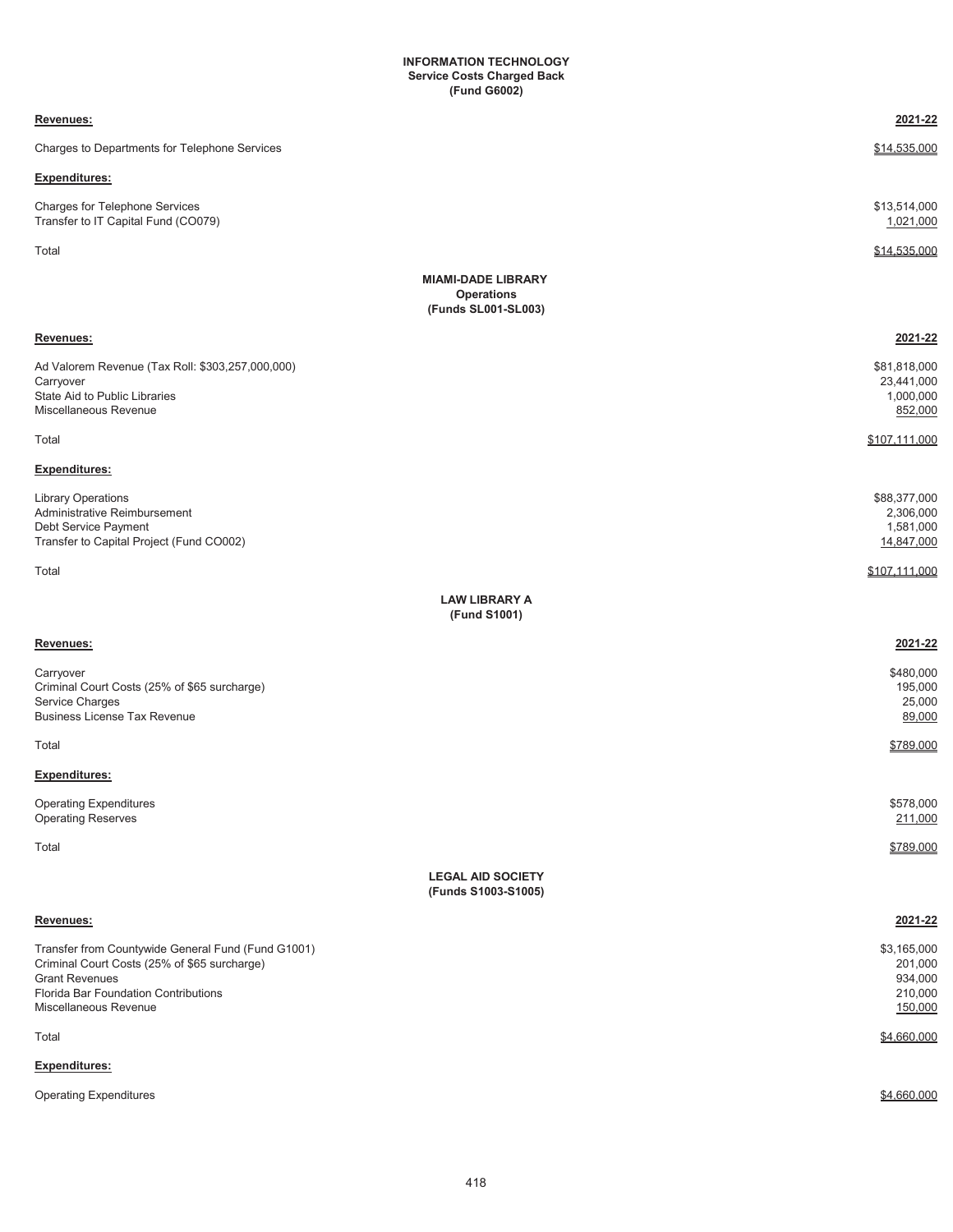## INFORMATION TECHNOLOGY
### Service Costs Charged Back
### (Fund G6002)

| Revenues: | 2021-22 |
|---|---|
| Charges to Departments for Telephone Services | $14,535,000 |
| **Expenditures:** | |
| Charges for Telephone Services | $13,514,000 |
| Transfer to IT Capital Fund (CO079) | 1,021,000 |
| Total | $14,535,000 |

## MIAMI-DADE LIBRARY
### Operations
### (Funds SL001-SL003)

| Revenues: | 2021-22 |
|---|---|
| Ad Valorem Revenue (Tax Roll: $303,257,000,000) | $81,818,000 |
| Carryover | 23,441,000 |
| State Aid to Public Libraries | 1,000,000 |
| Miscellaneous Revenue | 852,000 |
| Total | $107,111,000 |
| **Expenditures:** | |
| Library Operations | $88,377,000 |
| Administrative Reimbursement | 2,306,000 |
| Debt Service Payment | 1,581,000 |
| Transfer to Capital Project (Fund CO002) | 14,847,000 |
| Total | $107,111,000 |

## LAW LIBRARY A
### (Fund S1001)

| Revenues: | 2021-22 |
|---|---|
| Carryover | $480,000 |
| Criminal Court Costs (25% of $65 surcharge) | 195,000 |
| Service Charges | 25,000 |
| Business License Tax Revenue | 89,000 |
| Total | $789,000 |
| **Expenditures:** | |
| Operating Expenditures | $578,000 |
| Operating Reserves | 211,000 |
| Total | $789,000 |

## LEGAL AID SOCIETY
### (Funds S1003-S1005)

| Revenues: | 2021-22 |
|---|---|
| Transfer from Countywide General Fund (Fund G1001) | $3,165,000 |
| Criminal Court Costs (25% of $65 surcharge) | 201,000 |
| Grant Revenues | 934,000 |
| Florida Bar Foundation Contributions | 210,000 |
| Miscellaneous Revenue | 150,000 |
| Total | $4,660,000 |
| **Expenditures:** | |
| Operating Expenditures | $4,660,000 |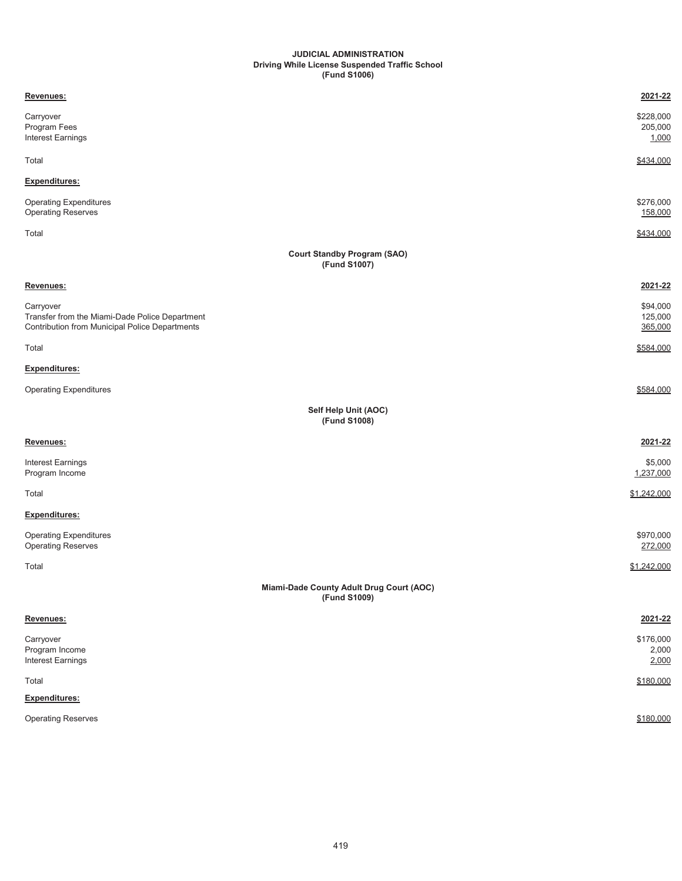# JUDICIAL ADMINISTRATION

## Driving While License Suspended Traffic School
### (Fund S1006)

| Revenues: | 2021-22 |
|---|---|
| Carryover | $228,000 |
| Program Fees | 205,000 |
| Interest Earnings | 1,000 |
| Total | $434,000 |
| **Expenditures:** | |
| Operating Expenditures | $276,000 |
| Operating Reserves | 158,000 |
| Total | $434,000 |

## Court Standby Program (SAO)
### (Fund S1007)

| Revenues: | 2021-22 |
|---|---|
| Carryover | $94,000 |
| Transfer from the Miami-Dade Police Department | 125,000 |
| Contribution from Municipal Police Departments | 365,000 |
| Total | $584,000 |
| **Expenditures:** | |
| Operating Expenditures | $584,000 |

## Self Help Unit (AOC)
### (Fund S1008)

| Revenues: | 2021-22 |
|---|---|
| Interest Earnings | $5,000 |
| Program Income | 1,237,000 |
| Total | $1,242,000 |
| **Expenditures:** | |
| Operating Expenditures | $970,000 |
| Operating Reserves | 272,000 |
| Total | $1,242,000 |

## Miami-Dade County Adult Drug Court (AOC)
### (Fund S1009)

| Revenues: | 2021-22 |
|---|---|
| Carryover | $176,000 |
| Program Income | 2,000 |
| Interest Earnings | 2,000 |
| Total | $180,000 |
| **Expenditures:** | |
| Operating Reserves | $180,000 |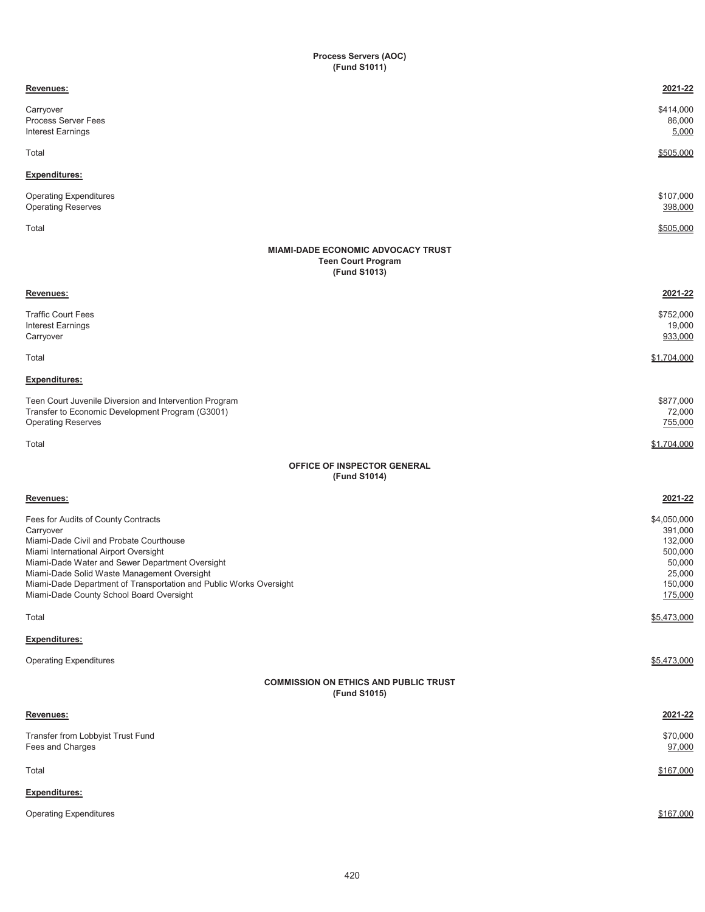## Process Servers (AOC)
### (Fund S1011)

| Revenues: | 2021-22 |
|---|---|
| Carryover | $414,000 |
| Process Server Fees | 86,000 |
| Interest Earnings | 5,000 |
| Total | $505,000 |
| **Expenditures:** | |
| Operating Expenditures | $107,000 |
| Operating Reserves | 398,000 |
| Total | $505,000 |

## MIAMI-DADE ECONOMIC ADVOCACY TRUST
### Teen Court Program
### (Fund S1013)

| Revenues: | 2021-22 |
|---|---|
| Traffic Court Fees | $752,000 |
| Interest Earnings | 19,000 |
| Carryover | 933,000 |
| Total | $1,704,000 |
| **Expenditures:** | |
| Teen Court Juvenile Diversion and Intervention Program | $877,000 |
| Transfer to Economic Development Program (G3001) | 72,000 |
| Operating Reserves | 755,000 |
| Total | $1,704,000 |

## OFFICE OF INSPECTOR GENERAL
### (Fund S1014)

| Revenues: | 2021-22 |
|---|---|
| Fees for Audits of County Contracts | $4,050,000 |
| Carryover | 391,000 |
| Miami-Dade Civil and Probate Courthouse | 132,000 |
| Miami International Airport Oversight | 500,000 |
| Miami-Dade Water and Sewer Department Oversight | 50,000 |
| Miami-Dade Solid Waste Management Oversight | 25,000 |
| Miami-Dade Department of Transportation and Public Works Oversight | 150,000 |
| Miami-Dade County School Board Oversight | 175,000 |
| Total | $5,473,000 |
| **Expenditures:** | |
| Operating Expenditures | $5,473,000 |

## COMMISSION ON ETHICS AND PUBLIC TRUST
### (Fund S1015)

| Revenues: | 2021-22 |
|---|---|
| Transfer from Lobbyist Trust Fund | $70,000 |
| Fees and Charges | 97,000 |
| Total | $167,000 |
| **Expenditures:** | |
| Operating Expenditures | $167,000 |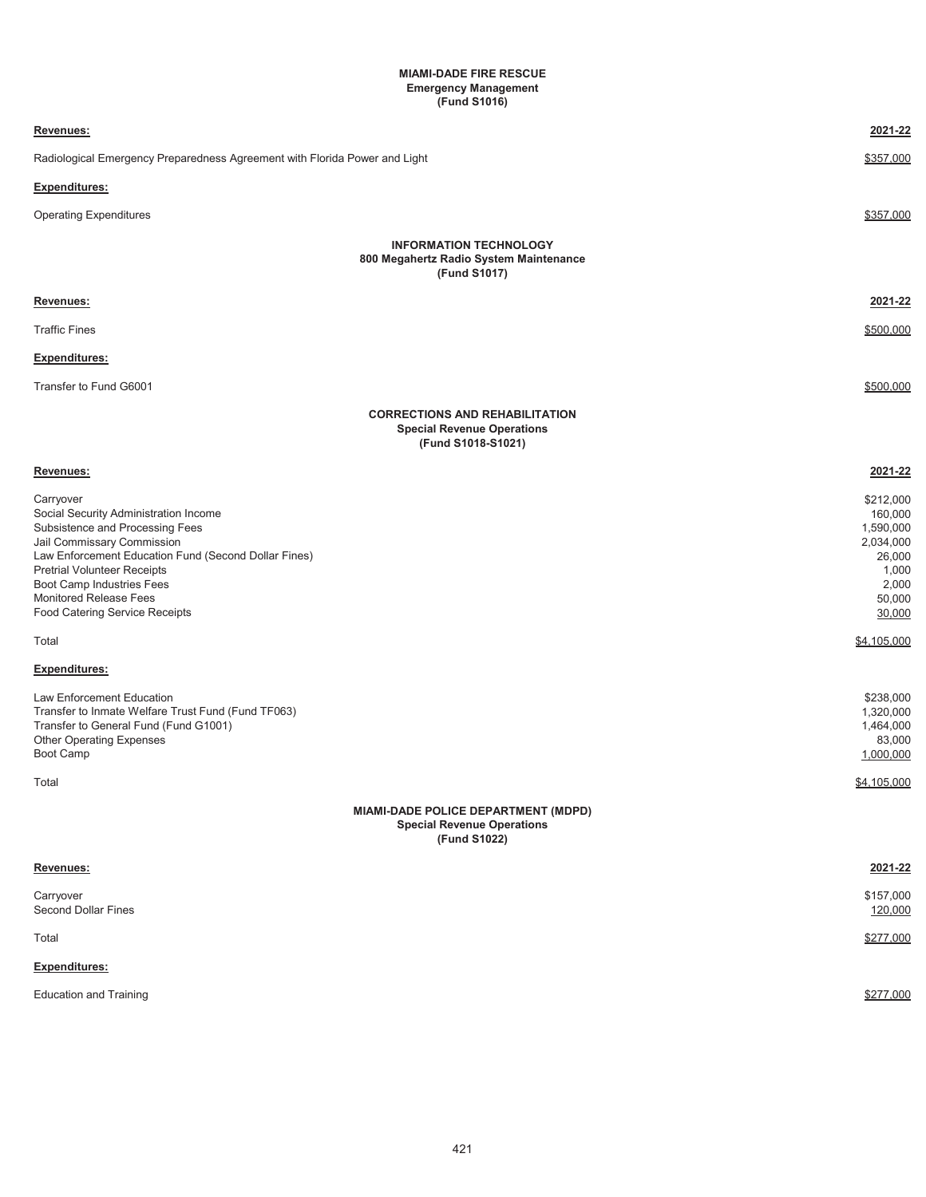**MIAMI-DADE FIRE RESCUE**
**Emergency Management**
**(Fund S1016)**

| **Revenues:** | **2021-22** |
| --- | --- |
| Radiological Emergency Preparedness Agreement with Florida Power and Light | $357,000 |
| **Expenditures:** | |
| Operating Expenditures | $357,000 |

**INFORMATION TECHNOLOGY**
**800 Megahertz Radio System Maintenance**
**(Fund S1017)**

| **Revenues:** | **2021-22** |
| --- | --- |
| Traffic Fines | $500,000 |
| **Expenditures:** | |
| Transfer to Fund G6001 | $500,000 |

**CORRECTIONS AND REHABILITATION**
**Special Revenue Operations**
**(Fund S1018-S1021)**

| **Revenues:** | **2021-22** |
| --- | --- |
| Carryover | $212,000 |
| Social Security Administration Income | 160,000 |
| Subsistence and Processing Fees | 1,590,000 |
| Jail Commissary Commission | 2,034,000 |
| Law Enforcement Education Fund (Second Dollar Fines) | 26,000 |
| Pretrial Volunteer Receipts | 1,000 |
| Boot Camp Industries Fees | 2,000 |
| Monitored Release Fees | 50,000 |
| Food Catering Service Receipts | 30,000 |
| Total | $4,105,000 |
| **Expenditures:** | |
| Law Enforcement Education | $238,000 |
| Transfer to Inmate Welfare Trust Fund (Fund TF063) | 1,320,000 |
| Transfer to General Fund (Fund G1001) | 1,464,000 |
| Other Operating Expenses | 83,000 |
| Boot Camp | 1,000,000 |
| Total | $4,105,000 |

**MIAMI-DADE POLICE DEPARTMENT (MDPD)**
**Special Revenue Operations**
**(Fund S1022)**

| **Revenues:** | **2021-22** |
| --- | --- |
| Carryover | $157,000 |
| Second Dollar Fines | 120,000 |
| Total | $277,000 |
| **Expenditures:** | |
| Education and Training | $277,000 |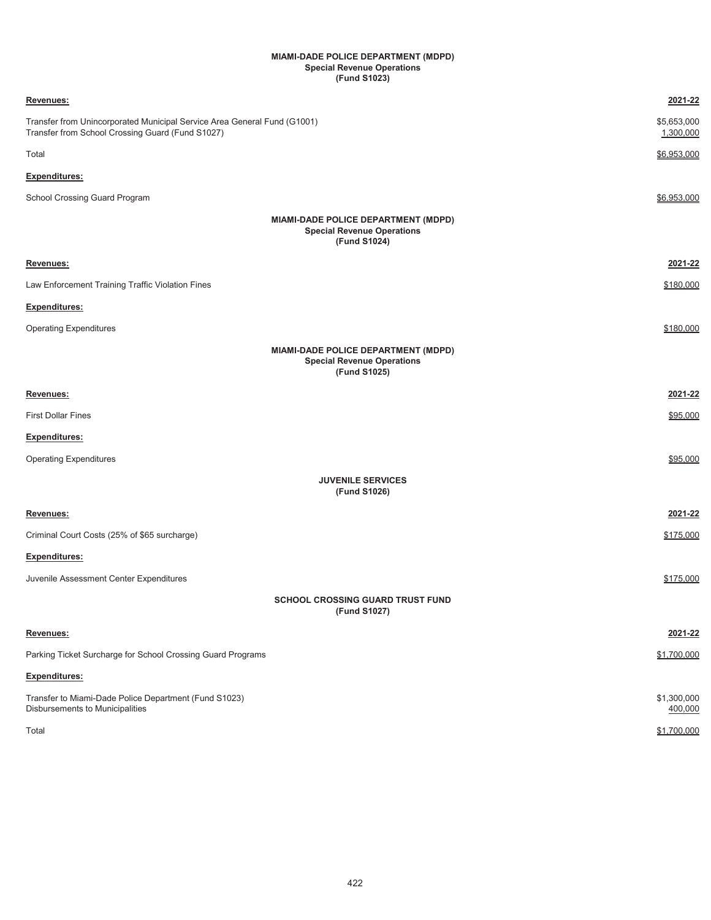**MIAMI-DADE POLICE DEPARTMENT (MDPD)**
**Special Revenue Operations**
**(Fund S1023)**

| **Revenues:** | **2021-22** |
|---|---|
| Transfer from Unincorporated Municipal Service Area General Fund (G1001) | $5,653,000 |
| Transfer from School Crossing Guard (Fund S1027) | 1,300,000 |
| Total | $6,953,000 |
| **Expenditures:** | |
| School Crossing Guard Program | $6,953,000 |

**MIAMI-DADE POLICE DEPARTMENT (MDPD)**
**Special Revenue Operations**
**(Fund S1024)**

| **Revenues:** | **2021-22** |
|---|---|
| Law Enforcement Training Traffic Violation Fines | $180,000 |
| **Expenditures:** | |
| Operating Expenditures | $180,000 |

**MIAMI-DADE POLICE DEPARTMENT (MDPD)**
**Special Revenue Operations**
**(Fund S1025)**

| **Revenues:** | **2021-22** |
|---|---|
| First Dollar Fines | $95,000 |
| **Expenditures:** | |
| Operating Expenditures | $95,000 |

**JUVENILE SERVICES**
**(Fund S1026)**

| **Revenues:** | **2021-22** |
|---|---|
| Criminal Court Costs (25% of $65 surcharge) | $175,000 |
| **Expenditures:** | |
| Juvenile Assessment Center Expenditures | $175,000 |

**SCHOOL CROSSING GUARD TRUST FUND**
**(Fund S1027)**

| **Revenues:** | **2021-22** |
|---|---|
| Parking Ticket Surcharge for School Crossing Guard Programs | $1,700,000 |
| **Expenditures:** | |
| Transfer to Miami-Dade Police Department (Fund S1023) | $1,300,000 |
| Disbursements to Municipalities | 400,000 |
| Total | $1,700,000 |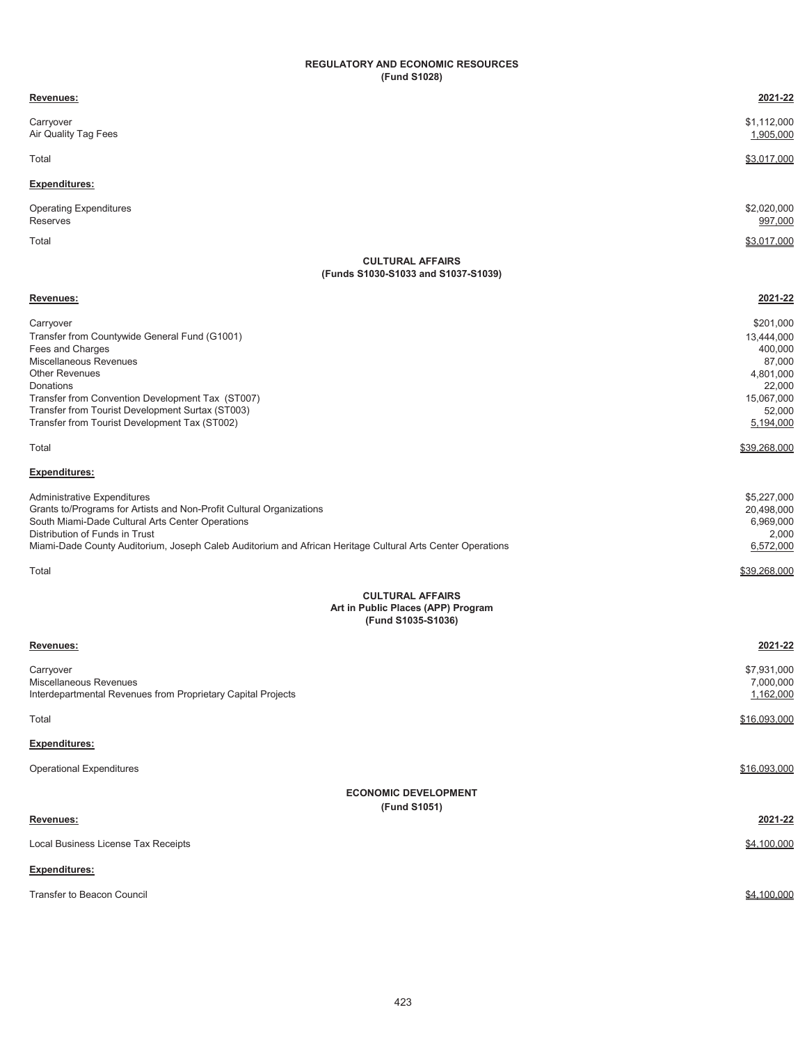## REGULATORY AND ECONOMIC RESOURCES
**(Fund S1028)**

| **Revenues:** | **2021-22** |
|---|---|
| Carryover | $1,112,000 |
| Air Quality Tag Fees | 1,905,000 |
| Total | $3,017,000 |
| **Expenditures:** | |
| Operating Expenditures | $2,020,000 |
| Reserves | 997,000 |
| Total | $3,017,000 |

## CULTURAL AFFAIRS
**(Funds S1030-S1033 and S1037-S1039)**

| **Revenues:** | **2021-22** |
|---|---|
| Carryover | $201,000 |
| Transfer from Countywide General Fund (G1001) | 13,444,000 |
| Fees and Charges | 400,000 |
| Miscellaneous Revenues | 87,000 |
| Other Revenues | 4,801,000 |
| Donations | 22,000 |
| Transfer from Convention Development Tax (ST007) | 15,067,000 |
| Transfer from Tourist Development Surtax (ST003) | 52,000 |
| Transfer from Tourist Development Tax (ST002) | 5,194,000 |
| Total | $39,268,000 |
| **Expenditures:** | |
| Administrative Expenditures | $5,227,000 |
| Grants to/Programs for Artists and Non-Profit Cultural Organizations | 20,498,000 |
| South Miami-Dade Cultural Arts Center Operations | 6,969,000 |
| Distribution of Funds in Trust | 2,000 |
| Miami-Dade County Auditorium, Joseph Caleb Auditorium and African Heritage Cultural Arts Center Operations | 6,572,000 |
| Total | $39,268,000 |

## CULTURAL AFFAIRS
**Art in Public Places (APP) Program**
**(Fund S1035-S1036)**

| **Revenues:** | **2021-22** |
|---|---|
| Carryover | $7,931,000 |
| Miscellaneous Revenues | 7,000,000 |
| Interdepartmental Revenues from Proprietary Capital Projects | 1,162,000 |
| Total | $16,093,000 |
| **Expenditures:** | |
| Operational Expenditures | $16,093,000 |

## ECONOMIC DEVELOPMENT
**(Fund S1051)**

| **Revenues:** | **2021-22** |
|---|---|
| Local Business License Tax Receipts | $4,100,000 |
| **Expenditures:** | |
| Transfer to Beacon Council | $4,100,000 |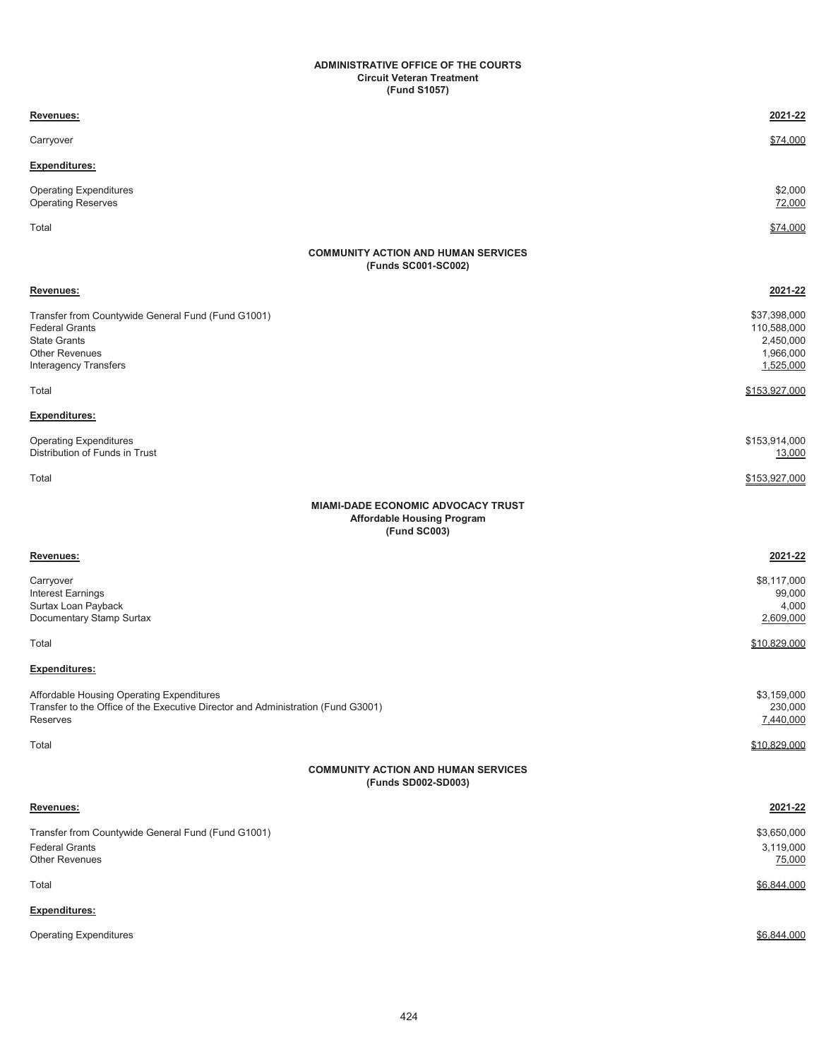**ADMINISTRATIVE OFFICE OF THE COURTS**
**Circuit Veteran Treatment**
**(Fund S1057)**

| **Revenues:** | **2021-22** |
|---|---|
| Carryover | $74,000 |
| **Expenditures:** | |
| Operating Expenditures | $2,000 |
| Operating Reserves | 72,000 |
| Total | $74,000 |

**COMMUNITY ACTION AND HUMAN SERVICES**
**(Funds SC001-SC002)**

| **Revenues:** | **2021-22** |
|---|---|
| Transfer from Countywide General Fund (Fund G1001) | $37,398,000 |
| Federal Grants | 110,588,000 |
| State Grants | 2,450,000 |
| Other Revenues | 1,966,000 |
| Interagency Transfers | 1,525,000 |
| Total | $153,927,000 |
| **Expenditures:** | |
| Operating Expenditures | $153,914,000 |
| Distribution of Funds in Trust | 13,000 |
| Total | $153,927,000 |

**MIAMI-DADE ECONOMIC ADVOCACY TRUST**
**Affordable Housing Program**
**(Fund SC003)**

| **Revenues:** | **2021-22** |
|---|---|
| Carryover | $8,117,000 |
| Interest Earnings | 99,000 |
| Surtax Loan Payback | 4,000 |
| Documentary Stamp Surtax | 2,609,000 |
| Total | $10,829,000 |
| **Expenditures:** | |
| Affordable Housing Operating Expenditures | $3,159,000 |
| Transfer to the Office of the Executive Director and Administration (Fund G3001) | 230,000 |
| Reserves | 7,440,000 |
| Total | $10,829,000 |

**COMMUNITY ACTION AND HUMAN SERVICES**
**(Funds SD002-SD003)**

| **Revenues:** | **2021-22** |
|---|---|
| Transfer from Countywide General Fund (Fund G1001) | $3,650,000 |
| Federal Grants | 3,119,000 |
| Other Revenues | 75,000 |
| Total | $6,844,000 |
| **Expenditures:** | |
| Operating Expenditures | $6,844,000 |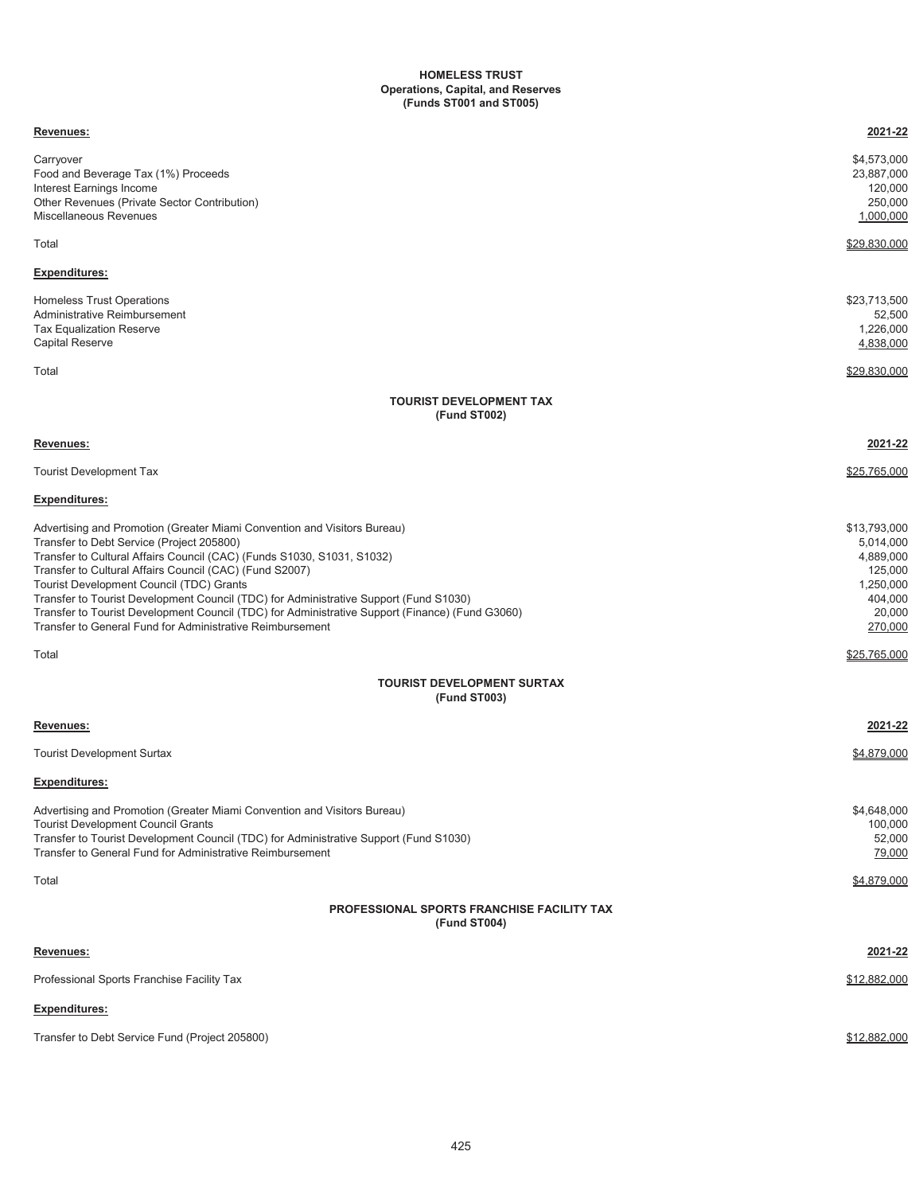## HOMELESS TRUST
### Operations, Capital, and Reserves
### (Funds ST001 and ST005)

| **Revenues:** | **2021-22** |
|---|---|
| Carryover | $4,573,000 |
| Food and Beverage Tax (1%) Proceeds | 23,887,000 |
| Interest Earnings Income | 120,000 |
| Other Revenues (Private Sector Contribution) | 250,000 |
| Miscellaneous Revenues | 1,000,000 |
| Total | $29,830,000 |

| **Expenditures:** | |
|---|---|
| Homeless Trust Operations | $23,713,500 |
| Administrative Reimbursement | 52,500 |
| Tax Equalization Reserve | 1,226,000 |
| Capital Reserve | 4,838,000 |
| Total | $29,830,000 |

## TOURIST DEVELOPMENT TAX
### (Fund ST002)

| **Revenues:** | **2021-22** |
|---|---|
| Tourist Development Tax | $25,765,000 |

| **Expenditures:** | |
|---|---|
| Advertising and Promotion (Greater Miami Convention and Visitors Bureau) | $13,793,000 |
| Transfer to Debt Service (Project 205800) | 5,014,000 |
| Transfer to Cultural Affairs Council (CAC) (Funds S1030, S1031, S1032) | 4,889,000 |
| Transfer to Cultural Affairs Council (CAC) (Fund S2007) | 125,000 |
| Tourist Development Council (TDC) Grants | 1,250,000 |
| Transfer to Tourist Development Council (TDC) for Administrative Support (Fund S1030) | 404,000 |
| Transfer to Tourist Development Council (TDC) for Administrative Support (Finance) (Fund G3060) | 20,000 |
| Transfer to General Fund for Administrative Reimbursement | 270,000 |
| Total | $25,765,000 |

## TOURIST DEVELOPMENT SURTAX
### (Fund ST003)

| **Revenues:** | **2021-22** |
|---|---|
| Tourist Development Surtax | $4,879,000 |

| **Expenditures:** | |
|---|---|
| Advertising and Promotion (Greater Miami Convention and Visitors Bureau) | $4,648,000 |
| Tourist Development Council Grants | 100,000 |
| Transfer to Tourist Development Council (TDC) for Administrative Support (Fund S1030) | 52,000 |
| Transfer to General Fund for Administrative Reimbursement | 79,000 |
| Total | $4,879,000 |

## PROFESSIONAL SPORTS FRANCHISE FACILITY TAX
### (Fund ST004)

| **Revenues:** | **2021-22** |
|---|---|
| Professional Sports Franchise Facility Tax | $12,882,000 |

| **Expenditures:** | |
|---|---|
| Transfer to Debt Service Fund (Project 205800) | $12,882,000 |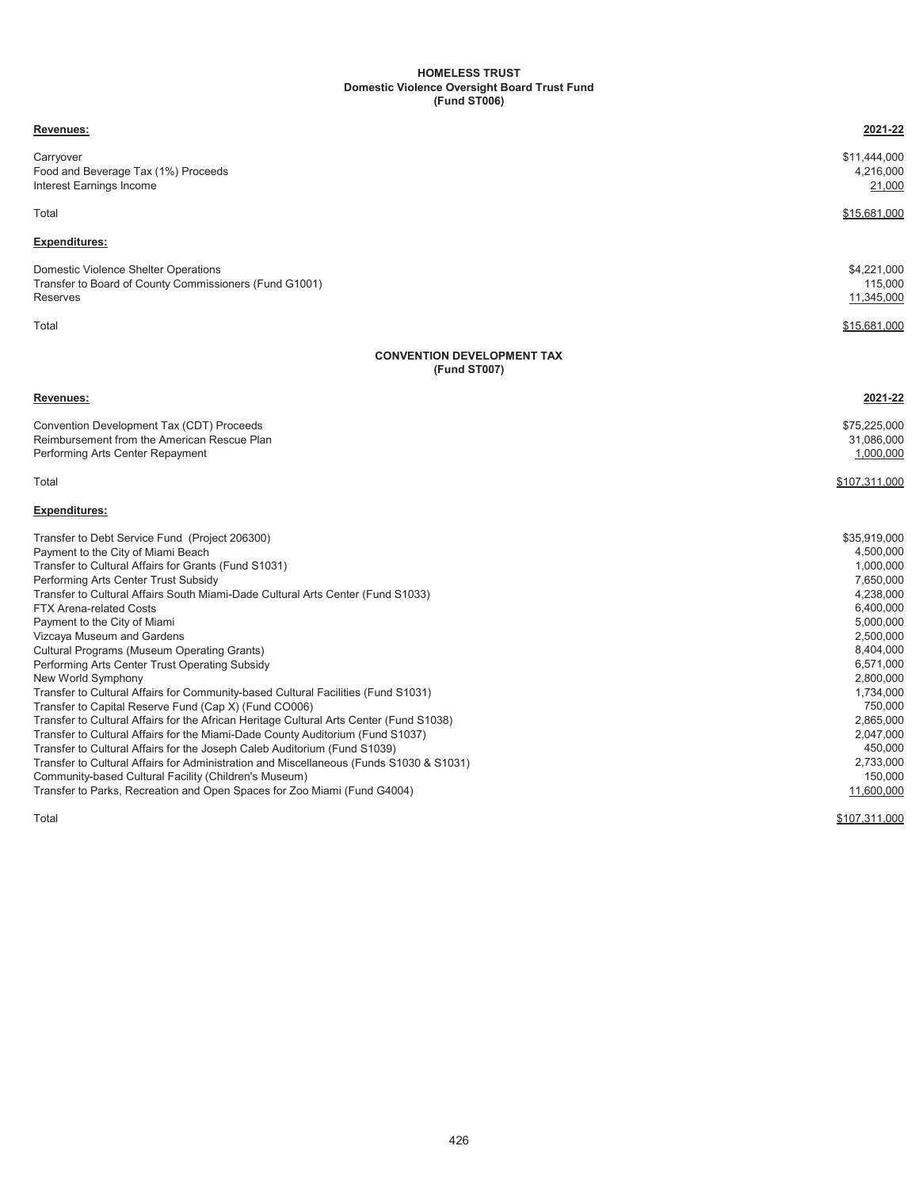## HOMELESS TRUST
### Domestic Violence Oversight Board Trust Fund
### (Fund ST006)

| **Revenues:** | **2021-22** |
|---|---|
| Carryover | $11,444,000 |
| Food and Beverage Tax (1%) Proceeds | 4,216,000 |
| Interest Earnings Income | 21,000 |
| Total | $15,681,000 |

| **Expenditures:** | |
|---|---|
| Domestic Violence Shelter Operations | $4,221,000 |
| Transfer to Board of County Commissioners (Fund G1001) | 115,000 |
| Reserves | 11,345,000 |
| Total | $15,681,000 |

## CONVENTION DEVELOPMENT TAX
### (Fund ST007)

| **Revenues:** | **2021-22** |
|---|---|
| Convention Development Tax (CDT) Proceeds | $75,225,000 |
| Reimbursement from the American Rescue Plan | 31,086,000 |
| Performing Arts Center Repayment | 1,000,000 |
| Total | $107,311,000 |

| **Expenditures:** | |
|---|---|
| Transfer to Debt Service Fund (Project 206300) | $35,919,000 |
| Payment to the City of Miami Beach | 4,500,000 |
| Transfer to Cultural Affairs for Grants (Fund S1031) | 1,000,000 |
| Performing Arts Center Trust Subsidy | 7,650,000 |
| Transfer to Cultural Affairs South Miami-Dade Cultural Arts Center (Fund S1033) | 4,238,000 |
| FTX Arena-related Costs | 6,400,000 |
| Payment to the City of Miami | 5,000,000 |
| Vizcaya Museum and Gardens | 2,500,000 |
| Cultural Programs (Museum Operating Grants) | 8,404,000 |
| Performing Arts Center Trust Operating Subsidy | 6,571,000 |
| New World Symphony | 2,800,000 |
| Transfer to Cultural Affairs for Community-based Cultural Facilities (Fund S1031) | 1,734,000 |
| Transfer to Capital Reserve Fund (Cap X) (Fund CO006) | 750,000 |
| Transfer to Cultural Affairs for the African Heritage Cultural Arts Center (Fund S1038) | 2,865,000 |
| Transfer to Cultural Affairs for the Miami-Dade County Auditorium (Fund S1037) | 2,047,000 |
| Transfer to Cultural Affairs for the Joseph Caleb Auditorium (Fund S1039) | 450,000 |
| Transfer to Cultural Affairs for Administration and Miscellaneous (Funds S1030 & S1031) | 2,733,000 |
| Community-based Cultural Facility (Children's Museum) | 150,000 |
| Transfer to Parks, Recreation and Open Spaces for Zoo Miami (Fund G4004) | 11,600,000 |
| Total | $107,311,000 |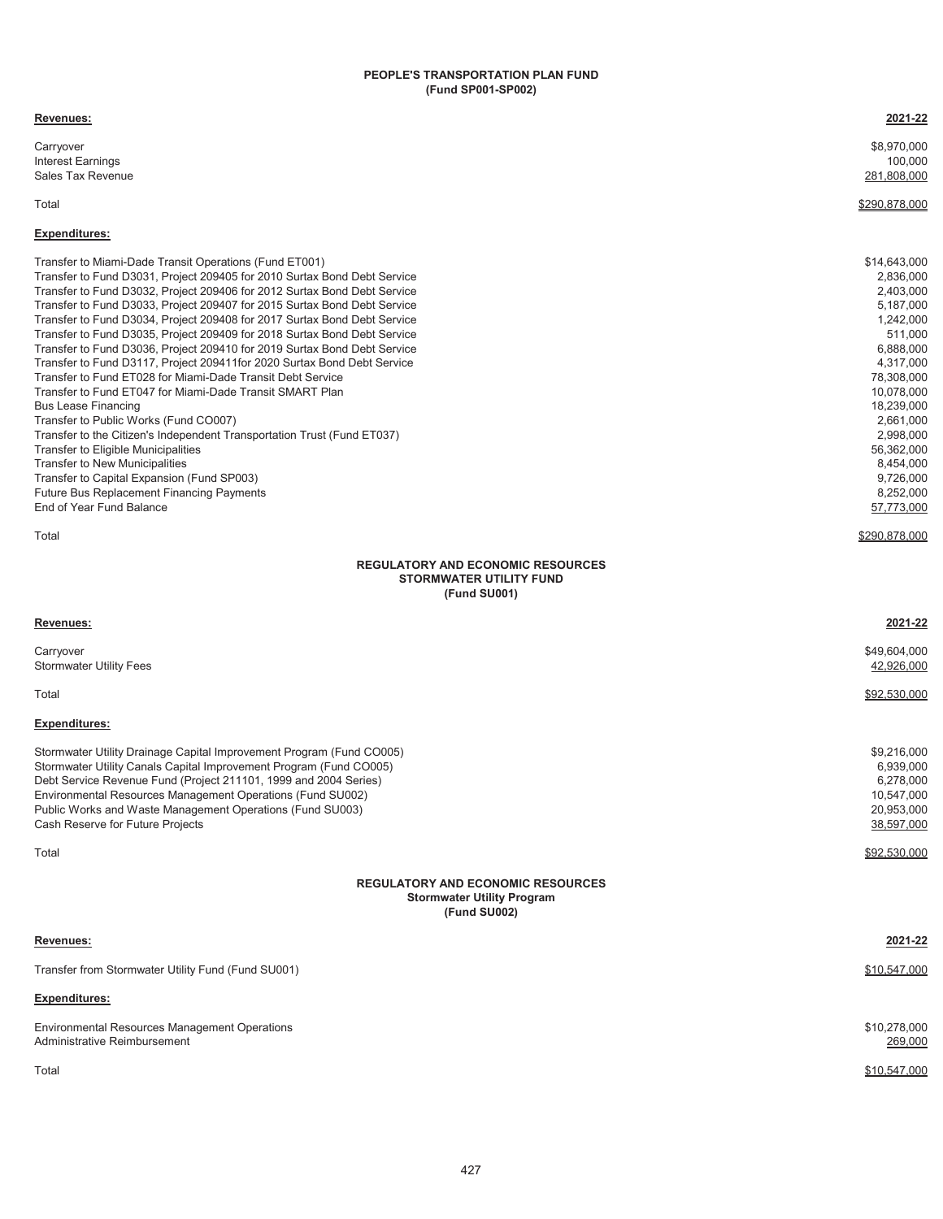## PEOPLE'S TRANSPORTATION PLAN FUND
### (Fund SP001-SP002)

| **Revenues:** | **2021-22** |
|---|---|
| Carryover | $8,970,000 |
| Interest Earnings | 100,000 |
| Sales Tax Revenue | 281,808,000 |
| Total | $290,878,000 |

| **Expenditures:** | |
|---|---|
| Transfer to Miami-Dade Transit Operations (Fund ET001) | $14,643,000 |
| Transfer to Fund D3031, Project 209405 for 2010 Surtax Bond Debt Service | 2,836,000 |
| Transfer to Fund D3032, Project 209406 for 2012 Surtax Bond Debt Service | 2,403,000 |
| Transfer to Fund D3033, Project 209407 for 2015 Surtax Bond Debt Service | 5,187,000 |
| Transfer to Fund D3034, Project 209408 for 2017 Surtax Bond Debt Service | 1,242,000 |
| Transfer to Fund D3035, Project 209409 for 2018 Surtax Bond Debt Service | 511,000 |
| Transfer to Fund D3036, Project 209410 for 2019 Surtax Bond Debt Service | 6,888,000 |
| Transfer to Fund D3117, Project 209411for 2020 Surtax Bond Debt Service | 4,317,000 |
| Transfer to Fund ET028 for Miami-Dade Transit Debt Service | 78,308,000 |
| Transfer to Fund ET047 for Miami-Dade Transit SMART Plan | 10,078,000 |
| Bus Lease Financing | 18,239,000 |
| Transfer to Public Works (Fund CO007) | 2,661,000 |
| Transfer to the Citizen's Independent Transportation Trust (Fund ET037) | 2,998,000 |
| Transfer to Eligible Municipalities | 56,362,000 |
| Transfer to New Municipalities | 8,454,000 |
| Transfer to Capital Expansion (Fund SP003) | 9,726,000 |
| Future Bus Replacement Financing Payments | 8,252,000 |
| End of Year Fund Balance | 57,773,000 |
| Total | $290,878,000 |

## REGULATORY AND ECONOMIC RESOURCES
### STORMWATER UTILITY FUND
### (Fund SU001)

| **Revenues:** | **2021-22** |
|---|---|
| Carryover | $49,604,000 |
| Stormwater Utility Fees | 42,926,000 |
| Total | $92,530,000 |

| **Expenditures:** | |
|---|---|
| Stormwater Utility Drainage Capital Improvement Program (Fund CO005) | $9,216,000 |
| Stormwater Utility Canals Capital Improvement Program (Fund CO005) | 6,939,000 |
| Debt Service Revenue Fund (Project 211101, 1999 and 2004 Series) | 6,278,000 |
| Environmental Resources Management Operations (Fund SU002) | 10,547,000 |
| Public Works and Waste Management Operations (Fund SU003) | 20,953,000 |
| Cash Reserve for Future Projects | 38,597,000 |
| Total | $92,530,000 |

## REGULATORY AND ECONOMIC RESOURCES
### Stormwater Utility Program
### (Fund SU002)

| **Revenues:** | **2021-22** |
|---|---|
| Transfer from Stormwater Utility Fund (Fund SU001) | $10,547,000 |

| **Expenditures:** | |
|---|---|
| Environmental Resources Management Operations | $10,278,000 |
| Administrative Reimbursement | 269,000 |
| Total | $10,547,000 |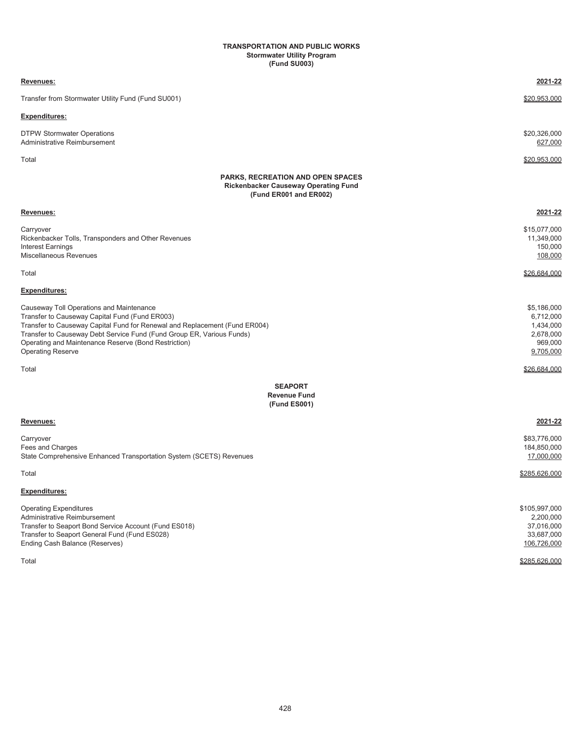## TRANSPORTATION AND PUBLIC WORKS
### Stormwater Utility Program
### (Fund SU003)

| **Revenues:** | **2021-22** |
|---|---|
| Transfer from Stormwater Utility Fund (Fund SU001) | $20,953,000 |
| **Expenditures:** | |
| DTPW Stormwater Operations | $20,326,000 |
| Administrative Reimbursement | 627,000 |
| Total | $20,953,000 |

## PARKS, RECREATION AND OPEN SPACES
### Rickenbacker Causeway Operating Fund
### (Fund ER001 and ER002)

| **Revenues:** | **2021-22** |
|---|---|
| Carryover | $15,077,000 |
| Rickenbacker Tolls, Transponders and Other Revenues | 11,349,000 |
| Interest Earnings | 150,000 |
| Miscellaneous Revenues | 108,000 |
| Total | $26,684,000 |
| **Expenditures:** | |
| Causeway Toll Operations and Maintenance | $5,186,000 |
| Transfer to Causeway Capital Fund (Fund ER003) | 6,712,000 |
| Transfer to Causeway Capital Fund for Renewal and Replacement (Fund ER004) | 1,434,000 |
| Transfer to Causeway Debt Service Fund (Fund Group ER, Various Funds) | 2,678,000 |
| Operating and Maintenance Reserve (Bond Restriction) | 969,000 |
| Operating Reserve | 9,705,000 |
| Total | $26,684,000 |

## SEAPORT
### Revenue Fund
### (Fund ES001)

| **Revenues:** | **2021-22** |
|---|---|
| Carryover | $83,776,000 |
| Fees and Charges | 184,850,000 |
| State Comprehensive Enhanced Transportation System (SCETS) Revenues | 17,000,000 |
| Total | $285,626,000 |
| **Expenditures:** | |
| Operating Expenditures | $105,997,000 |
| Administrative Reimbursement | 2,200,000 |
| Transfer to Seaport Bond Service Account (Fund ES018) | 37,016,000 |
| Transfer to Seaport General Fund (Fund ES028) | 33,687,000 |
| Ending Cash Balance (Reserves) | 106,726,000 |
| Total | $285,626,000 |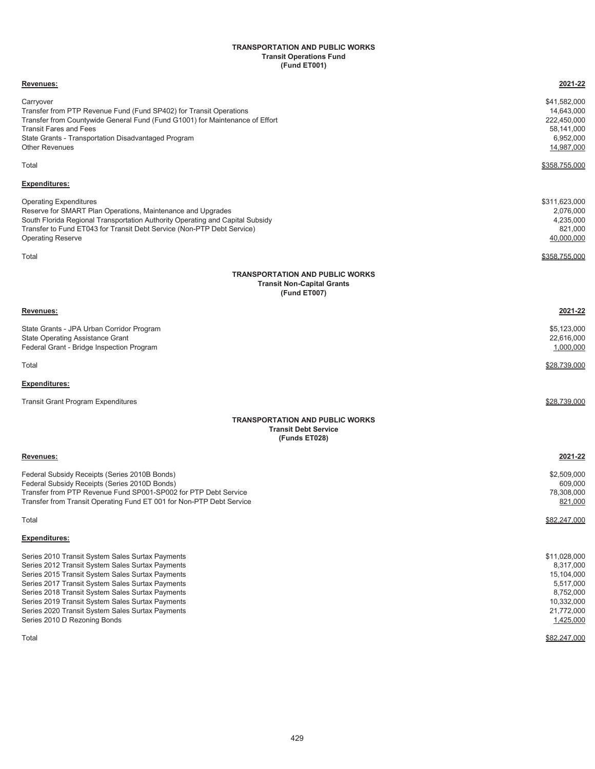**TRANSPORTATION AND PUBLIC WORKS**
**Transit Operations Fund**
**(Fund ET001)**

| **Revenues:** | **2021-22** |
|---|---|
| Carryover | $41,582,000 |
| Transfer from PTP Revenue Fund (Fund SP402) for Transit Operations | 14,643,000 |
| Transfer from Countywide General Fund (Fund G1001) for Maintenance of Effort | 222,450,000 |
| Transit Fares and Fees | 58,141,000 |
| State Grants - Transportation Disadvantaged Program | 6,952,000 |
| Other Revenues | 14,987,000 |
| Total | $358,755,000 |

| **Expenditures:** | |
|---|---|
| Operating Expenditures | $311,623,000 |
| Reserve for SMART Plan Operations, Maintenance and Upgrades | 2,076,000 |
| South Florida Regional Transportation Authority Operating and Capital Subsidy | 4,235,000 |
| Transfer to Fund ET043 for Transit Debt Service (Non-PTP Debt Service) | 821,000 |
| Operating Reserve | 40,000,000 |
| Total | $358,755,000 |

**TRANSPORTATION AND PUBLIC WORKS**
**Transit Non-Capital Grants**
**(Fund ET007)**

| **Revenues:** | **2021-22** |
|---|---|
| State Grants - JPA Urban Corridor Program | $5,123,000 |
| State Operating Assistance Grant | 22,616,000 |
| Federal Grant - Bridge Inspection Program | 1,000,000 |
| Total | $28,739,000 |

| **Expenditures:** | |
|---|---|
| Transit Grant Program Expenditures | $28,739,000 |

**TRANSPORTATION AND PUBLIC WORKS**
**Transit Debt Service**
**(Funds ET028)**

| **Revenues:** | **2021-22** |
|---|---|
| Federal Subsidy Receipts (Series 2010B Bonds) | $2,509,000 |
| Federal Subsidy Receipts (Series 2010D Bonds) | 609,000 |
| Transfer from PTP Revenue Fund SP001-SP002 for PTP Debt Service | 78,308,000 |
| Transfer from Transit Operating Fund ET 001 for Non-PTP Debt Service | 821,000 |
| Total | $82,247,000 |

| **Expenditures:** | |
|---|---|
| Series 2010 Transit System Sales Surtax Payments | $11,028,000 |
| Series 2012 Transit System Sales Surtax Payments | 8,317,000 |
| Series 2015 Transit System Sales Surtax Payments | 15,104,000 |
| Series 2017 Transit System Sales Surtax Payments | 5,517,000 |
| Series 2018 Transit System Sales Surtax Payments | 8,752,000 |
| Series 2019 Transit System Sales Surtax Payments | 10,332,000 |
| Series 2020 Transit System Sales Surtax Payments | 21,772,000 |
| Series 2010 D Rezoning Bonds | 1,425,000 |
| Total | $82,247,000 |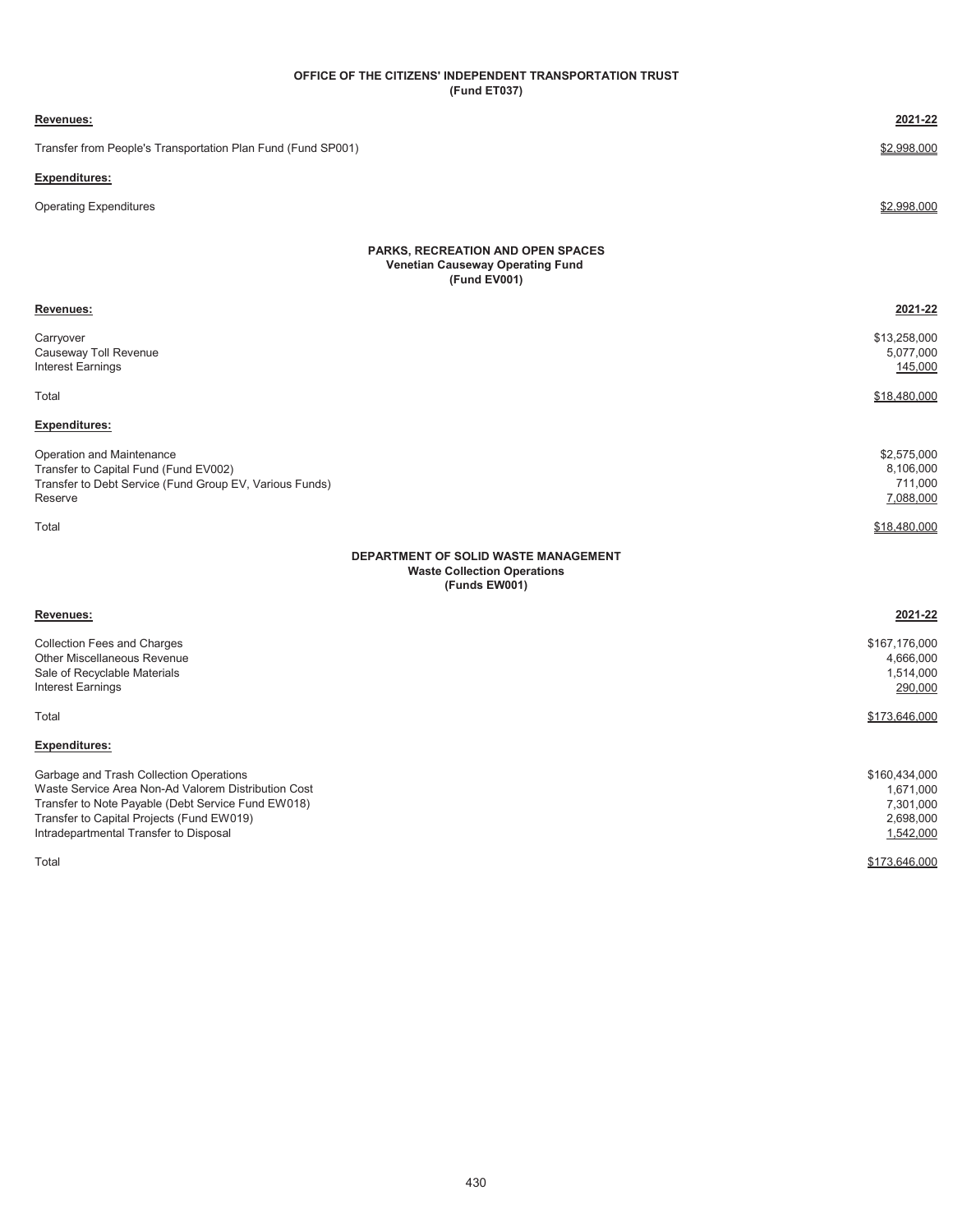**OFFICE OF THE CITIZENS' INDEPENDENT TRANSPORTATION TRUST**
**(Fund ET037)**

| **Revenues:** | **2021-22** |
|---|---|
| Transfer from People's Transportation Plan Fund (Fund SP001) | $2,998,000 |
| **Expenditures:** | |
| Operating Expenditures | $2,998,000 |

**PARKS, RECREATION AND OPEN SPACES**
**Venetian Causeway Operating Fund**
**(Fund EV001)**

| **Revenues:** | **2021-22** |
|---|---|
| Carryover | $13,258,000 |
| Causeway Toll Revenue | 5,077,000 |
| Interest Earnings | 145,000 |
| Total | $18,480,000 |
| **Expenditures:** | |
| Operation and Maintenance | $2,575,000 |
| Transfer to Capital Fund (Fund EV002) | 8,106,000 |
| Transfer to Debt Service (Fund Group EV, Various Funds) | 711,000 |
| Reserve | 7,088,000 |
| Total | $18,480,000 |

**DEPARTMENT OF SOLID WASTE MANAGEMENT**
**Waste Collection Operations**
**(Funds EW001)**

| **Revenues:** | **2021-22** |
|---|---|
| Collection Fees and Charges | $167,176,000 |
| Other Miscellaneous Revenue | 4,666,000 |
| Sale of Recyclable Materials | 1,514,000 |
| Interest Earnings | 290,000 |
| Total | $173,646,000 |
| **Expenditures:** | |
| Garbage and Trash Collection Operations | $160,434,000 |
| Waste Service Area Non-Ad Valorem Distribution Cost | 1,671,000 |
| Transfer to Note Payable (Debt Service Fund EW018) | 7,301,000 |
| Transfer to Capital Projects (Fund EW019) | 2,698,000 |
| Intradepartmental Transfer to Disposal | 1,542,000 |
| Total | $173,646,000 |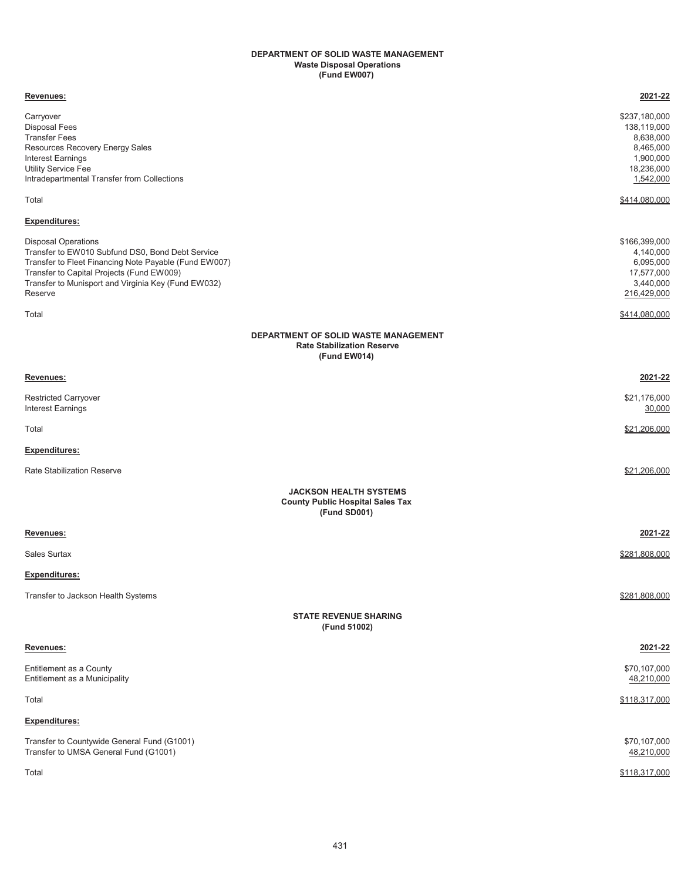## DEPARTMENT OF SOLID WASTE MANAGEMENT
### Waste Disposal Operations
### (Fund EW007)

| Revenues: | 2021-22 |
|---|---|
| Carryover | $237,180,000 |
| Disposal Fees | 138,119,000 |
| Transfer Fees | 8,638,000 |
| Resources Recovery Energy Sales | 8,465,000 |
| Interest Earnings | 1,900,000 |
| Utility Service Fee | 18,236,000 |
| Intradepartmental Transfer from Collections | 1,542,000 |
| Total | $414,080,000 |

| Expenditures: | |
|---|---|
| Disposal Operations | $166,399,000 |
| Transfer to EW010 Subfund DS0, Bond Debt Service | 4,140,000 |
| Transfer to Fleet Financing Note Payable (Fund EW007) | 6,095,000 |
| Transfer to Capital Projects (Fund EW009) | 17,577,000 |
| Transfer to Munisport and Virginia Key (Fund EW032) | 3,440,000 |
| Reserve | 216,429,000 |
| Total | $414,080,000 |

## DEPARTMENT OF SOLID WASTE MANAGEMENT
### Rate Stabilization Reserve
### (Fund EW014)

| Revenues: | 2021-22 |
|---|---|
| Restricted Carryover | $21,176,000 |
| Interest Earnings | 30,000 |
| Total | $21,206,000 |

| Expenditures: | |
|---|---|
| Rate Stabilization Reserve | $21,206,000 |

## JACKSON HEALTH SYSTEMS
### County Public Hospital Sales Tax
### (Fund SD001)

| Revenues: | 2021-22 |
|---|---|
| Sales Surtax | $281,808,000 |

| Expenditures: | |
|---|---|
| Transfer to Jackson Health Systems | $281,808,000 |

## STATE REVENUE SHARING
### (Fund 51002)

| Revenues: | 2021-22 |
|---|---|
| Entitlement as a County | $70,107,000 |
| Entitlement as a Municipality | 48,210,000 |
| Total | $118,317,000 |

| Expenditures: | |
|---|---|
| Transfer to Countywide General Fund (G1001) | $70,107,000 |
| Transfer to UMSA General Fund (G1001) | 48,210,000 |
| Total | $118,317,000 |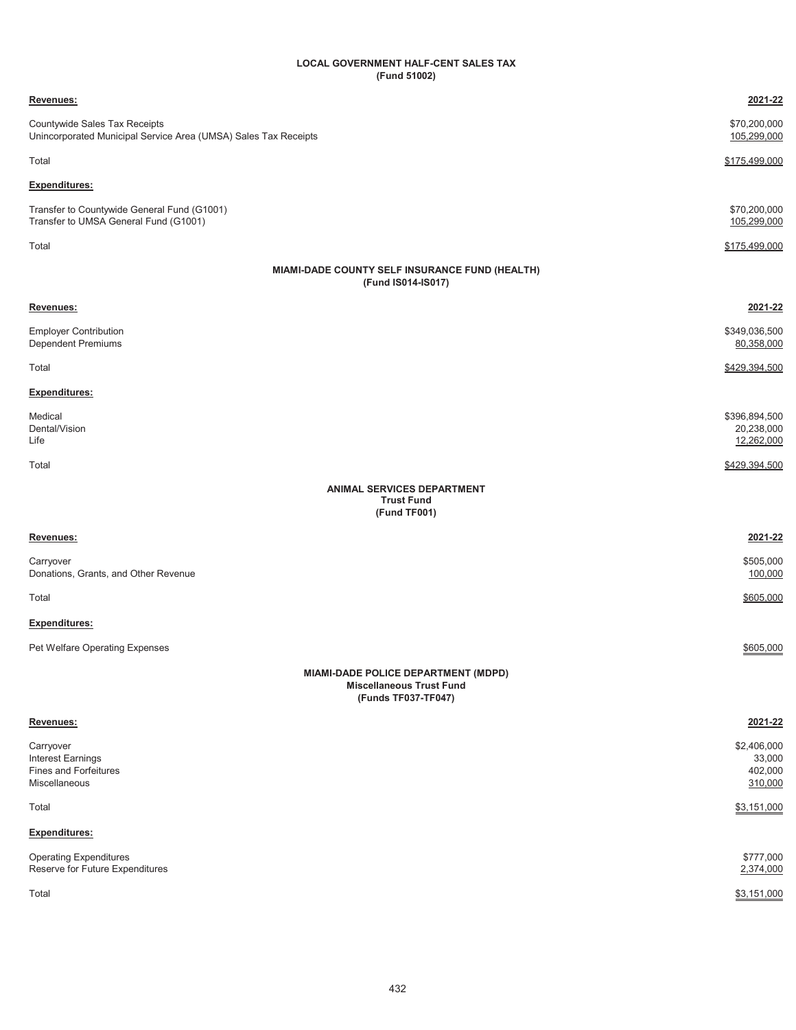## LOCAL GOVERNMENT HALF-CENT SALES TAX
**(Fund 51002)**

| **Revenues:** | **2021-22** |
|---|---|
| Countywide Sales Tax Receipts | $70,200,000 |
| Unincorporated Municipal Service Area (UMSA) Sales Tax Receipts | 105,299,000 |
| Total | $175,499,000 |
| **Expenditures:** | |
| Transfer to Countywide General Fund (G1001) | $70,200,000 |
| Transfer to UMSA General Fund (G1001) | 105,299,000 |
| Total | $175,499,000 |

## MIAMI-DADE COUNTY SELF INSURANCE FUND (HEALTH)
**(Fund IS014-IS017)**

| **Revenues:** | **2021-22** |
|---|---|
| Employer Contribution | $349,036,500 |
| Dependent Premiums | 80,358,000 |
| Total | $429,394,500 |
| **Expenditures:** | |
| Medical | $396,894,500 |
| Dental/Vision | 20,238,000 |
| Life | 12,262,000 |
| Total | $429,394,500 |

## ANIMAL SERVICES DEPARTMENT
**Trust Fund**
**(Fund TF001)**

| **Revenues:** | **2021-22** |
|---|---|
| Carryover | $505,000 |
| Donations, Grants, and Other Revenue | 100,000 |
| Total | $605,000 |
| **Expenditures:** | |
| Pet Welfare Operating Expenses | $605,000 |

## MIAMI-DADE POLICE DEPARTMENT (MDPD)
**Miscellaneous Trust Fund**
**(Funds TF037-TF047)**

| **Revenues:** | **2021-22** |
|---|---|
| Carryover | $2,406,000 |
| Interest Earnings | 33,000 |
| Fines and Forfeitures | 402,000 |
| Miscellaneous | 310,000 |
| Total | $3,151,000 |
| **Expenditures:** | |
| Operating Expenditures | $777,000 |
| Reserve for Future Expenditures | 2,374,000 |
| Total | $3,151,000 |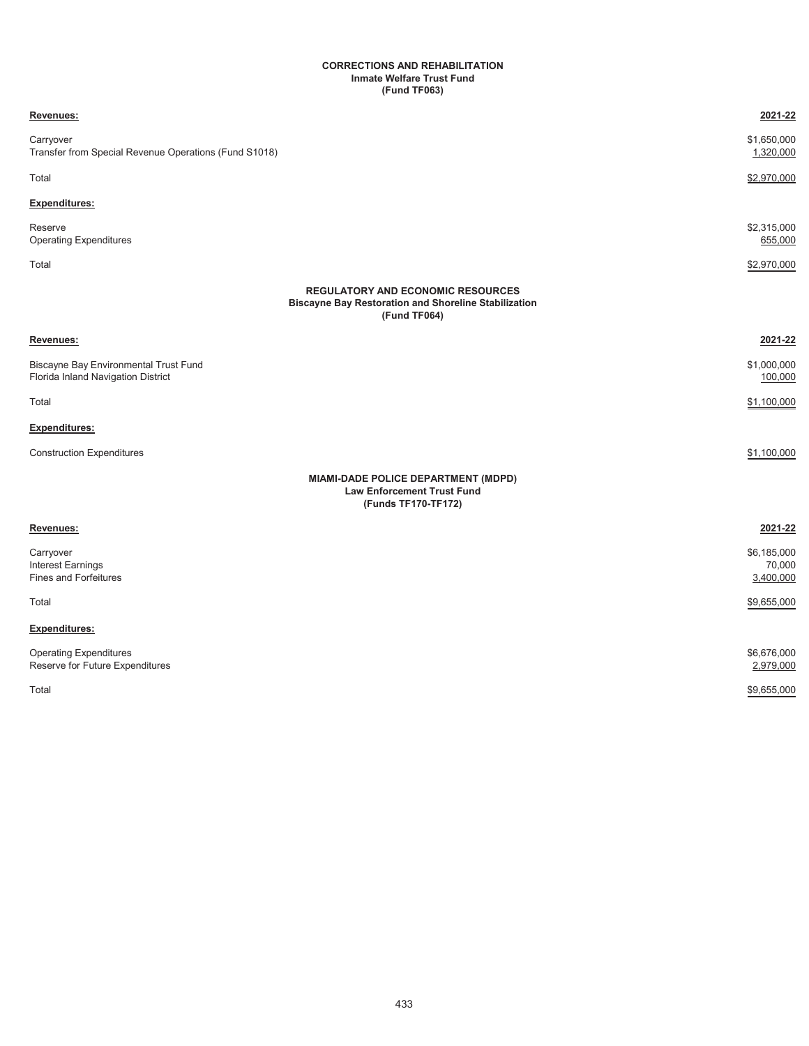## CORRECTIONS AND REHABILITATION
### Inmate Welfare Trust Fund
### (Fund TF063)

| **Revenues:** | **2021-22** |
|---|---|
| Carryover | $1,650,000 |
| Transfer from Special Revenue Operations (Fund S1018) | 1,320,000 |
| Total | $2,970,000 |
| **Expenditures:** | |
| Reserve | $2,315,000 |
| Operating Expenditures | 655,000 |
| Total | $2,970,000 |

## REGULATORY AND ECONOMIC RESOURCES
### Biscayne Bay Restoration and Shoreline Stabilization
### (Fund TF064)

| **Revenues:** | **2021-22** |
|---|---|
| Biscayne Bay Environmental Trust Fund | $1,000,000 |
| Florida Inland Navigation District | 100,000 |
| Total | $1,100,000 |
| **Expenditures:** | |
| Construction Expenditures | $1,100,000 |

## MIAMI-DADE POLICE DEPARTMENT (MDPD)
### Law Enforcement Trust Fund
### (Funds TF170-TF172)

| **Revenues:** | **2021-22** |
|---|---|
| Carryover | $6,185,000 |
| Interest Earnings | 70,000 |
| Fines and Forfeitures | 3,400,000 |
| Total | $9,655,000 |
| **Expenditures:** | |
| Operating Expenditures | $6,676,000 |
| Reserve for Future Expenditures | 2,979,000 |
| Total | $9,655,000 |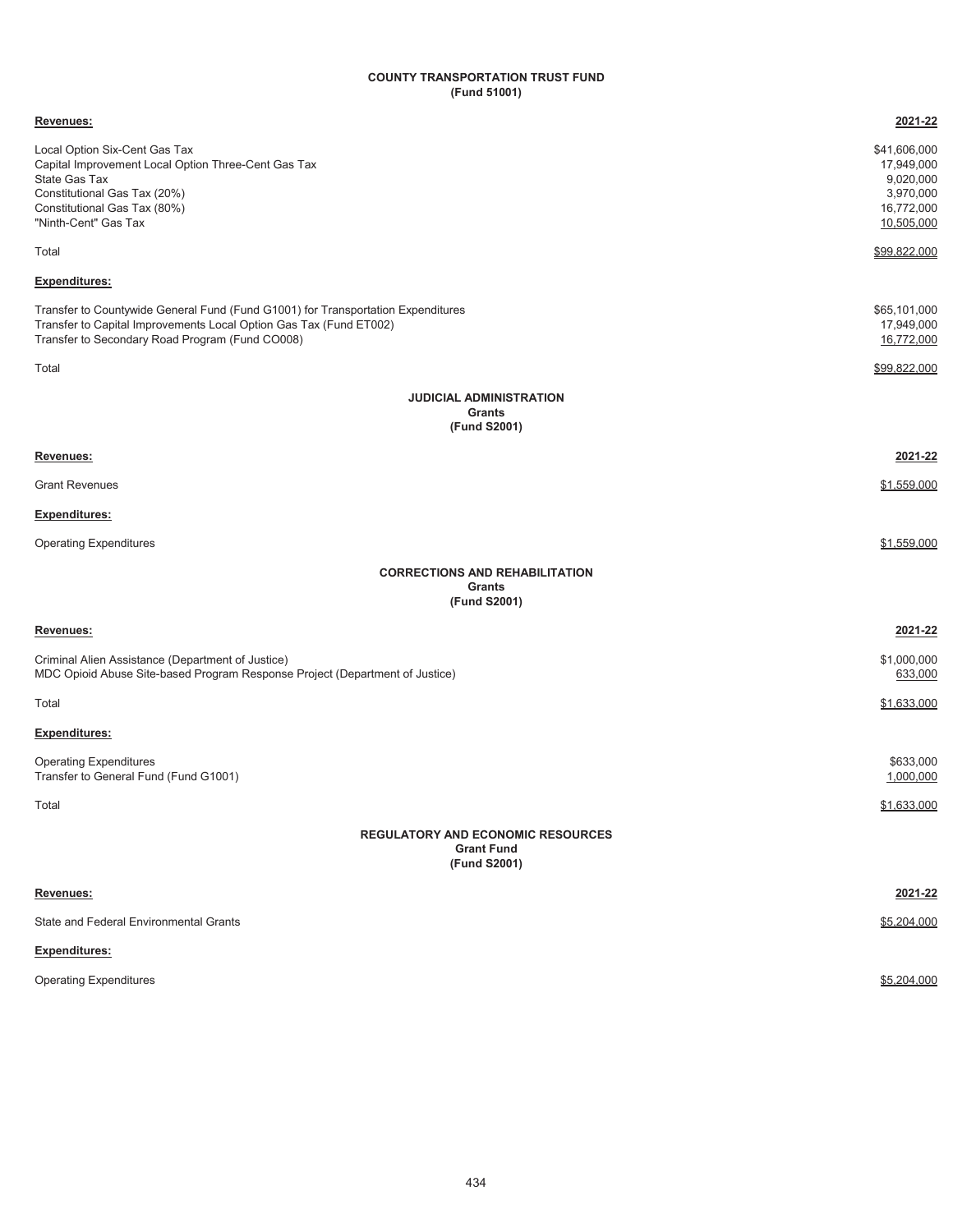**COUNTY TRANSPORTATION TRUST FUND**
**(Fund 51001)**

| **Revenues:** | **2021-22** |
|---|---|
| Local Option Six-Cent Gas Tax | $41,606,000 |
| Capital Improvement Local Option Three-Cent Gas Tax | 17,949,000 |
| State Gas Tax | 9,020,000 |
| Constitutional Gas Tax (20%) | 3,970,000 |
| Constitutional Gas Tax (80%) | 16,772,000 |
| "Ninth-Cent" Gas Tax | 10,505,000 |
| Total | $99,822,000 |
| **Expenditures:** | |
| Transfer to Countywide General Fund (Fund G1001) for Transportation Expenditures | $65,101,000 |
| Transfer to Capital Improvements Local Option Gas Tax (Fund ET002) | 17,949,000 |
| Transfer to Secondary Road Program (Fund CO008) | 16,772,000 |
| Total | $99,822,000 |

**JUDICIAL ADMINISTRATION**
**Grants**
**(Fund S2001)**

| **Revenues:** | **2021-22** |
|---|---|
| Grant Revenues | $1,559,000 |
| **Expenditures:** | |
| Operating Expenditures | $1,559,000 |

**CORRECTIONS AND REHABILITATION**
**Grants**
**(Fund S2001)**

| **Revenues:** | **2021-22** |
|---|---|
| Criminal Alien Assistance (Department of Justice) | $1,000,000 |
| MDC Opioid Abuse Site-based Program Response Project (Department of Justice) | 633,000 |
| Total | $1,633,000 |
| **Expenditures:** | |
| Operating Expenditures | $633,000 |
| Transfer to General Fund (Fund G1001) | 1,000,000 |
| Total | $1,633,000 |

**REGULATORY AND ECONOMIC RESOURCES**
**Grant Fund**
**(Fund S2001)**

| **Revenues:** | **2021-22** |
|---|---|
| State and Federal Environmental Grants | $5,204,000 |
| **Expenditures:** | |
| Operating Expenditures | $5,204,000 |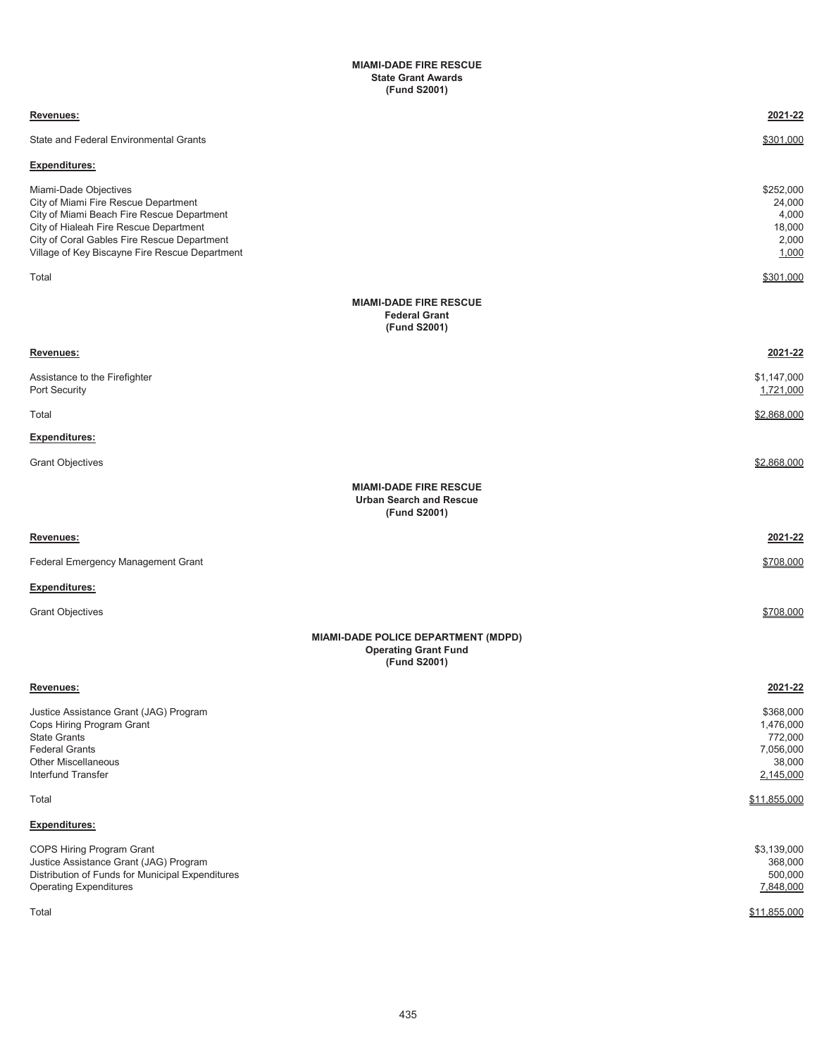## MIAMI-DADE FIRE RESCUE
### State Grant Awards
### (Fund S2001)

| **Revenues:** | **2021-22** |
|---|---|
| State and Federal Environmental Grants | $301,000 |
| **Expenditures:** | |
| Miami-Dade Objectives | $252,000 |
| City of Miami Fire Rescue Department | 24,000 |
| City of Miami Beach Fire Rescue Department | 4,000 |
| City of Hialeah Fire Rescue Department | 18,000 |
| City of Coral Gables Fire Rescue Department | 2,000 |
| Village of Key Biscayne Fire Rescue Department | 1,000 |
| Total | $301,000 |

## MIAMI-DADE FIRE RESCUE
### Federal Grant
### (Fund S2001)

| **Revenues:** | **2021-22** |
|---|---|
| Assistance to the Firefighter | $1,147,000 |
| Port Security | 1,721,000 |
| Total | $2,868,000 |
| **Expenditures:** | |
| Grant Objectives | $2,868,000 |

## MIAMI-DADE FIRE RESCUE
### Urban Search and Rescue
### (Fund S2001)

| **Revenues:** | **2021-22** |
|---|---|
| Federal Emergency Management Grant | $708,000 |
| **Expenditures:** | |
| Grant Objectives | $708,000 |

## MIAMI-DADE POLICE DEPARTMENT (MDPD)
### Operating Grant Fund
### (Fund S2001)

| **Revenues:** | **2021-22** |
|---|---|
| Justice Assistance Grant (JAG) Program | $368,000 |
| Cops Hiring Program Grant | 1,476,000 |
| State Grants | 772,000 |
| Federal Grants | 7,056,000 |
| Other Miscellaneous | 38,000 |
| Interfund Transfer | 2,145,000 |
| Total | $11,855,000 |
| **Expenditures:** | |
| COPS Hiring Program Grant | $3,139,000 |
| Justice Assistance Grant (JAG) Program | 368,000 |
| Distribution of Funds for Municipal Expenditures | 500,000 |
| Operating Expenditures | 7,848,000 |
| Total | $11,855,000 |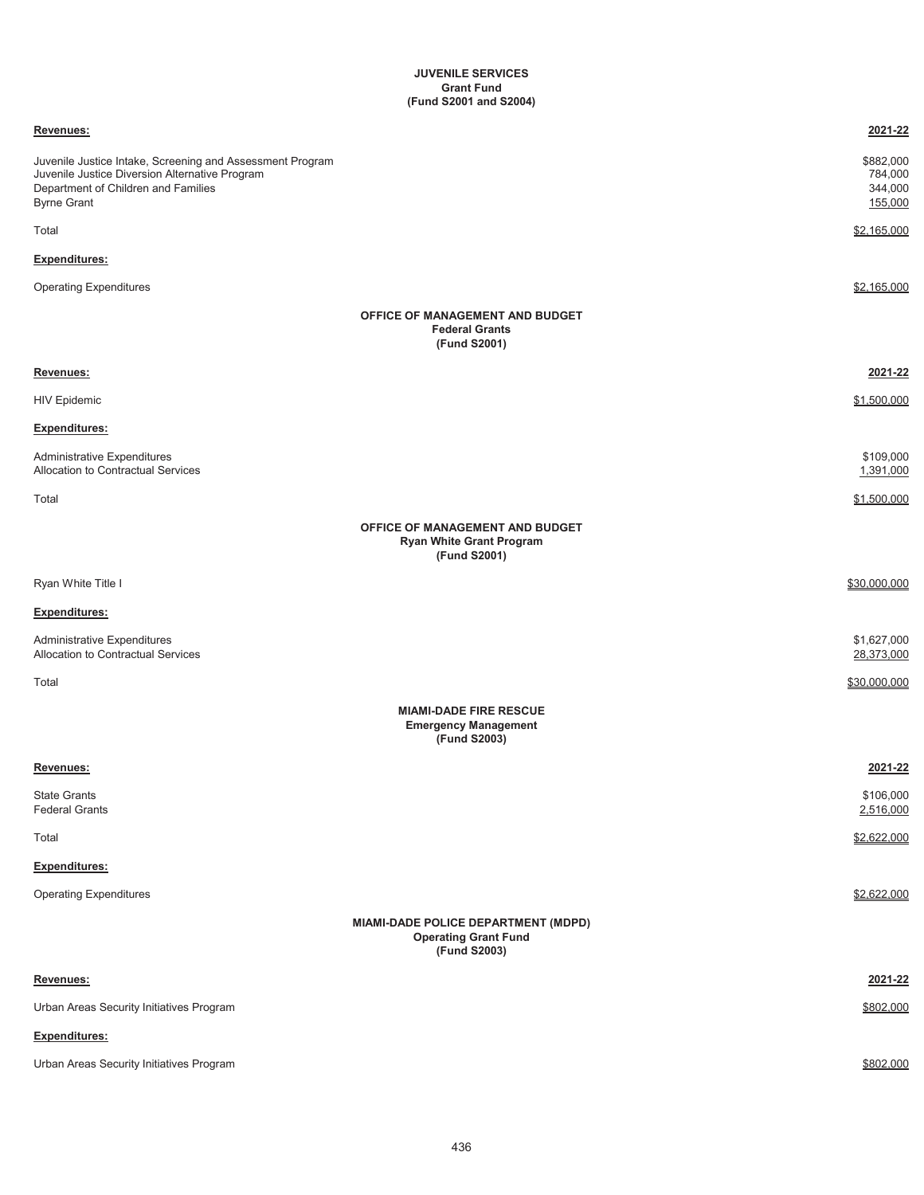## JUVENILE SERVICES
### Grant Fund
### (Fund S2001 and S2004)

| **Revenues:** | **2021-22** |
|---|---|
| Juvenile Justice Intake, Screening and Assessment Program | $882,000 |
| Juvenile Justice Diversion Alternative Program | 784,000 |
| Department of Children and Families | 344,000 |
| Byrne Grant | 155,000 |
| Total | $2,165,000 |
| **Expenditures:** | |
| Operating Expenditures | $2,165,000 |

## OFFICE OF MANAGEMENT AND BUDGET
### Federal Grants
### (Fund S2001)

| **Revenues:** | **2021-22** |
|---|---|
| HIV Epidemic | $1,500,000 |
| **Expenditures:** | |
| Administrative Expenditures | $109,000 |
| Allocation to Contractual Services | 1,391,000 |
| Total | $1,500,000 |

## OFFICE OF MANAGEMENT AND BUDGET
### Ryan White Grant Program
### (Fund S2001)

| | |
|---|---|
| Ryan White Title I | $30,000,000 |
| **Expenditures:** | |
| Administrative Expenditures | $1,627,000 |
| Allocation to Contractual Services | 28,373,000 |
| Total | $30,000,000 |

## MIAMI-DADE FIRE RESCUE
### Emergency Management
### (Fund S2003)

| **Revenues:** | **2021-22** |
|---|---|
| State Grants | $106,000 |
| Federal Grants | 2,516,000 |
| Total | $2,622,000 |
| **Expenditures:** | |
| Operating Expenditures | $2,622,000 |

## MIAMI-DADE POLICE DEPARTMENT (MDPD)
### Operating Grant Fund
### (Fund S2003)

| **Revenues:** | **2021-22** |
|---|---|
| Urban Areas Security Initiatives Program | $802,000 |
| **Expenditures:** | |
| Urban Areas Security Initiatives Program | $802,000 |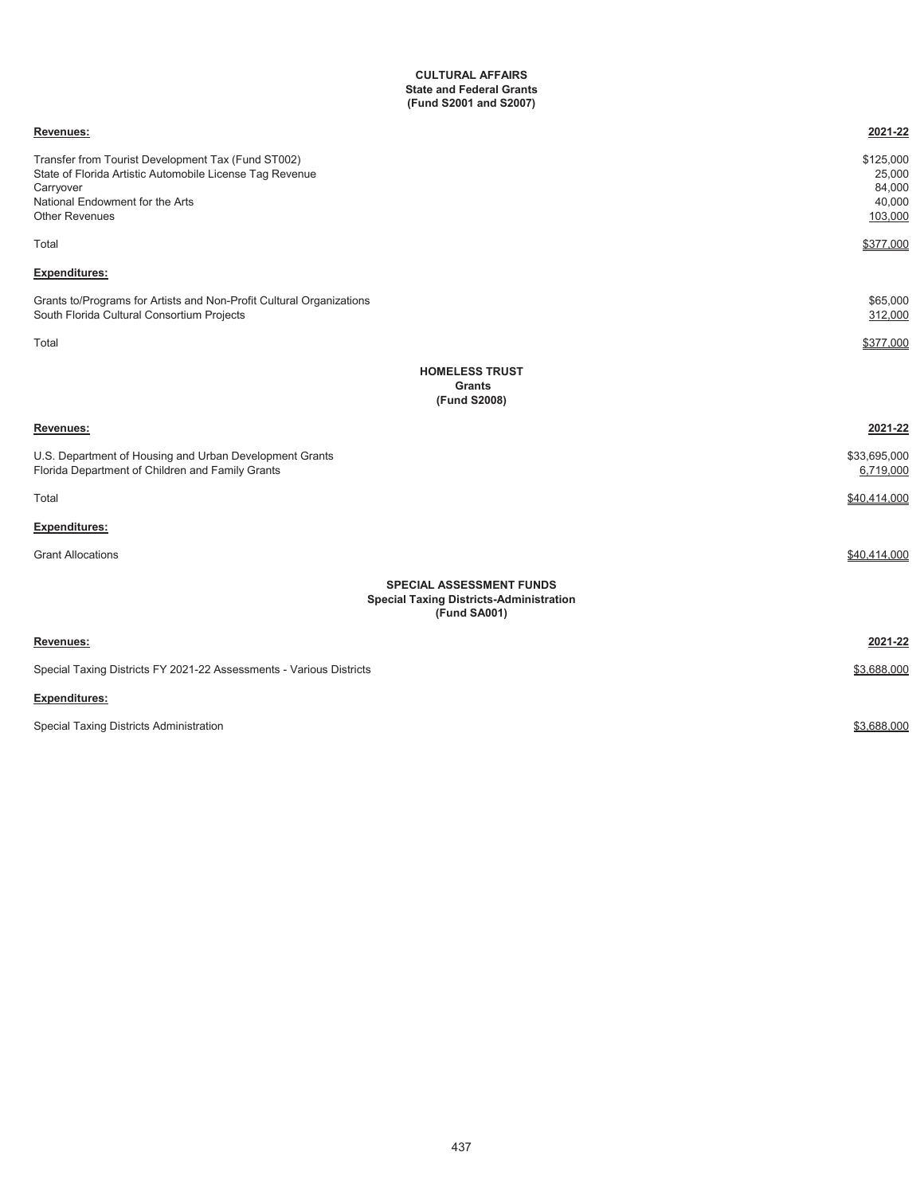**CULTURAL AFFAIRS**
**State and Federal Grants**
**(Fund S2001 and S2007)**

| **Revenues:** | **2021-22** |
|---|---|
| Transfer from Tourist Development Tax (Fund ST002) | $125,000 |
| State of Florida Artistic Automobile License Tag Revenue | 25,000 |
| Carryover | 84,000 |
| National Endowment for the Arts | 40,000 |
| Other Revenues | 103,000 |
| Total | $377,000 |
| **Expenditures:** | |
| Grants to/Programs for Artists and Non-Profit Cultural Organizations | $65,000 |
| South Florida Cultural Consortium Projects | 312,000 |
| Total | $377,000 |

**HOMELESS TRUST**
**Grants**
**(Fund S2008)**

| **Revenues:** | **2021-22** |
|---|---|
| U.S. Department of Housing and Urban Development Grants | $33,695,000 |
| Florida Department of Children and Family Grants | 6,719,000 |
| Total | $40,414,000 |
| **Expenditures:** | |
| Grant Allocations | $40,414,000 |

**SPECIAL ASSESSMENT FUNDS**
**Special Taxing Districts-Administration**
**(Fund SA001)**

| **Revenues:** | **2021-22** |
|---|---|
| Special Taxing Districts FY 2021-22 Assessments - Various Districts | $3,688,000 |
| **Expenditures:** | |
| Special Taxing Districts Administration | $3,688,000 |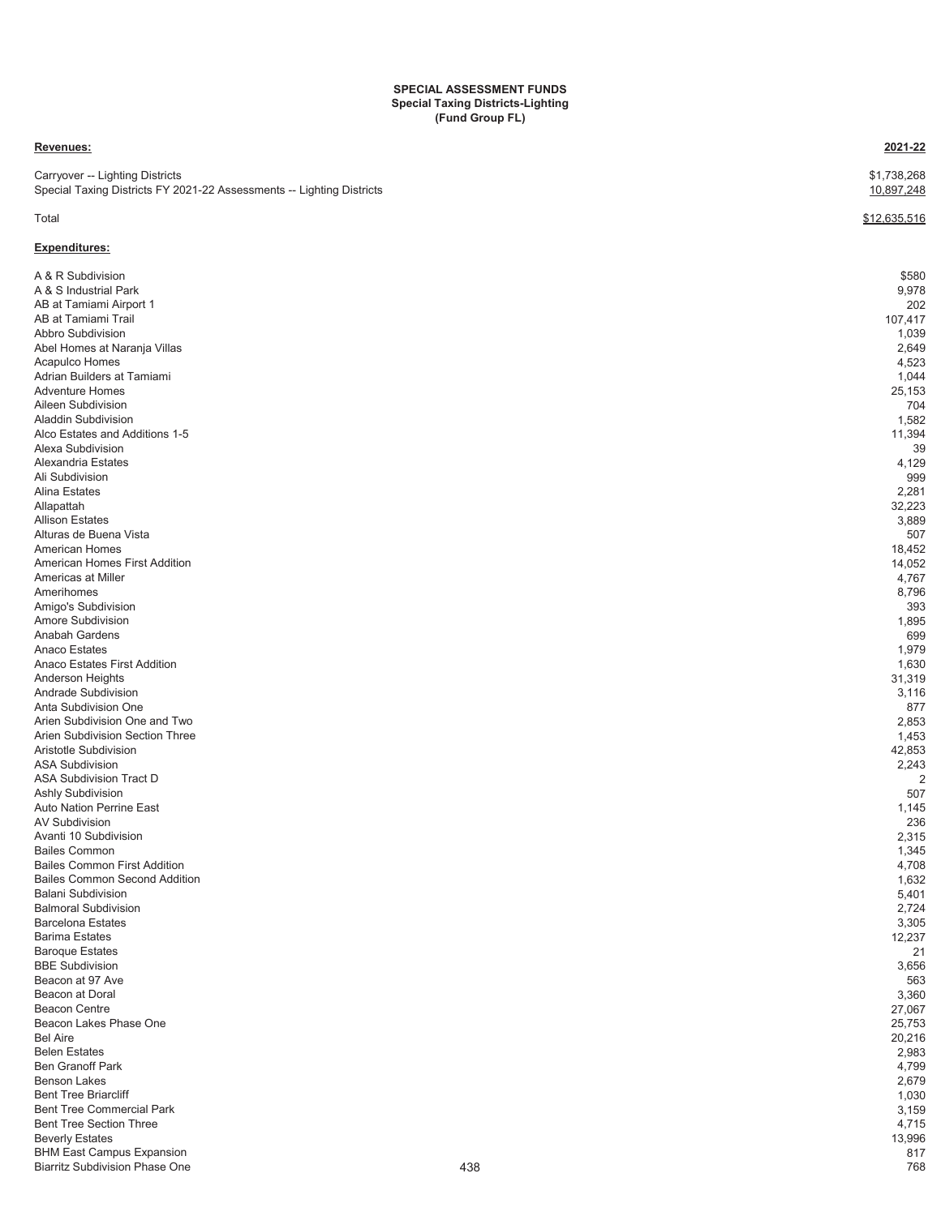**SPECIAL ASSESSMENT FUNDS**
**Special Taxing Districts-Lighting**
**(Fund Group FL)**

| **Revenues:** | **2021-22** |
|---|---|
| Carryover -- Lighting Districts | $1,738,268 |
| Special Taxing Districts FY 2021-22 Assessments -- Lighting Districts | 10,897,248 |
| Total | $12,635,516 |

| **Expenditures:** | |
|---|---|
| A & R Subdivision | $580 |
| A & S Industrial Park | 9,978 |
| AB at Tamiami Airport 1 | 202 |
| AB at Tamiami Trail | 107,417 |
| Abbro Subdivision | 1,039 |
| Abel Homes at Naranja Villas | 2,649 |
| Acapulco Homes | 4,523 |
| Adrian Builders at Tamiami | 1,044 |
| Adventure Homes | 25,153 |
| Aileen Subdivision | 704 |
| Aladdin Subdivision | 1,582 |
| Alco Estates and Additions 1-5 | 11,394 |
| Alexa Subdivision | 39 |
| Alexandria Estates | 4,129 |
| Ali Subdivision | 999 |
| Alina Estates | 2,281 |
| Allapattah | 32,223 |
| Allison Estates | 3,889 |
| Alturas de Buena Vista | 507 |
| American Homes | 18,452 |
| American Homes First Addition | 14,052 |
| Americas at Miller | 4,767 |
| Amerihomes | 8,796 |
| Amigo's Subdivision | 393 |
| Amore Subdivision | 1,895 |
| Anabah Gardens | 699 |
| Anaco Estates | 1,979 |
| Anaco Estates First Addition | 1,630 |
| Anderson Heights | 31,319 |
| Andrade Subdivision | 3,116 |
| Anta Subdivision One | 877 |
| Arien Subdivision One and Two | 2,853 |
| Arien Subdivision Section Three | 1,453 |
| Aristotle Subdivision | 42,853 |
| ASA Subdivision | 2,243 |
| ASA Subdivision Tract D | 2 |
| Ashly Subdivision | 507 |
| Auto Nation Perrine East | 1,145 |
| AV Subdivision | 236 |
| Avanti 10 Subdivision | 2,315 |
| Bailes Common | 1,345 |
| Bailes Common First Addition | 4,708 |
| Bailes Common Second Addition | 1,632 |
| Balani Subdivision | 5,401 |
| Balmoral Subdivision | 2,724 |
| Barcelona Estates | 3,305 |
| Barima Estates | 12,237 |
| Baroque Estates | 21 |
| BBE Subdivision | 3,656 |
| Beacon at 97 Ave | 563 |
| Beacon at Doral | 3,360 |
| Beacon Centre | 27,067 |
| Beacon Lakes Phase One | 25,753 |
| Bel Aire | 20,216 |
| Belen Estates | 2,983 |
| Ben Granoff Park | 4,799 |
| Benson Lakes | 2,679 |
| Bent Tree Briarcliff | 1,030 |
| Bent Tree Commercial Park | 3,159 |
| Bent Tree Section Three | 4,715 |
| Beverly Estates | 13,996 |
| BHM East Campus Expansion | 817 |
| Biarritz Subdivision Phase One | 768 |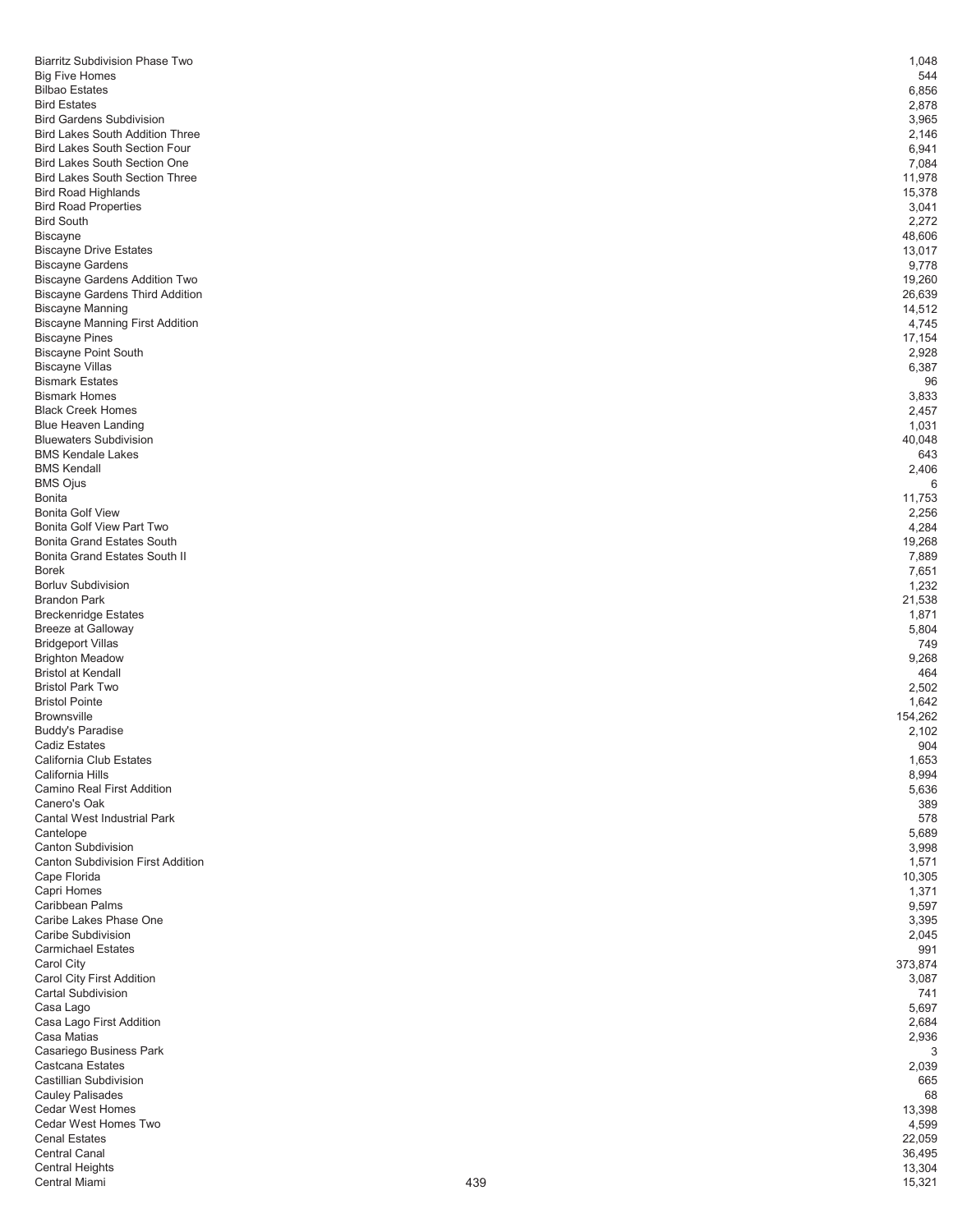| | |
|---|---|
| Biarritz Subdivision Phase Two | 1,048 |
| Big Five Homes | 544 |
| Bilbao Estates | 6,856 |
| Bird Estates | 2,878 |
| Bird Gardens Subdivision | 3,965 |
| Bird Lakes South Addition Three | 2,146 |
| Bird Lakes South Section Four | 6,941 |
| Bird Lakes South Section One | 7,084 |
| Bird Lakes South Section Three | 11,978 |
| Bird Road Highlands | 15,378 |
| Bird Road Properties | 3,041 |
| Bird South | 2,272 |
| Biscayne | 48,606 |
| Biscayne Drive Estates | 13,017 |
| Biscayne Gardens | 9,778 |
| Biscayne Gardens Addition Two | 19,260 |
| Biscayne Gardens Third Addition | 26,639 |
| Biscayne Manning | 14,512 |
| Biscayne Manning First Addition | 4,745 |
| Biscayne Pines | 17,154 |
| Biscayne Point South | 2,928 |
| Biscayne Villas | 6,387 |
| Bismark Estates | 96 |
| Bismark Homes | 3,833 |
| Black Creek Homes | 2,457 |
| Blue Heaven Landing | 1,031 |
| Bluewaters Subdivision | 40,048 |
| BMS Kendale Lakes | 643 |
| BMS Kendall | 2,406 |
| BMS Ojus | 6 |
| Bonita | 11,753 |
| Bonita Golf View | 2,256 |
| Bonita Golf View Part Two | 4,284 |
| Bonita Grand Estates South | 19,268 |
| Bonita Grand Estates South II | 7,889 |
| Borek | 7,651 |
| Borluv Subdivision | 1,232 |
| Brandon Park | 21,538 |
| Breckenridge Estates | 1,871 |
| Breeze at Galloway | 5,804 |
| Bridgeport Villas | 749 |
| Brighton Meadow | 9,268 |
| Bristol at Kendall | 464 |
| Bristol Park Two | 2,502 |
| Bristol Pointe | 1,642 |
| Brownsville | 154,262 |
| Buddy's Paradise | 2,102 |
| Cadiz Estates | 904 |
| California Club Estates | 1,653 |
| California Hills | 8,994 |
| Camino Real First Addition | 5,636 |
| Canero's Oak | 389 |
| Cantal West Industrial Park | 578 |
| Cantelope | 5,689 |
| Canton Subdivision | 3,998 |
| Canton Subdivision First Addition | 1,571 |
| Cape Florida | 10,305 |
| Capri Homes | 1,371 |
| Caribbean Palms | 9,597 |
| Caribe Lakes Phase One | 3,395 |
| Caribe Subdivision | 2,045 |
| Carmichael Estates | 991 |
| Carol City | 373,874 |
| Carol City First Addition | 3,087 |
| Cartal Subdivision | 741 |
| Casa Lago | 5,697 |
| Casa Lago First Addition | 2,684 |
| Casa Matias | 2,936 |
| Casariego Business Park | 3 |
| Castcana Estates | 2,039 |
| Castillian Subdivision | 665 |
| Cauley Palisades | 68 |
| Cedar West Homes | 13,398 |
| Cedar West Homes Two | 4,599 |
| Cenal Estates | 22,059 |
| Central Canal | 36,495 |
| Central Heights | 13,304 |
| Central Miami | 15,321 |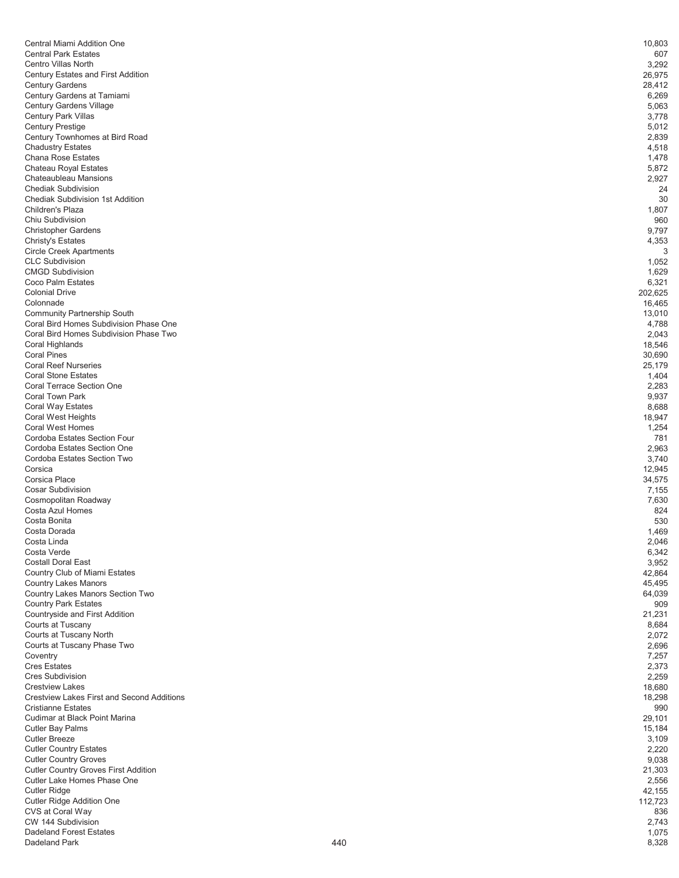| | |
|---|---|
| Central Miami Addition One | 10,803 |
| Central Park Estates | 607 |
| Centro Villas North | 3,292 |
| Century Estates and First Addition | 26,975 |
| Century Gardens | 28,412 |
| Century Gardens at Tamiami | 6,269 |
| Century Gardens Village | 5,063 |
| Century Park Villas | 3,778 |
| Century Prestige | 5,012 |
| Century Townhomes at Bird Road | 2,839 |
| Chadustry Estates | 4,518 |
| Chana Rose Estates | 1,478 |
| Chateau Royal Estates | 5,872 |
| Chateaubleau Mansions | 2,927 |
| Chediak Subdivision | 24 |
| Chediak Subdivision 1st Addition | 30 |
| Children's Plaza | 1,807 |
| Chiu Subdivision | 960 |
| Christopher Gardens | 9,797 |
| Christy's Estates | 4,353 |
| Circle Creek Apartments | 3 |
| CLC Subdivision | 1,052 |
| CMGD Subdivision | 1,629 |
| Coco Palm Estates | 6,321 |
| Colonial Drive | 202,625 |
| Colonnade | 16,465 |
| Community Partnership South | 13,010 |
| Coral Bird Homes Subdivision Phase One | 4,788 |
| Coral Bird Homes Subdivision Phase Two | 2,043 |
| Coral Highlands | 18,546 |
| Coral Pines | 30,690 |
| Coral Reef Nurseries | 25,179 |
| Coral Stone Estates | 1,404 |
| Coral Terrace Section One | 2,283 |
| Coral Town Park | 9,937 |
| Coral Way Estates | 8,688 |
| Coral West Heights | 18,947 |
| Coral West Homes | 1,254 |
| Cordoba Estates Section Four | 781 |
| Cordoba Estates Section One | 2,963 |
| Cordoba Estates Section Two | 3,740 |
| Corsica | 12,945 |
| Corsica Place | 34,575 |
| Cosar Subdivision | 7,155 |
| Cosmopolitan Roadway | 7,630 |
| Costa Azul Homes | 824 |
| Costa Bonita | 530 |
| Costa Dorada | 1,469 |
| Costa Linda | 2,046 |
| Costa Verde | 6,342 |
| Costall Doral East | 3,952 |
| Country Club of Miami Estates | 42,864 |
| Country Lakes Manors | 45,495 |
| Country Lakes Manors Section Two | 64,039 |
| Country Park Estates | 909 |
| Countryside and First Addition | 21,231 |
| Courts at Tuscany | 8,684 |
| Courts at Tuscany North | 2,072 |
| Courts at Tuscany Phase Two | 2,696 |
| Coventry | 7,257 |
| Cres Estates | 2,373 |
| Cres Subdivision | 2,259 |
| Crestview Lakes | 18,680 |
| Crestview Lakes First and Second Additions | 18,298 |
| Cristianne Estates | 990 |
| Cudimar at Black Point Marina | 29,101 |
| Cutler Bay Palms | 15,184 |
| Cutler Breeze | 3,109 |
| Cutler Country Estates | 2,220 |
| Cutler Country Groves | 9,038 |
| Cutler Country Groves First Addition | 21,303 |
| Cutler Lake Homes Phase One | 2,556 |
| Cutler Ridge | 42,155 |
| Cutler Ridge Addition One | 112,723 |
| CVS at Coral Way | 836 |
| CW 144 Subdivision | 2,743 |
| Dadeland Forest Estates | 1,075 |
| Dadeland Park | 8,328 |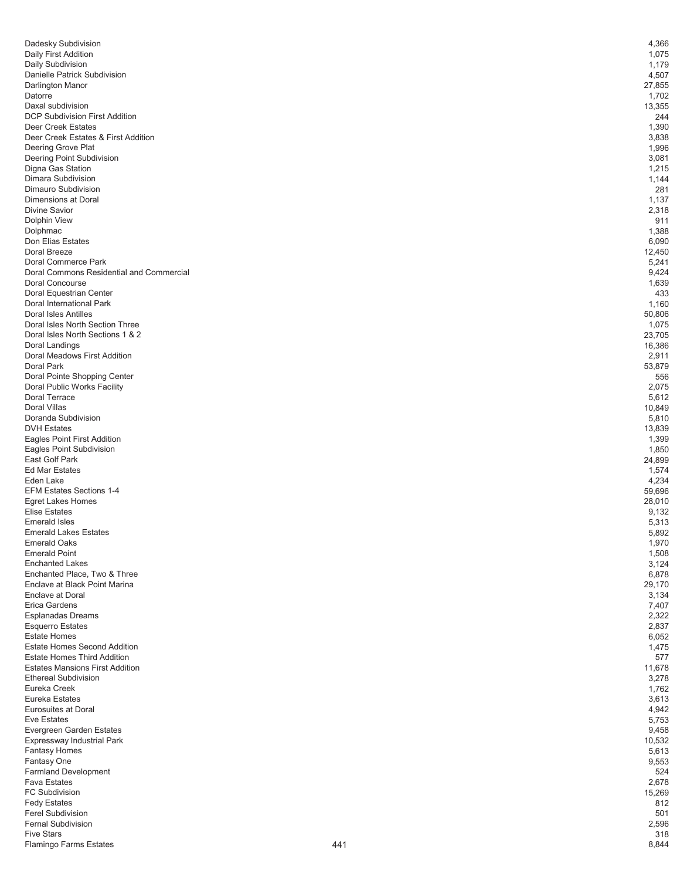| | |
|---|---|
| Dadesky Subdivision | 4,366 |
| Daily First Addition | 1,075 |
| Daily Subdivision | 1,179 |
| Danielle Patrick Subdivision | 4,507 |
| Darlington Manor | 27,855 |
| Datorre | 1,702 |
| Daxal subdivision | 13,355 |
| DCP Subdivision First Addition | 244 |
| Deer Creek Estates | 1,390 |
| Deer Creek Estates & First Addition | 3,838 |
| Deering Grove Plat | 1,996 |
| Deering Point Subdivision | 3,081 |
| Digna Gas Station | 1,215 |
| Dimara Subdivision | 1,144 |
| Dimauro Subdivision | 281 |
| Dimensions at Doral | 1,137 |
| Divine Savior | 2,318 |
| Dolphin View | 911 |
| Dolphmac | 1,388 |
| Don Elias Estates | 6,090 |
| Doral Breeze | 12,450 |
| Doral Commerce Park | 5,241 |
| Doral Commons Residential and Commercial | 9,424 |
| Doral Concourse | 1,639 |
| Doral Equestrian Center | 433 |
| Doral International Park | 1,160 |
| Doral Isles Antilles | 50,806 |
| Doral Isles North Section Three | 1,075 |
| Doral Isles North Sections 1 & 2 | 23,705 |
| Doral Landings | 16,386 |
| Doral Meadows First Addition | 2,911 |
| Doral Park | 53,879 |
| Doral Pointe Shopping Center | 556 |
| Doral Public Works Facility | 2,075 |
| Doral Terrace | 5,612 |
| Doral Villas | 10,849 |
| Doranda Subdivision | 5,810 |
| DVH Estates | 13,839 |
| Eagles Point First Addition | 1,399 |
| Eagles Point Subdivision | 1,850 |
| East Golf Park | 24,899 |
| Ed Mar Estates | 1,574 |
| Eden Lake | 4,234 |
| EFM Estates Sections 1-4 | 59,696 |
| Egret Lakes Homes | 28,010 |
| Elise Estates | 9,132 |
| Emerald Isles | 5,313 |
| Emerald Lakes Estates | 5,892 |
| Emerald Oaks | 1,970 |
| Emerald Point | 1,508 |
| Enchanted Lakes | 3,124 |
| Enchanted Place, Two & Three | 6,878 |
| Enclave at Black Point Marina | 29,170 |
| Enclave at Doral | 3,134 |
| Erica Gardens | 7,407 |
| Esplanadas Dreams | 2,322 |
| Esquerro Estates | 2,837 |
| Estate Homes | 6,052 |
| Estate Homes Second Addition | 1,475 |
| Estate Homes Third Addition | 577 |
| Estates Mansions First Addition | 11,678 |
| Ethereal Subdivision | 3,278 |
| Eureka Creek | 1,762 |
| Eureka Estates | 3,613 |
| Eurosuites at Doral | 4,942 |
| Eve Estates | 5,753 |
| Evergreen Garden Estates | 9,458 |
| Expressway Industrial Park | 10,532 |
| Fantasy Homes | 5,613 |
| Fantasy One | 9,553 |
| Farmland Development | 524 |
| Fava Estates | 2,678 |
| FC Subdivision | 15,269 |
| Fedy Estates | 812 |
| Ferel Subdivision | 501 |
| Fernal Subdivision | 2,596 |
| Five Stars | 318 |
| Flamingo Farms Estates | 8,844 |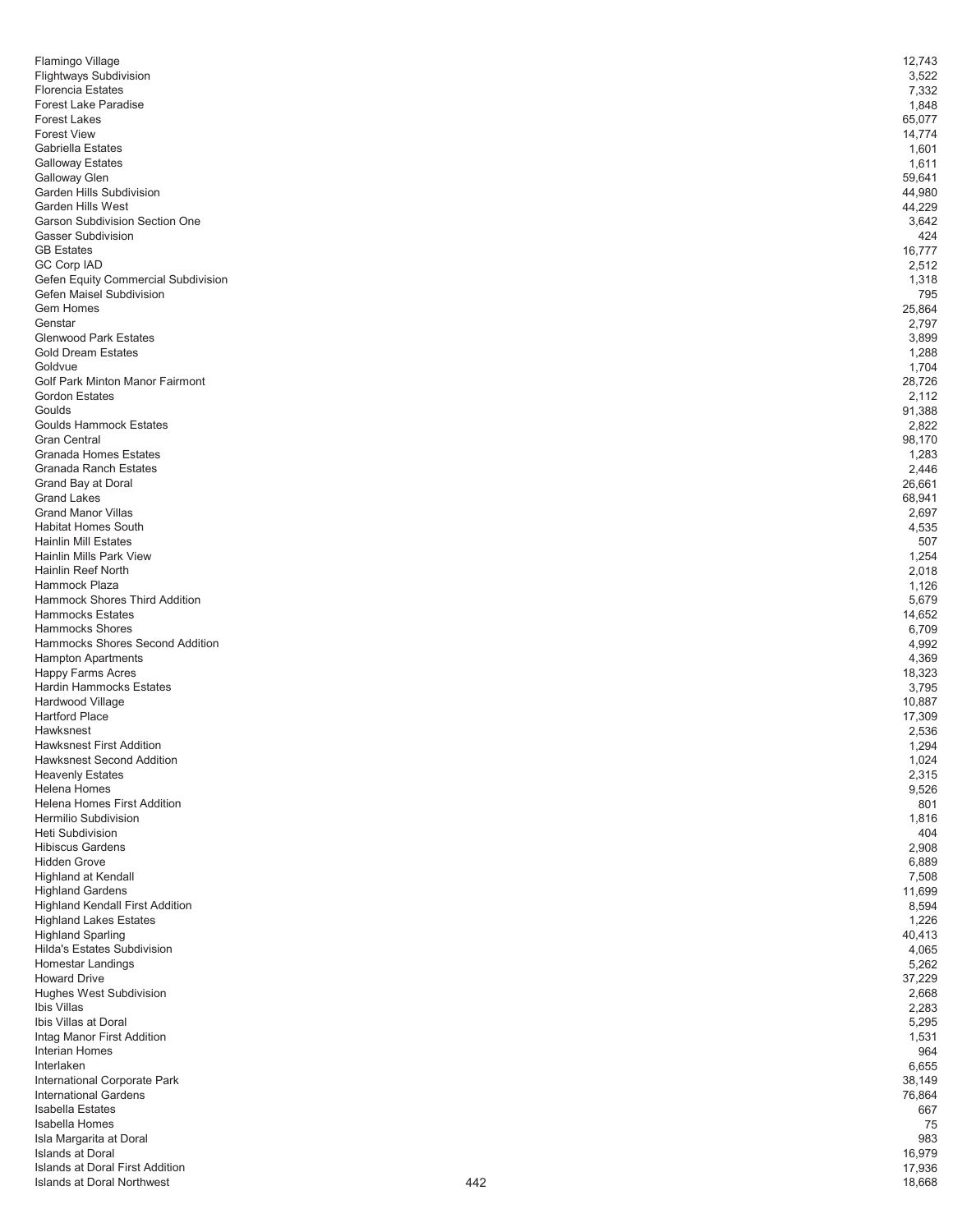| | |
|---|---|
| Flamingo Village | 12,743 |
| Flightways Subdivision | 3,522 |
| Florencia Estates | 7,332 |
| Forest Lake Paradise | 1,848 |
| Forest Lakes | 65,077 |
| Forest View | 14,774 |
| Gabriella Estates | 1,601 |
| Galloway Estates | 1,611 |
| Galloway Glen | 59,641 |
| Garden Hills Subdivision | 44,980 |
| Garden Hills West | 44,229 |
| Garson Subdivision Section One | 3,642 |
| Gasser Subdivision | 424 |
| GB Estates | 16,777 |
| GC Corp IAD | 2,512 |
| Gefen Equity Commercial Subdivision | 1,318 |
| Gefen Maisel Subdivision | 795 |
| Gem Homes | 25,864 |
| Genstar | 2,797 |
| Glenwood Park Estates | 3,899 |
| Gold Dream Estates | 1,288 |
| Goldvue | 1,704 |
| Golf Park Minton Manor Fairmont | 28,726 |
| Gordon Estates | 2,112 |
| Goulds | 91,388 |
| Goulds Hammock Estates | 2,822 |
| Gran Central | 98,170 |
| Granada Homes Estates | 1,283 |
| Granada Ranch Estates | 2,446 |
| Grand Bay at Doral | 26,661 |
| Grand Lakes | 68,941 |
| Grand Manor Villas | 2,697 |
| Habitat Homes South | 4,535 |
| Hainlin Mill Estates | 507 |
| Hainlin Mills Park View | 1,254 |
| Hainlin Reef North | 2,018 |
| Hammock Plaza | 1,126 |
| Hammock Shores Third Addition | 5,679 |
| Hammocks Estates | 14,652 |
| Hammocks Shores | 6,709 |
| Hammocks Shores Second Addition | 4,992 |
| Hampton Apartments | 4,369 |
| Happy Farms Acres | 18,323 |
| Hardin Hammocks Estates | 3,795 |
| Hardwood Village | 10,887 |
| Hartford Place | 17,309 |
| Hawksnest | 2,536 |
| Hawksnest First Addition | 1,294 |
| Hawksnest Second Addition | 1,024 |
| Heavenly Estates | 2,315 |
| Helena Homes | 9,526 |
| Helena Homes First Addition | 801 |
| Hermilio Subdivision | 1,816 |
| Heti Subdivision | 404 |
| Hibiscus Gardens | 2,908 |
| Hidden Grove | 6,889 |
| Highland at Kendall | 7,508 |
| Highland Gardens | 11,699 |
| Highland Kendall First Addition | 8,594 |
| Highland Lakes Estates | 1,226 |
| Highland Sparling | 40,413 |
| Hilda's Estates Subdivision | 4,065 |
| Homestar Landings | 5,262 |
| Howard Drive | 37,229 |
| Hughes West Subdivision | 2,668 |
| Ibis Villas | 2,283 |
| Ibis Villas at Doral | 5,295 |
| Intag Manor First Addition | 1,531 |
| Interian Homes | 964 |
| Interlaken | 6,655 |
| International Corporate Park | 38,149 |
| International Gardens | 76,864 |
| Isabella Estates | 667 |
| Isabella Homes | 75 |
| Isla Margarita at Doral | 983 |
| Islands at Doral | 16,979 |
| Islands at Doral First Addition | 17,936 |
| Islands at Doral Northwest | 18,668 |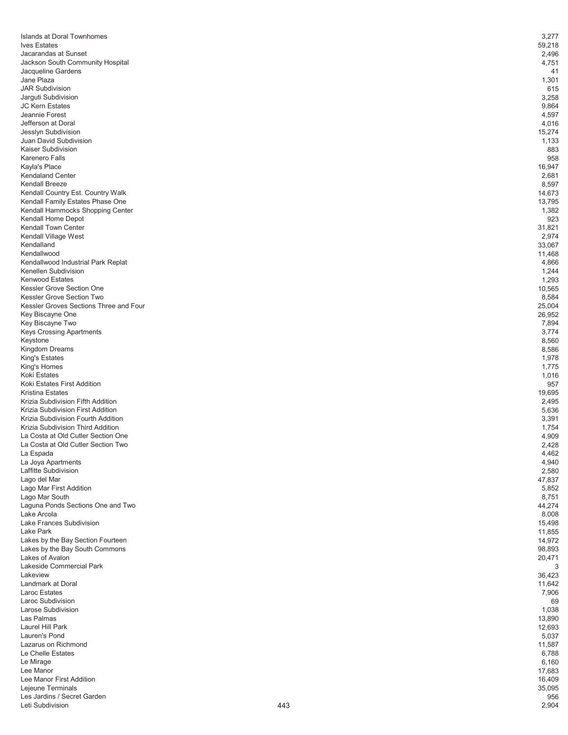| | |
|---|---|
| Islands at Doral Townhomes | 3,277 |
| Ives Estates | 59,218 |
| Jacarandas at Sunset | 2,496 |
| Jackson South Community Hospital | 4,751 |
| Jacqueline Gardens | 41 |
| Jane Plaza | 1,301 |
| JAR Subdivision | 615 |
| Jarguti Subdivision | 3,258 |
| JC Kern Estates | 9,864 |
| Jeannie Forest | 4,597 |
| Jefferson at Doral | 4,016 |
| Jesslyn Subdivision | 15,274 |
| Juan David Subdivision | 1,133 |
| Kaiser Subdivision | 883 |
| Karenero Falls | 958 |
| Kayla's Place | 16,947 |
| Kendaland Center | 2,681 |
| Kendall Breeze | 8,597 |
| Kendall Country Est. Country Walk | 14,673 |
| Kendall Family Estates Phase One | 13,795 |
| Kendall Hammocks Shopping Center | 1,382 |
| Kendall Home Depot | 923 |
| Kendall Town Center | 31,821 |
| Kendall Village West | 2,974 |
| Kendalland | 33,067 |
| Kendallwood | 11,468 |
| Kendallwood Industrial Park Replat | 4,866 |
| Kenellen Subdivision | 1,244 |
| Kenwood Estates | 1,293 |
| Kessler Grove Section One | 10,565 |
| Kessler Grove Section Two | 8,584 |
| Kessler Groves Sections Three and Four | 25,004 |
| Key Biscayne One | 26,952 |
| Key Biscayne Two | 7,894 |
| Keys Crossing Apartments | 3,774 |
| Keystone | 8,560 |
| Kingdom Dreams | 8,586 |
| King's Estates | 1,978 |
| King's Homes | 1,775 |
| Koki Estates | 1,016 |
| Koki Estates First Addition | 957 |
| Kristina Estates | 19,695 |
| Krizia Subdivision Fifth Addition | 2,495 |
| Krizia Subdivision First Addition | 5,636 |
| Krizia Subdivision Fourth Addition | 3,391 |
| Krizia Subdivision Third Addition | 1,754 |
| La Costa at Old Cutler Section One | 4,909 |
| La Costa at Old Cutler Section Two | 2,428 |
| La Espada | 4,462 |
| La Joya Apartments | 4,940 |
| Laffitte Subdivision | 2,580 |
| Lago del Mar | 47,837 |
| Lago Mar First Addition | 5,852 |
| Lago Mar South | 8,751 |
| Laguna Ponds Sections One and Two | 44,274 |
| Lake Arcola | 8,008 |
| Lake Frances Subdivision | 15,498 |
| Lake Park | 11,855 |
| Lakes by the Bay Section Fourteen | 14,972 |
| Lakes by the Bay South Commons | 98,893 |
| Lakes of Avalon | 20,471 |
| Lakeside Commercial Park | 3 |
| Lakeview | 36,423 |
| Landmark at Doral | 11,642 |
| Laroc Estates | 7,906 |
| Laroc Subdivision | 69 |
| Larose Subdivision | 1,038 |
| Las Palmas | 13,890 |
| Laurel Hill Park | 12,693 |
| Lauren's Pond | 5,037 |
| Lazarus on Richmond | 11,587 |
| Le Chelle Estates | 6,788 |
| Le Mirage | 6,160 |
| Lee Manor | 17,683 |
| Lee Manor First Addition | 16,409 |
| Lejeune Terminals | 35,095 |
| Les Jardins / Secret Garden | 956 |
| Leti Subdivision | 2,904 |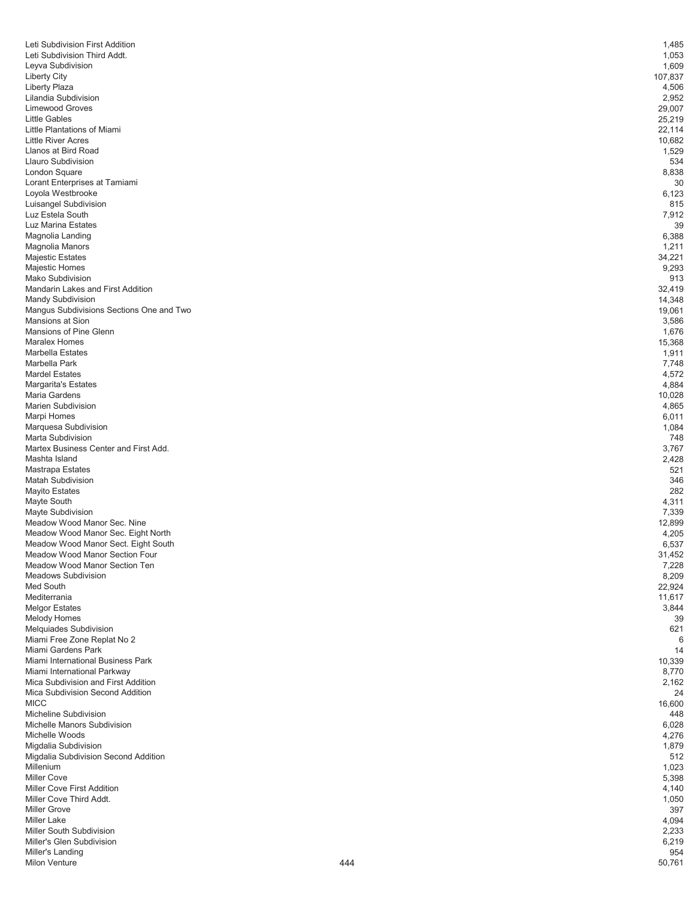| | |
|---|---|
| Leti Subdivision First Addition | 1,485 |
| Leti Subdivision Third Addt. | 1,053 |
| Leyva Subdivision | 1,609 |
| Liberty City | 107,837 |
| Liberty Plaza | 4,506 |
| Lilandia Subdivision | 2,952 |
| Limewood Groves | 29,007 |
| Little Gables | 25,219 |
| Little Plantations of Miami | 22,114 |
| Little River Acres | 10,682 |
| Llanos at Bird Road | 1,529 |
| Llauro Subdivision | 534 |
| London Square | 8,838 |
| Lorant Enterprises at Tamiami | 30 |
| Loyola Westbrooke | 6,123 |
| Luisangel Subdivision | 815 |
| Luz Estela South | 7,912 |
| Luz Marina Estates | 39 |
| Magnolia Landing | 6,388 |
| Magnolia Manors | 1,211 |
| Majestic Estates | 34,221 |
| Majestic Homes | 9,293 |
| Mako Subdivision | 913 |
| Mandarin Lakes and First Addition | 32,419 |
| Mandy Subdivision | 14,348 |
| Mangus Subdivisions Sections One and Two | 19,061 |
| Mansions at Sion | 3,586 |
| Mansions of Pine Glenn | 1,676 |
| Maralex Homes | 15,368 |
| Marbella Estates | 1,911 |
| Marbella Park | 7,748 |
| Mardel Estates | 4,572 |
| Margarita's Estates | 4,884 |
| Maria Gardens | 10,028 |
| Marien Subdivision | 4,865 |
| Marpi Homes | 6,011 |
| Marquesa Subdivision | 1,084 |
| Marta Subdivision | 748 |
| Martex Business Center and First Add. | 3,767 |
| Mashta Island | 2,428 |
| Mastrapa Estates | 521 |
| Matah Subdivision | 346 |
| Mayito Estates | 282 |
| Mayte South | 4,311 |
| Mayte Subdivision | 7,339 |
| Meadow Wood Manor Sec. Nine | 12,899 |
| Meadow Wood Manor Sec. Eight North | 4,205 |
| Meadow Wood Manor Sect. Eight South | 6,537 |
| Meadow Wood Manor Section Four | 31,452 |
| Meadow Wood Manor Section Ten | 7,228 |
| Meadows Subdivision | 8,209 |
| Med South | 22,924 |
| Mediterrania | 11,617 |
| Melgor Estates | 3,844 |
| Melody Homes | 39 |
| Melquiades Subdivision | 621 |
| Miami Free Zone Replat No 2 | 6 |
| Miami Gardens Park | 14 |
| Miami International Business Park | 10,339 |
| Miami International Parkway | 8,770 |
| Mica Subdivision and First Addition | 2,162 |
| Mica Subdivision Second Addition | 24 |
| MICC | 16,600 |
| Micheline Subdivision | 448 |
| Michelle Manors Subdivision | 6,028 |
| Michelle Woods | 4,276 |
| Migdalia Subdivision | 1,879 |
| Migdalia Subdivision Second Addition | 512 |
| Millenium | 1,023 |
| Miller Cove | 5,398 |
| Miller Cove First Addition | 4,140 |
| Miller Cove Third Addt. | 1,050 |
| Miller Grove | 397 |
| Miller Lake | 4,094 |
| Miller South Subdivision | 2,233 |
| Miller's Glen Subdivision | 6,219 |
| Miller's Landing | 954 |
| Milon Venture | 50,761 |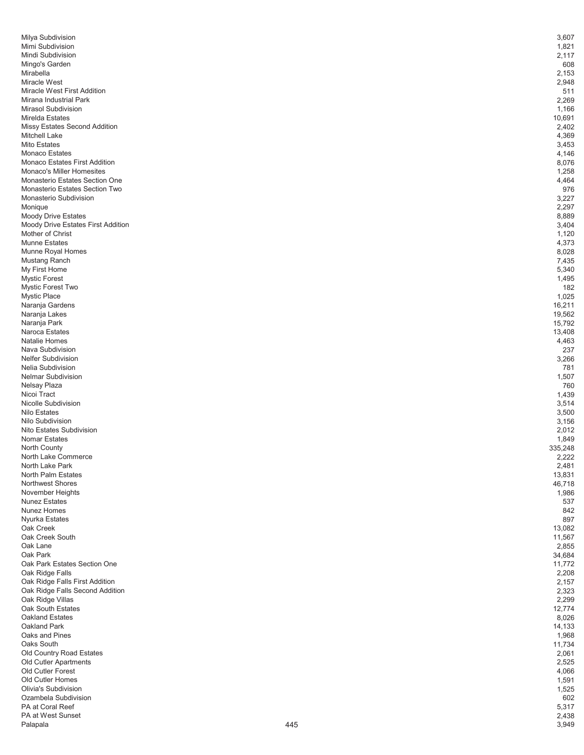| | |
|---|---|
| Milya Subdivision | 3,607 |
| Mimi Subdivision | 1,821 |
| Mindi Subdivision | 2,117 |
| Mingo's Garden | 608 |
| Mirabella | 2,153 |
| Miracle West | 2,948 |
| Miracle West First Addition | 511 |
| Mirana Industrial Park | 2,269 |
| Mirasol Subdivision | 1,166 |
| Mirelda Estates | 10,691 |
| Missy Estates Second Addition | 2,402 |
| Mitchell Lake | 4,369 |
| Mito Estates | 3,453 |
| Monaco Estates | 4,146 |
| Monaco Estates First Addition | 8,076 |
| Monaco's Miller Homesites | 1,258 |
| Monasterio Estates Section One | 4,464 |
| Monasterio Estates Section Two | 976 |
| Monasterio Subdivision | 3,227 |
| Monique | 2,297 |
| Moody Drive Estates | 8,889 |
| Moody Drive Estates First Addition | 3,404 |
| Mother of Christ | 1,120 |
| Munne Estates | 4,373 |
| Munne Royal Homes | 8,028 |
| Mustang Ranch | 7,435 |
| My First Home | 5,340 |
| Mystic Forest | 1,495 |
| Mystic Forest Two | 182 |
| Mystic Place | 1,025 |
| Naranja Gardens | 16,211 |
| Naranja Lakes | 19,562 |
| Naranja Park | 15,792 |
| Naroca Estates | 13,408 |
| Natalie Homes | 4,463 |
| Nava Subdivision | 237 |
| Nelfer Subdivision | 3,266 |
| Nelia Subdivision | 781 |
| Nelmar Subdivision | 1,507 |
| Nelsay Plaza | 760 |
| Nicoi Tract | 1,439 |
| Nicolle Subdivision | 3,514 |
| Nilo Estates | 3,500 |
| Nilo Subdivision | 3,156 |
| Nito Estates Subdivision | 2,012 |
| Nomar Estates | 1,849 |
| North County | 335,248 |
| North Lake Commerce | 2,222 |
| North Lake Park | 2,481 |
| North Palm Estates | 13,831 |
| Northwest Shores | 46,718 |
| November Heights | 1,986 |
| Nunez Estates | 537 |
| Nunez Homes | 842 |
| Nyurka Estates | 897 |
| Oak Creek | 13,082 |
| Oak Creek South | 11,567 |
| Oak Lane | 2,855 |
| Oak Park | 34,684 |
| Oak Park Estates Section One | 11,772 |
| Oak Ridge Falls | 2,208 |
| Oak Ridge Falls First Addition | 2,157 |
| Oak Ridge Falls Second Addition | 2,323 |
| Oak Ridge Villas | 2,299 |
| Oak South Estates | 12,774 |
| Oakland Estates | 8,026 |
| Oakland Park | 14,133 |
| Oaks and Pines | 1,968 |
| Oaks South | 11,734 |
| Old Country Road Estates | 2,061 |
| Old Cutler Apartments | 2,525 |
| Old Cutler Forest | 4,066 |
| Old Cutler Homes | 1,591 |
| Olivia's Subdivision | 1,525 |
| Ozambela Subdivision | 602 |
| PA at Coral Reef | 5,317 |
| PA at West Sunset | 2,438 |
| Palapala | 3,949 |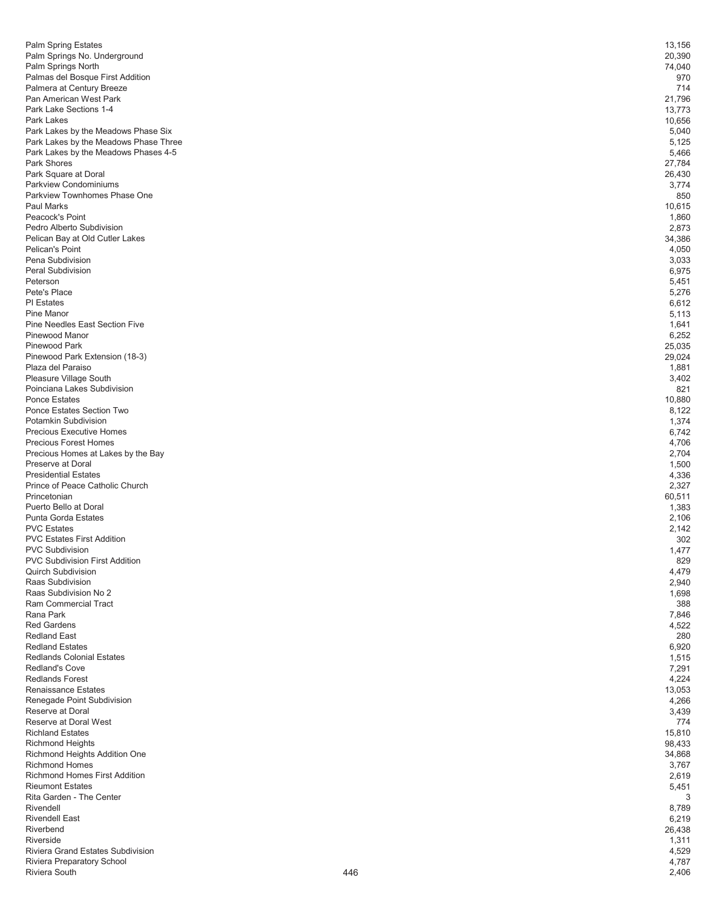| | |
|---|---|
| Palm Spring Estates | 13,156 |
| Palm Springs No. Underground | 20,390 |
| Palm Springs North | 74,040 |
| Palmas del Bosque First Addition | 970 |
| Palmera at Century Breeze | 714 |
| Pan American West Park | 21,796 |
| Park Lake Sections 1-4 | 13,773 |
| Park Lakes | 10,656 |
| Park Lakes by the Meadows Phase Six | 5,040 |
| Park Lakes by the Meadows Phase Three | 5,125 |
| Park Lakes by the Meadows Phases 4-5 | 5,466 |
| Park Shores | 27,784 |
| Park Square at Doral | 26,430 |
| Parkview Condominiums | 3,774 |
| Parkview Townhomes Phase One | 850 |
| Paul Marks | 10,615 |
| Peacock's Point | 1,860 |
| Pedro Alberto Subdivision | 2,873 |
| Pelican Bay at Old Cutler Lakes | 34,386 |
| Pelican's Point | 4,050 |
| Pena Subdivision | 3,033 |
| Peral Subdivision | 6,975 |
| Peterson | 5,451 |
| Pete's Place | 5,276 |
| PI Estates | 6,612 |
| Pine Manor | 5,113 |
| Pine Needles East Section Five | 1,641 |
| Pinewood Manor | 6,252 |
| Pinewood Park | 25,035 |
| Pinewood Park Extension (18-3) | 29,024 |
| Plaza del Paraiso | 1,881 |
| Pleasure Village South | 3,402 |
| Poinciana Lakes Subdivision | 821 |
| Ponce Estates | 10,880 |
| Ponce Estates Section Two | 8,122 |
| Potamkin Subdivision | 1,374 |
| Precious Executive Homes | 6,742 |
| Precious Forest Homes | 4,706 |
| Precious Homes at Lakes by the Bay | 2,704 |
| Preserve at Doral | 1,500 |
| Presidential Estates | 4,336 |
| Prince of Peace Catholic Church | 2,327 |
| Princetonian | 60,511 |
| Puerto Bello at Doral | 1,383 |
| Punta Gorda Estates | 2,106 |
| PVC Estates | 2,142 |
| PVC Estates First Addition | 302 |
| PVC Subdivision | 1,477 |
| PVC Subdivision First Addition | 829 |
| Quirch Subdivision | 4,479 |
| Raas Subdivision | 2,940 |
| Raas Subdivision No 2 | 1,698 |
| Ram Commercial Tract | 388 |
| Rana Park | 7,846 |
| Red Gardens | 4,522 |
| Redland East | 280 |
| Redland Estates | 6,920 |
| Redlands Colonial Estates | 1,515 |
| Redland's Cove | 7,291 |
| Redlands Forest | 4,224 |
| Renaissance Estates | 13,053 |
| Renegade Point Subdivision | 4,266 |
| Reserve at Doral | 3,439 |
| Reserve at Doral West | 774 |
| Richland Estates | 15,810 |
| Richmond Heights | 98,433 |
| Richmond Heights Addition One | 34,868 |
| Richmond Homes | 3,767 |
| Richmond Homes First Addition | 2,619 |
| Rieumont Estates | 5,451 |
| Rita Garden - The Center | 3 |
| Rivendell | 8,789 |
| Rivendell East | 6,219 |
| Riverbend | 26,438 |
| Riverside | 1,311 |
| Riviera Grand Estates Subdivision | 4,529 |
| Riviera Preparatory School | 4,787 |
| Riviera South | 2,406 |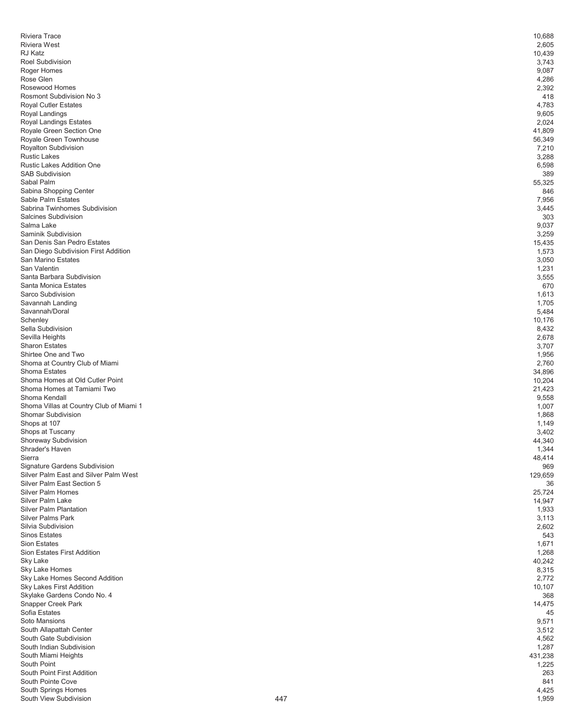| | |
|---|---|
| Riviera Trace | 10,688 |
| Riviera West | 2,605 |
| RJ Katz | 10,439 |
| Roel Subdivision | 3,743 |
| Roger Homes | 9,087 |
| Rose Glen | 4,286 |
| Rosewood Homes | 2,392 |
| Rosmont Subdivision No 3 | 418 |
| Royal Cutler Estates | 4,783 |
| Royal Landings | 9,605 |
| Royal Landings Estates | 2,024 |
| Royale Green Section One | 41,809 |
| Royale Green Townhouse | 56,349 |
| Royalton Subdivision | 7,210 |
| Rustic Lakes | 3,288 |
| Rustic Lakes Addition One | 6,598 |
| SAB Subdivision | 389 |
| Sabal Palm | 55,325 |
| Sabina Shopping Center | 846 |
| Sable Palm Estates | 7,956 |
| Sabrina Twinhomes Subdivision | 3,445 |
| Salcines Subdivision | 303 |
| Salma Lake | 9,037 |
| Saminik Subdivision | 3,259 |
| San Denis San Pedro Estates | 15,435 |
| San Diego Subdivision First Addition | 1,573 |
| San Marino Estates | 3,050 |
| San Valentin | 1,231 |
| Santa Barbara Subdivision | 3,555 |
| Santa Monica Estates | 670 |
| Sarco Subdivision | 1,613 |
| Savannah Landing | 1,705 |
| Savannah/Doral | 5,484 |
| Schenley | 10,176 |
| Sella Subdivision | 8,432 |
| Sevilla Heights | 2,678 |
| Sharon Estates | 3,707 |
| Shirtee One and Two | 1,956 |
| Shoma at Country Club of Miami | 2,760 |
| Shoma Estates | 34,896 |
| Shoma Homes at Old Cutler Point | 10,204 |
| Shoma Homes at Tamiami Two | 21,423 |
| Shoma Kendall | 9,558 |
| Shoma Villas at Country Club of Miami 1 | 1,007 |
| Shomar Subdivision | 1,868 |
| Shops at 107 | 1,149 |
| Shops at Tuscany | 3,402 |
| Shoreway Subdivision | 44,340 |
| Shrader's Haven | 1,344 |
| Sierra | 48,414 |
| Signature Gardens Subdivision | 969 |
| Silver Palm East and Silver Palm West | 129,659 |
| Silver Palm East Section 5 | 36 |
| Silver Palm Homes | 25,724 |
| Silver Palm Lake | 14,947 |
| Silver Palm Plantation | 1,933 |
| Silver Palms Park | 3,113 |
| Silvia Subdivision | 2,602 |
| Sinos Estates | 543 |
| Sion Estates | 1,671 |
| Sion Estates First Addition | 1,268 |
| Sky Lake | 40,242 |
| Sky Lake Homes | 8,315 |
| Sky Lake Homes Second Addition | 2,772 |
| Sky Lakes First Addition | 10,107 |
| Skylake Gardens Condo No. 4 | 368 |
| Snapper Creek Park | 14,475 |
| Sofia Estates | 45 |
| Soto Mansions | 9,571 |
| South Allapattah Center | 3,512 |
| South Gate Subdivision | 4,562 |
| South Indian Subdivision | 1,287 |
| South Miami Heights | 431,238 |
| South Point | 1,225 |
| South Point First Addition | 263 |
| South Pointe Cove | 841 |
| South Springs Homes | 4,425 |
| South View Subdivision | 1,959 |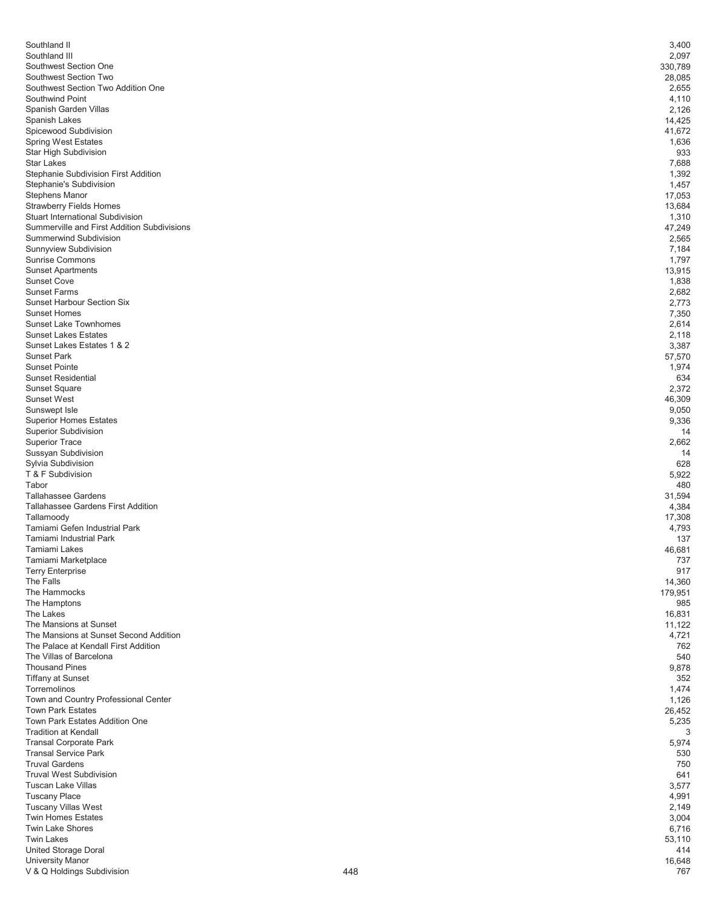| | |
|---|---|
| Southland II | 3,400 |
| Southland III | 2,097 |
| Southwest Section One | 330,789 |
| Southwest Section Two | 28,085 |
| Southwest Section Two Addition One | 2,655 |
| Southwind Point | 4,110 |
| Spanish Garden Villas | 2,126 |
| Spanish Lakes | 14,425 |
| Spicewood Subdivision | 41,672 |
| Spring West Estates | 1,636 |
| Star High Subdivision | 933 |
| Star Lakes | 7,688 |
| Stephanie Subdivision First Addition | 1,392 |
| Stephanie's Subdivision | 1,457 |
| Stephens Manor | 17,053 |
| Strawberry Fields Homes | 13,684 |
| Stuart International Subdivision | 1,310 |
| Summerville and First Addition Subdivisions | 47,249 |
| Summerwind Subdivision | 2,565 |
| Sunnyview Subdivision | 7,184 |
| Sunrise Commons | 1,797 |
| Sunset Apartments | 13,915 |
| Sunset Cove | 1,838 |
| Sunset Farms | 2,682 |
| Sunset Harbour Section Six | 2,773 |
| Sunset Homes | 7,350 |
| Sunset Lake Townhomes | 2,614 |
| Sunset Lakes Estates | 2,118 |
| Sunset Lakes Estates 1 & 2 | 3,387 |
| Sunset Park | 57,570 |
| Sunset Pointe | 1,974 |
| Sunset Residential | 634 |
| Sunset Square | 2,372 |
| Sunset West | 46,309 |
| Sunswept Isle | 9,050 |
| Superior Homes Estates | 9,336 |
| Superior Subdivision | 14 |
| Superior Trace | 2,662 |
| Sussyan Subdivision | 14 |
| Sylvia Subdivision | 628 |
| T & F Subdivision | 5,922 |
| Tabor | 480 |
| Tallahassee Gardens | 31,594 |
| Tallahassee Gardens First Addition | 4,384 |
| Tallamoody | 17,308 |
| Tamiami Gefen Industrial Park | 4,793 |
| Tamiami Industrial Park | 137 |
| Tamiami Lakes | 46,681 |
| Tamiami Marketplace | 737 |
| Terry Enterprise | 917 |
| The Falls | 14,360 |
| The Hammocks | 179,951 |
| The Hamptons | 985 |
| The Lakes | 16,831 |
| The Mansions at Sunset | 11,122 |
| The Mansions at Sunset Second Addition | 4,721 |
| The Palace at Kendall First Addition | 762 |
| The Villas of Barcelona | 540 |
| Thousand Pines | 9,878 |
| Tiffany at Sunset | 352 |
| Torremolinos | 1,474 |
| Town and Country Professional Center | 1,126 |
| Town Park Estates | 26,452 |
| Town Park Estates Addition One | 5,235 |
| Tradition at Kendall | 3 |
| Transal Corporate Park | 5,974 |
| Transal Service Park | 530 |
| Truval Gardens | 750 |
| Truval West Subdivision | 641 |
| Tuscan Lake Villas | 3,577 |
| Tuscany Place | 4,991 |
| Tuscany Villas West | 2,149 |
| Twin Homes Estates | 3,004 |
| Twin Lake Shores | 6,716 |
| Twin Lakes | 53,110 |
| United Storage Doral | 414 |
| University Manor | 16,648 |
| V & Q Holdings Subdivision | 767 |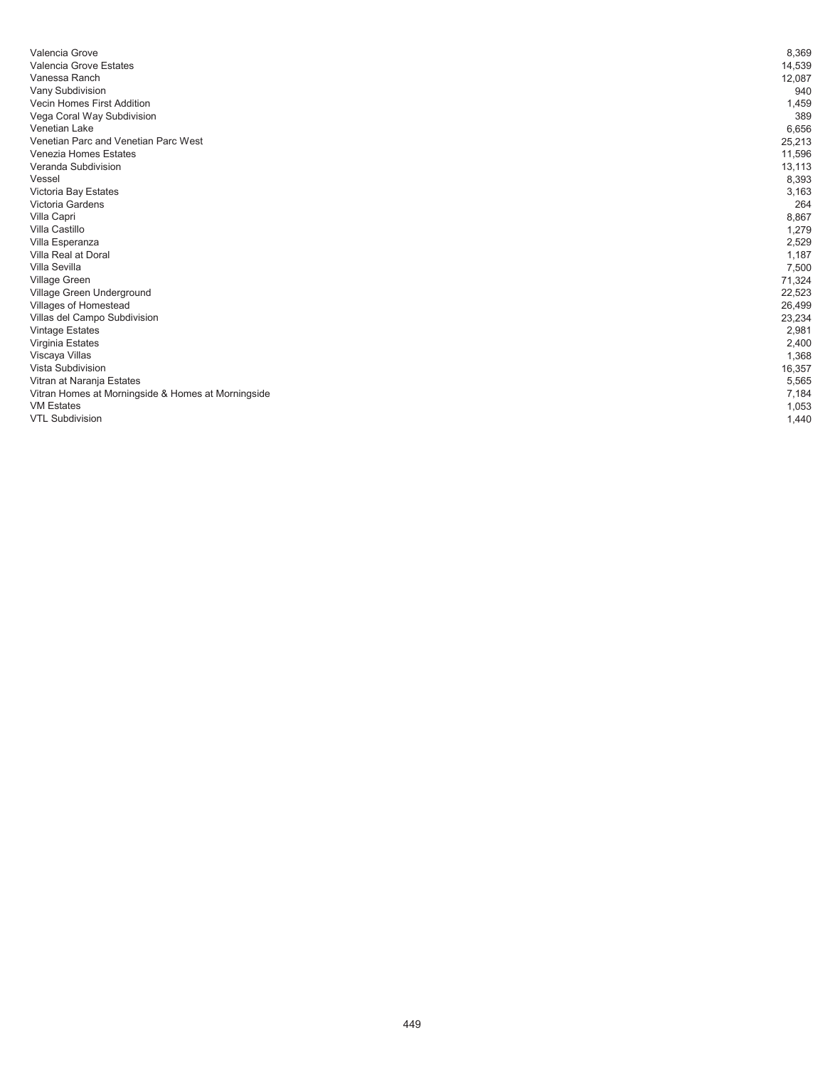| | |
|---|---|
| Valencia Grove | 8,369 |
| Valencia Grove Estates | 14,539 |
| Vanessa Ranch | 12,087 |
| Vany Subdivision | 940 |
| Vecin Homes First Addition | 1,459 |
| Vega Coral Way Subdivision | 389 |
| Venetian Lake | 6,656 |
| Venetian Parc and Venetian Parc West | 25,213 |
| Venezia Homes Estates | 11,596 |
| Veranda Subdivision | 13,113 |
| Vessel | 8,393 |
| Victoria Bay Estates | 3,163 |
| Victoria Gardens | 264 |
| Villa Capri | 8,867 |
| Villa Castillo | 1,279 |
| Villa Esperanza | 2,529 |
| Villa Real at Doral | 1,187 |
| Villa Sevilla | 7,500 |
| Village Green | 71,324 |
| Village Green Underground | 22,523 |
| Villages of Homestead | 26,499 |
| Villas del Campo Subdivision | 23,234 |
| Vintage Estates | 2,981 |
| Virginia Estates | 2,400 |
| Viscaya Villas | 1,368 |
| Vista Subdivision | 16,357 |
| Vitran at Naranja Estates | 5,565 |
| Vitran Homes at Morningside & Homes at Morningside | 7,184 |
| VM Estates | 1,053 |
| VTL Subdivision | 1,440 |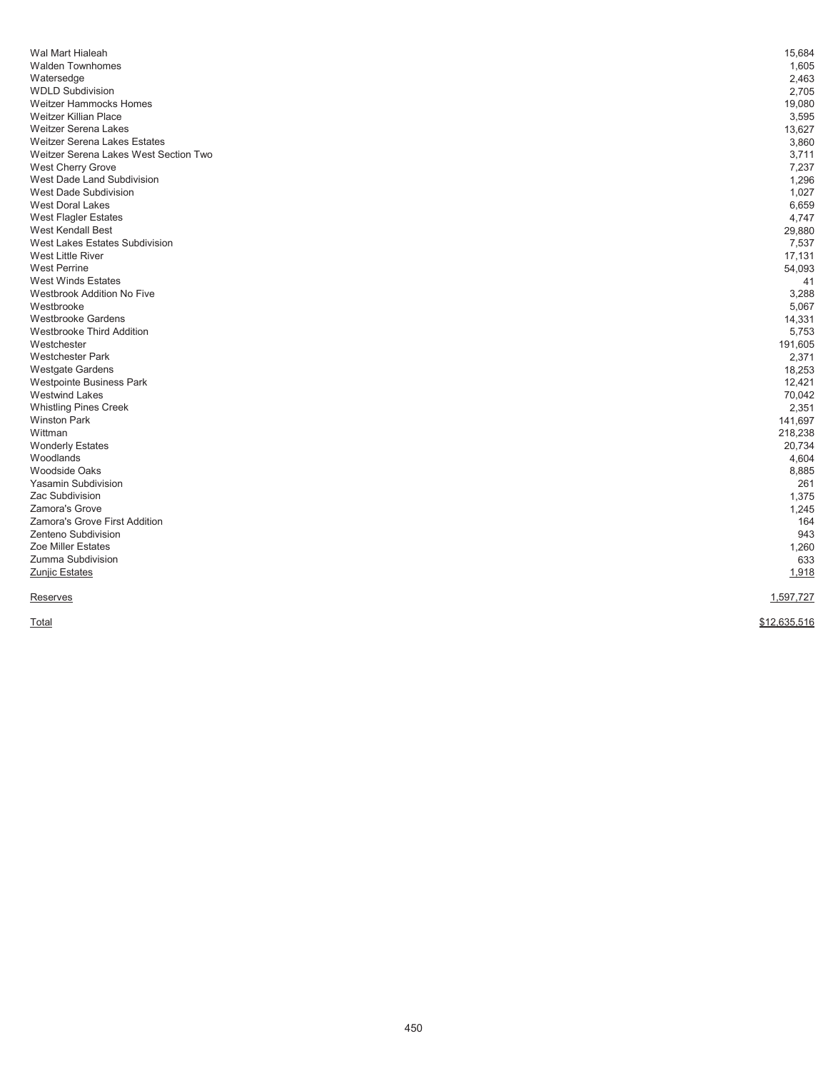| | |
|---|---|
| Wal Mart Hialeah | 15,684 |
| Walden Townhomes | 1,605 |
| Watersedge | 2,463 |
| WDLD Subdivision | 2,705 |
| Weitzer Hammocks Homes | 19,080 |
| Weitzer Killian Place | 3,595 |
| Weitzer Serena Lakes | 13,627 |
| Weitzer Serena Lakes Estates | 3,860 |
| Weitzer Serena Lakes West Section Two | 3,711 |
| West Cherry Grove | 7,237 |
| West Dade Land Subdivision | 1,296 |
| West Dade Subdivision | 1,027 |
| West Doral Lakes | 6,659 |
| West Flagler Estates | 4,747 |
| West Kendall Best | 29,880 |
| West Lakes Estates Subdivision | 7,537 |
| West Little River | 17,131 |
| West Perrine | 54,093 |
| West Winds Estates | 41 |
| Westbrook Addition No Five | 3,288 |
| Westbrooke | 5,067 |
| Westbrooke Gardens | 14,331 |
| Westbrooke Third Addition | 5,753 |
| Westchester | 191,605 |
| Westchester Park | 2,371 |
| Westgate Gardens | 18,253 |
| Westpointe Business Park | 12,421 |
| Westwind Lakes | 70,042 |
| Whistling Pines Creek | 2,351 |
| Winston Park | 141,697 |
| Wittman | 218,238 |
| Wonderly Estates | 20,734 |
| Woodlands | 4,604 |
| Woodside Oaks | 8,885 |
| Yasamin Subdivision | 261 |
| Zac Subdivision | 1,375 |
| Zamora's Grove | 1,245 |
| Zamora's Grove First Addition | 164 |
| Zenteno Subdivision | 943 |
| Zoe Miller Estates | 1,260 |
| Zumma Subdivision | 633 |
| Zunjic Estates | 1,918 |
| Reserves | 1,597,727 |
| Total | $12,635,516 |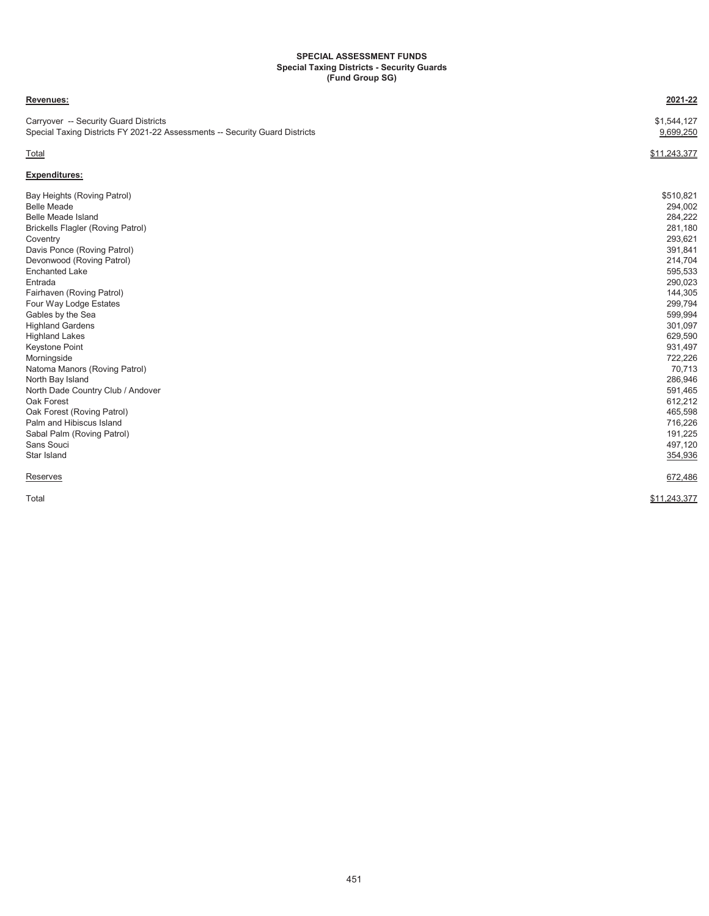**SPECIAL ASSESSMENT FUNDS**
**Special Taxing Districts - Security Guards**
**(Fund Group SG)**

| **Revenues:** | **2021-22** |
|---|---|
| Carryover -- Security Guard Districts | $1,544,127 |
| Special Taxing Districts FY 2021-22 Assessments -- Security Guard Districts | 9,699,250 |
| Total | $11,243,377 |
| **Expenditures:** | |
| Bay Heights (Roving Patrol) | $510,821 |
| Belle Meade | 294,002 |
| Belle Meade Island | 284,222 |
| Brickells Flagler (Roving Patrol) | 281,180 |
| Coventry | 293,621 |
| Davis Ponce (Roving Patrol) | 391,841 |
| Devonwood (Roving Patrol) | 214,704 |
| Enchanted Lake | 595,533 |
| Entrada | 290,023 |
| Fairhaven (Roving Patrol) | 144,305 |
| Four Way Lodge Estates | 299,794 |
| Gables by the Sea | 599,994 |
| Highland Gardens | 301,097 |
| Highland Lakes | 629,590 |
| Keystone Point | 931,497 |
| Morningside | 722,226 |
| Natoma Manors (Roving Patrol) | 70,713 |
| North Bay Island | 286,946 |
| North Dade Country Club / Andover | 591,465 |
| Oak Forest | 612,212 |
| Oak Forest (Roving Patrol) | 465,598 |
| Palm and Hibiscus Island | 716,226 |
| Sabal Palm (Roving Patrol) | 191,225 |
| Sans Souci | 497,120 |
| Star Island | 354,936 |
| Reserves | 672,486 |
| Total | $11,243,377 |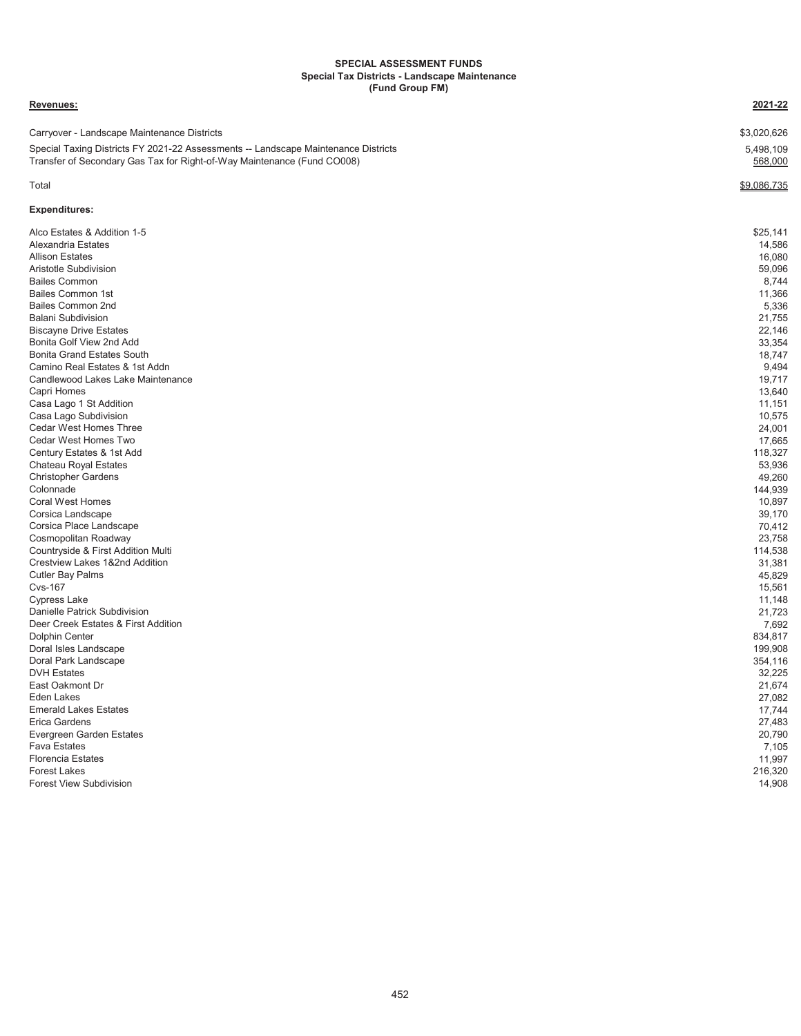# SPECIAL ASSESSMENT FUNDS
## Special Tax Districts - Landscape Maintenance
### (Fund Group FM)

| **Revenues:** | **2021-22** |
|---|---|
| Carryover - Landscape Maintenance Districts | $3,020,626 |
| Special Taxing Districts FY 2021-22 Assessments -- Landscape Maintenance Districts | 5,498,109 |
| Transfer of Secondary Gas Tax for Right-of-Way Maintenance (Fund CO008) | 568,000 |
| Total | $9,086,735 |

| **Expenditures:** | |
|---|---|
| Alco Estates & Addition 1-5 | $25,141 |
| Alexandria Estates | 14,586 |
| Allison Estates | 16,080 |
| Aristotle Subdivision | 59,096 |
| Bailes Common | 8,744 |
| Bailes Common 1st | 11,366 |
| Bailes Common 2nd | 5,336 |
| Balani Subdivision | 21,755 |
| Biscayne Drive Estates | 22,146 |
| Bonita Golf View 2nd Add | 33,354 |
| Bonita Grand Estates South | 18,747 |
| Camino Real Estates & 1st Addn | 9,494 |
| Candlewood Lakes Lake Maintenance | 19,717 |
| Capri Homes | 13,640 |
| Casa Lago 1 St Addition | 11,151 |
| Casa Lago Subdivision | 10,575 |
| Cedar West Homes Three | 24,001 |
| Cedar West Homes Two | 17,665 |
| Century Estates & 1st Add | 118,327 |
| Chateau Royal Estates | 53,936 |
| Christopher Gardens | 49,260 |
| Colonnade | 144,939 |
| Coral West Homes | 10,897 |
| Corsica Landscape | 39,170 |
| Corsica Place Landscape | 70,412 |
| Cosmopolitan Roadway | 23,758 |
| Countryside & First Addition Multi | 114,538 |
| Crestview Lakes 1&2nd Addition | 31,381 |
| Cutler Bay Palms | 45,829 |
| Cvs-167 | 15,561 |
| Cypress Lake | 11,148 |
| Danielle Patrick Subdivision | 21,723 |
| Deer Creek Estates & First Addition | 7,692 |
| Dolphin Center | 834,817 |
| Doral Isles Landscape | 199,908 |
| Doral Park Landscape | 354,116 |
| DVH Estates | 32,225 |
| East Oakmont Dr | 21,674 |
| Eden Lakes | 27,082 |
| Emerald Lakes Estates | 17,744 |
| Erica Gardens | 27,483 |
| Evergreen Garden Estates | 20,790 |
| Fava Estates | 7,105 |
| Florencia Estates | 11,997 |
| Forest Lakes | 216,320 |
| Forest View Subdivision | 14,908 |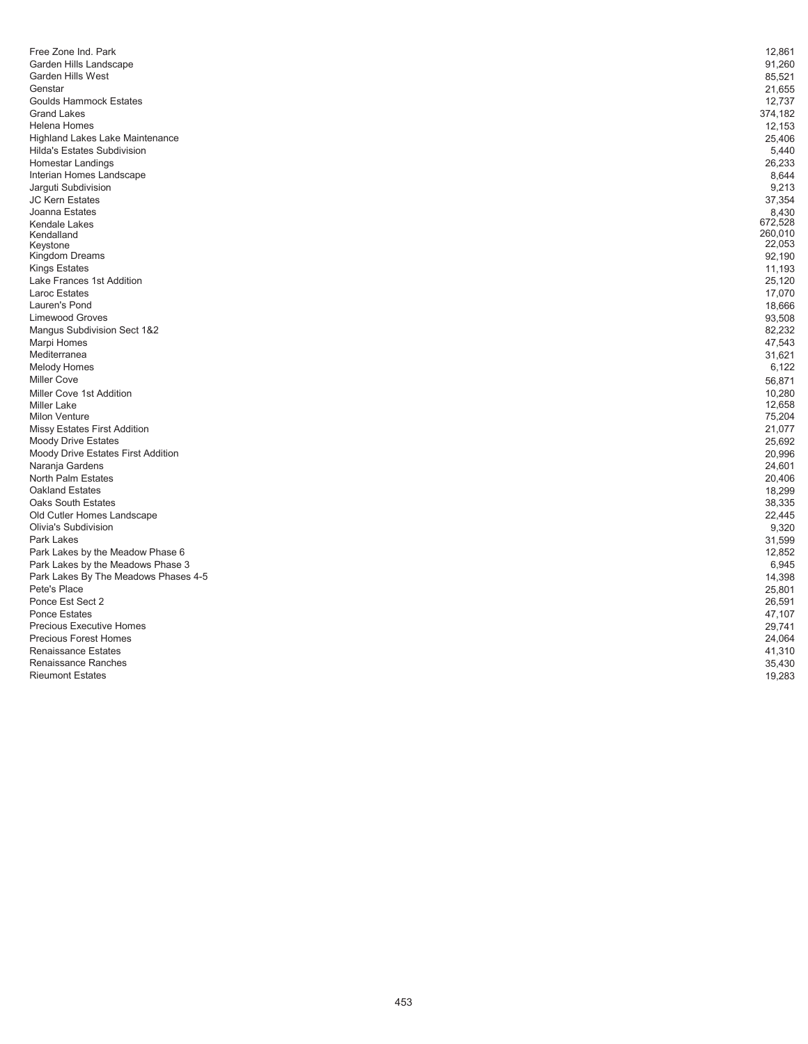| | |
|---|---|
| Free Zone Ind. Park | 12,861 |
| Garden Hills Landscape | 91,260 |
| Garden Hills West | 85,521 |
| Genstar | 21,655 |
| Goulds Hammock Estates | 12,737 |
| Grand Lakes | 374,182 |
| Helena Homes | 12,153 |
| Highland Lakes Lake Maintenance | 25,406 |
| Hilda's Estates Subdivision | 5,440 |
| Homestar Landings | 26,233 |
| Interian Homes Landscape | 8,644 |
| Jarguti Subdivision | 9,213 |
| JC Kern Estates | 37,354 |
| Joanna Estates | 8,430 |
| Kendale Lakes | 672,528 |
| Kendalland | 260,010 |
| Keystone | 22,053 |
| Kingdom Dreams | 92,190 |
| Kings Estates | 11,193 |
| Lake Frances 1st Addition | 25,120 |
| Laroc Estates | 17,070 |
| Lauren's Pond | 18,666 |
| Limewood Groves | 93,508 |
| Mangus Subdivision Sect 1&2 | 82,232 |
| Marpi Homes | 47,543 |
| Mediterranea | 31,621 |
| Melody Homes | 6,122 |
| Miller Cove | 56,871 |
| Miller Cove 1st Addition | 10,280 |
| Miller Lake | 12,658 |
| Milon Venture | 75,204 |
| Missy Estates First Addition | 21,077 |
| Moody Drive Estates | 25,692 |
| Moody Drive Estates First Addition | 20,996 |
| Naranja Gardens | 24,601 |
| North Palm Estates | 20,406 |
| Oakland Estates | 18,299 |
| Oaks South Estates | 38,335 |
| Old Cutler Homes Landscape | 22,445 |
| Olivia's Subdivision | 9,320 |
| Park Lakes | 31,599 |
| Park Lakes by the Meadow Phase 6 | 12,852 |
| Park Lakes by the Meadows Phase 3 | 6,945 |
| Park Lakes By The Meadows Phases 4-5 | 14,398 |
| Pete's Place | 25,801 |
| Ponce Est Sect 2 | 26,591 |
| Ponce Estates | 47,107 |
| Precious Executive Homes | 29,741 |
| Precious Forest Homes | 24,064 |
| Renaissance Estates | 41,310 |
| Renaissance Ranches | 35,430 |
| Rieumont Estates | 19,283 |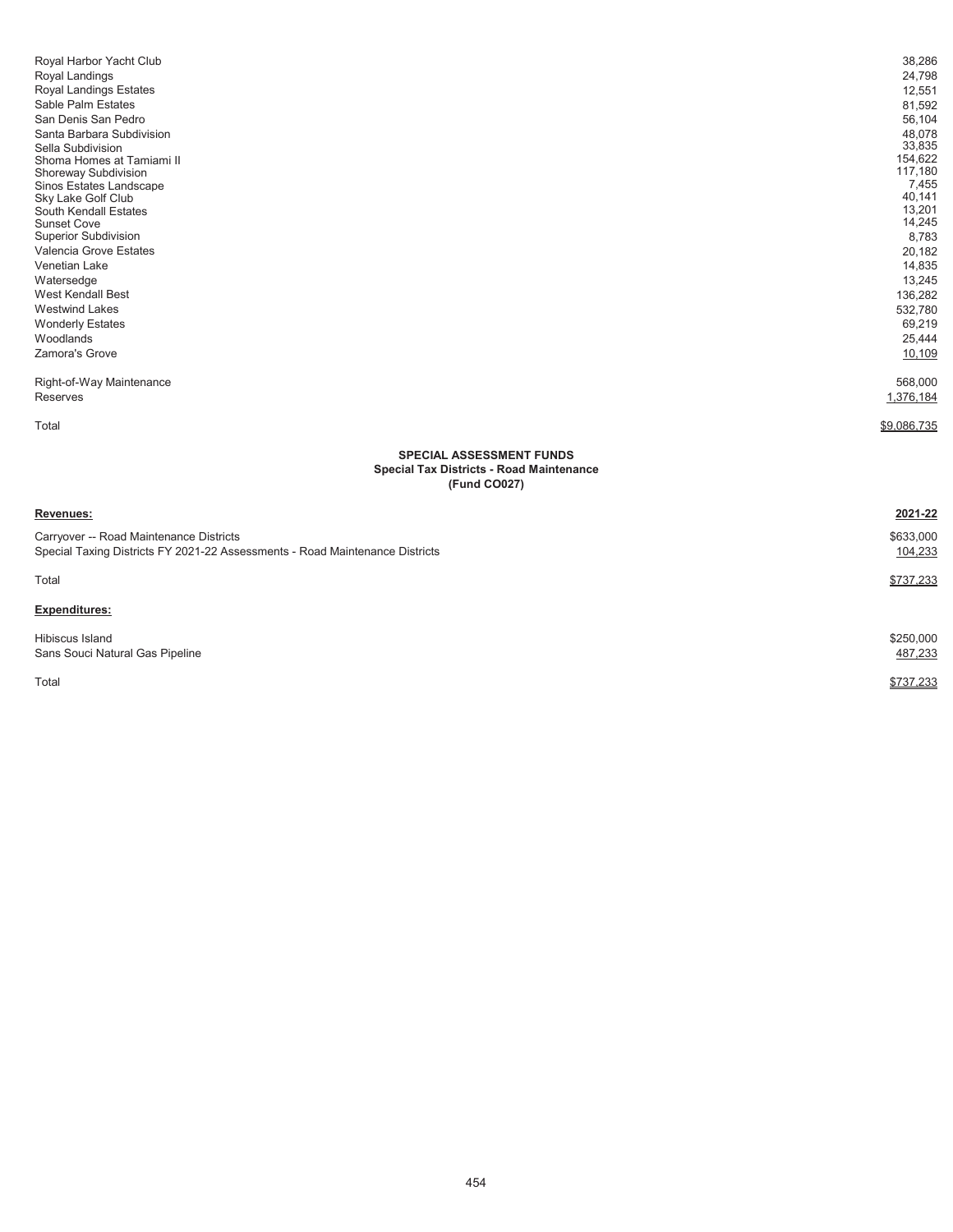| | |
|---|---|
| Royal Harbor Yacht Club | 38,286 |
| Royal Landings | 24,798 |
| Royal Landings Estates | 12,551 |
| Sable Palm Estates | 81,592 |
| San Denis San Pedro | 56,104 |
| Santa Barbara Subdivision | 48,078 |
| Sella Subdivision | 33,835 |
| Shoma Homes at Tamiami II | 154,622 |
| Shoreway Subdivision | 117,180 |
| Sinos Estates Landscape | 7,455 |
| Sky Lake Golf Club | 40,141 |
| South Kendall Estates | 13,201 |
| Sunset Cove | 14,245 |
| Superior Subdivision | 8,783 |
| Valencia Grove Estates | 20,182 |
| Venetian Lake | 14,835 |
| Watersedge | 13,245 |
| West Kendall Best | 136,282 |
| Westwind Lakes | 532,780 |
| Wonderly Estates | 69,219 |
| Woodlands | 25,444 |
| Zamora's Grove | 10,109 |
| | |
| Right-of-Way Maintenance | 568,000 |
| Reserves | 1,376,184 |
| | |
| Total | $9,086,735 |

**SPECIAL ASSESSMENT FUNDS**
**Special Tax Districts - Road Maintenance**
**(Fund CO027)**

| **Revenues:** | **2021-22** |
|---|---|
| Carryover -- Road Maintenance Districts | $633,000 |
| Special Taxing Districts FY 2021-22 Assessments - Road Maintenance Districts | 104,233 |
| | |
| Total | $737,233 |
| | |
| **Expenditures:** | |
| | |
| Hibiscus Island | $250,000 |
| Sans Souci Natural Gas Pipeline | 487,233 |
| | |
| Total | $737,233 |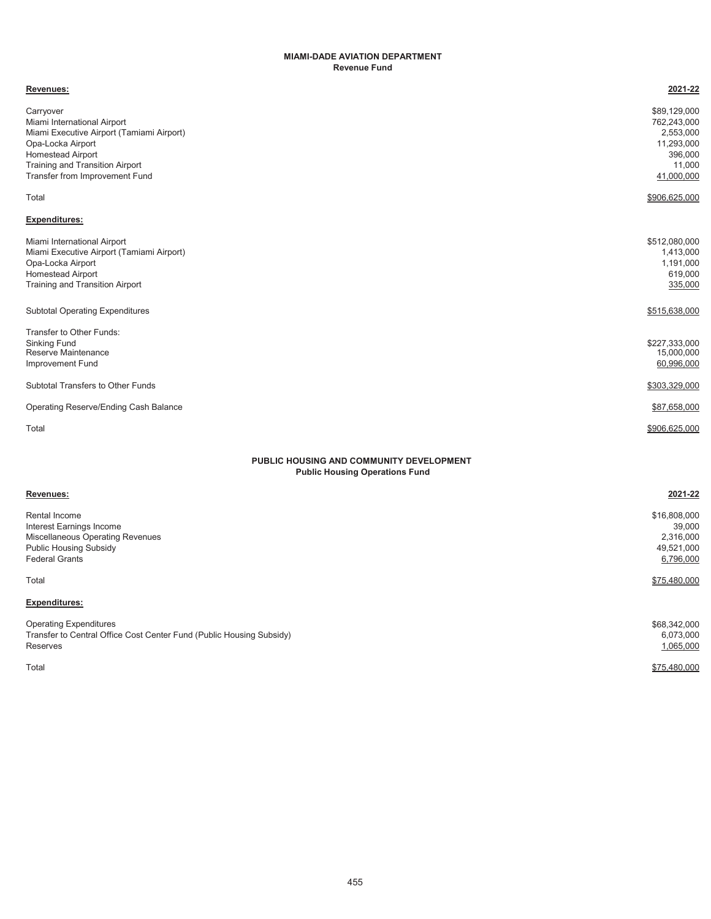## MIAMI-DADE AVIATION DEPARTMENT

### Revenue Fund

| **Revenues:** | **2021-22** |
|---|---|
| Carryover | $89,129,000 |
| Miami International Airport | 762,243,000 |
| Miami Executive Airport (Tamiami Airport) | 2,553,000 |
| Opa-Locka Airport | 11,293,000 |
| Homestead Airport | 396,000 |
| Training and Transition Airport | 11,000 |
| Transfer from Improvement Fund | 41,000,000 |
| Total | $906,625,000 |
| **Expenditures:** | |
| Miami International Airport | $512,080,000 |
| Miami Executive Airport (Tamiami Airport) | 1,413,000 |
| Opa-Locka Airport | 1,191,000 |
| Homestead Airport | 619,000 |
| Training and Transition Airport | 335,000 |
| Subtotal Operating Expenditures | $515,638,000 |
| Transfer to Other Funds: | |
| Sinking Fund | $227,333,000 |
| Reserve Maintenance | 15,000,000 |
| Improvement Fund | 60,996,000 |
| Subtotal Transfers to Other Funds | $303,329,000 |
| Operating Reserve/Ending Cash Balance | $87,658,000 |
| Total | $906,625,000 |

## PUBLIC HOUSING AND COMMUNITY DEVELOPMENT

### Public Housing Operations Fund

| **Revenues:** | **2021-22** |
|---|---|
| Rental Income | $16,808,000 |
| Interest Earnings Income | 39,000 |
| Miscellaneous Operating Revenues | 2,316,000 |
| Public Housing Subsidy | 49,521,000 |
| Federal Grants | 6,796,000 |
| Total | $75,480,000 |
| **Expenditures:** | |
| Operating Expenditures | $68,342,000 |
| Transfer to Central Office Cost Center Fund (Public Housing Subsidy) | 6,073,000 |
| Reserves | 1,065,000 |
| Total | $75,480,000 |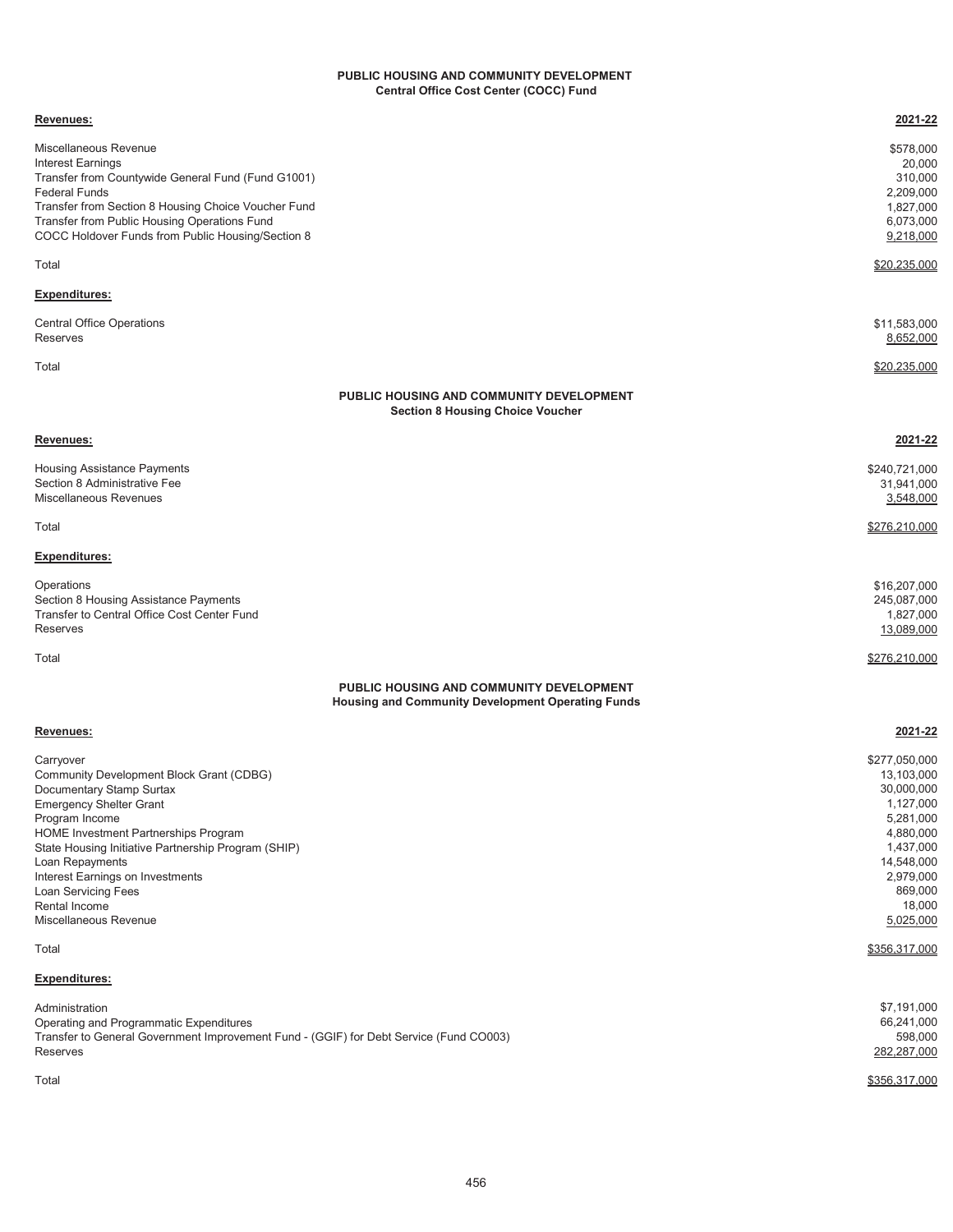## PUBLIC HOUSING AND COMMUNITY DEVELOPMENT
### Central Office Cost Center (COCC) Fund

| **Revenues:** | **2021-22** |
|---|---|
| Miscellaneous Revenue | $578,000 |
| Interest Earnings | 20,000 |
| Transfer from Countywide General Fund (Fund G1001) | 310,000 |
| Federal Funds | 2,209,000 |
| Transfer from Section 8 Housing Choice Voucher Fund | 1,827,000 |
| Transfer from Public Housing Operations Fund | 6,073,000 |
| COCC Holdover Funds from Public Housing/Section 8 | 9,218,000 |
| Total | $20,235,000 |
| **Expenditures:** | |
| Central Office Operations | $11,583,000 |
| Reserves | 8,652,000 |
| Total | $20,235,000 |

## PUBLIC HOUSING AND COMMUNITY DEVELOPMENT
### Section 8 Housing Choice Voucher

| **Revenues:** | **2021-22** |
|---|---|
| Housing Assistance Payments | $240,721,000 |
| Section 8 Administrative Fee | 31,941,000 |
| Miscellaneous Revenues | 3,548,000 |
| Total | $276,210,000 |
| **Expenditures:** | |
| Operations | $16,207,000 |
| Section 8 Housing Assistance Payments | 245,087,000 |
| Transfer to Central Office Cost Center Fund | 1,827,000 |
| Reserves | 13,089,000 |
| Total | $276,210,000 |

## PUBLIC HOUSING AND COMMUNITY DEVELOPMENT
### Housing and Community Development Operating Funds

| **Revenues:** | **2021-22** |
|---|---|
| Carryover | $277,050,000 |
| Community Development Block Grant (CDBG) | 13,103,000 |
| Documentary Stamp Surtax | 30,000,000 |
| Emergency Shelter Grant | 1,127,000 |
| Program Income | 5,281,000 |
| HOME Investment Partnerships Program | 4,880,000 |
| State Housing Initiative Partnership Program (SHIP) | 1,437,000 |
| Loan Repayments | 14,548,000 |
| Interest Earnings on Investments | 2,979,000 |
| Loan Servicing Fees | 869,000 |
| Rental Income | 18,000 |
| Miscellaneous Revenue | 5,025,000 |
| Total | $356,317,000 |
| **Expenditures:** | |
| Administration | $7,191,000 |
| Operating and Programmatic Expenditures | 66,241,000 |
| Transfer to General Government Improvement Fund - (GGIF) for Debt Service (Fund CO003) | 598,000 |
| Reserves | 282,287,000 |
| Total | $356,317,000 |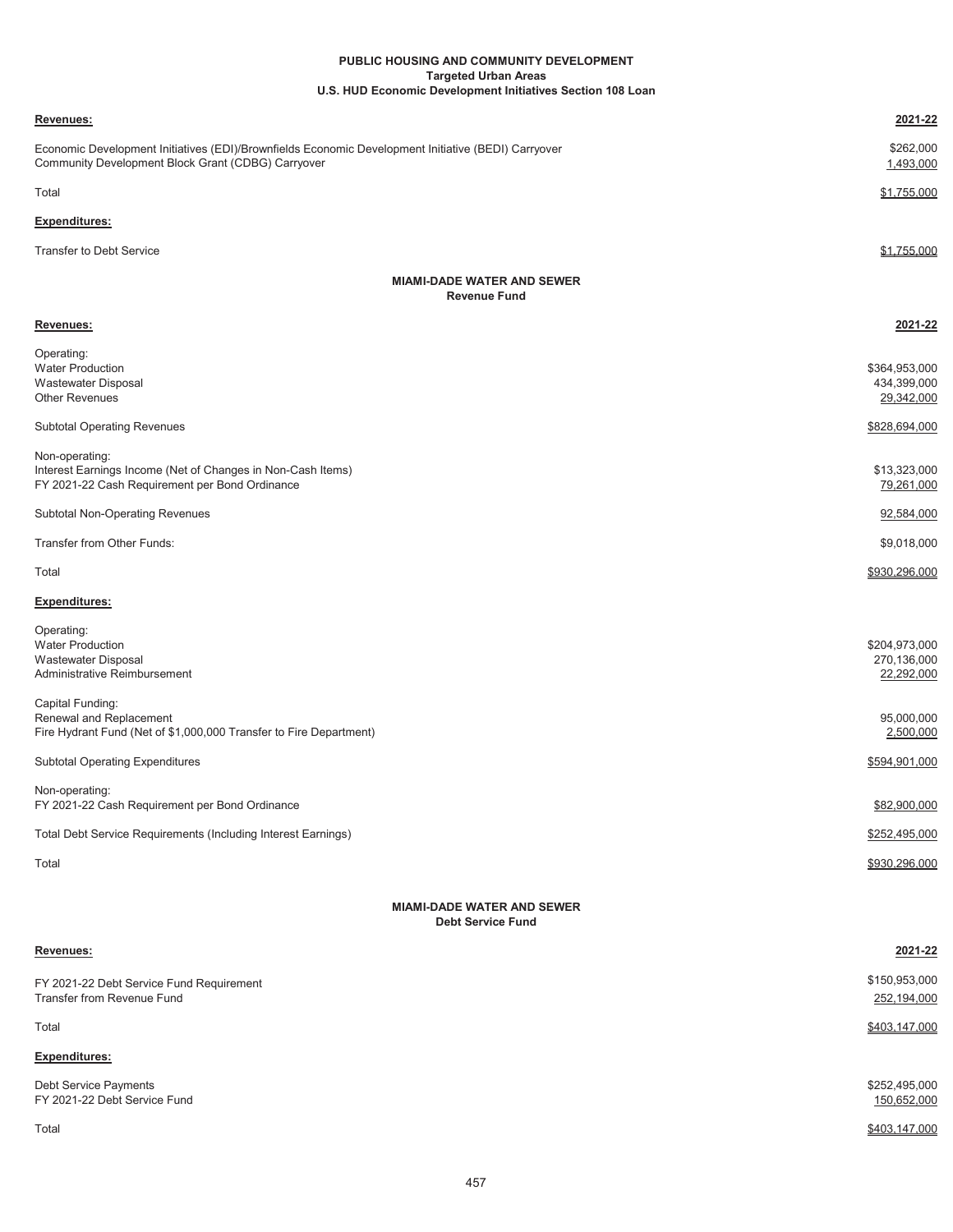## PUBLIC HOUSING AND COMMUNITY DEVELOPMENT
### Targeted Urban Areas
### U.S. HUD Economic Development Initiatives Section 108 Loan

| **Revenues:** | **2021-22** |
|---|---|
| Economic Development Initiatives (EDI)/Brownfields Economic Development Initiative (BEDI) Carryover | $262,000 |
| Community Development Block Grant (CDBG) Carryover | 1,493,000 |
| Total | $1,755,000 |
| **Expenditures:** | |
| Transfer to Debt Service | $1,755,000 |

## MIAMI-DADE WATER AND SEWER
### Revenue Fund

| **Revenues:** | **2021-22** |
|---|---|
| Operating: | |
| Water Production | $364,953,000 |
| Wastewater Disposal | 434,399,000 |
| Other Revenues | 29,342,000 |
| Subtotal Operating Revenues | $828,694,000 |
| Non-operating: | |
| Interest Earnings Income (Net of Changes in Non-Cash Items) | $13,323,000 |
| FY 2021-22 Cash Requirement per Bond Ordinance | 79,261,000 |
| Subtotal Non-Operating Revenues | 92,584,000 |
| Transfer from Other Funds: | $9,018,000 |
| Total | $930,296,000 |
| **Expenditures:** | |
| Operating: | |
| Water Production | $204,973,000 |
| Wastewater Disposal | 270,136,000 |
| Administrative Reimbursement | 22,292,000 |
| Capital Funding: | |
| Renewal and Replacement | 95,000,000 |
| Fire Hydrant Fund (Net of $1,000,000 Transfer to Fire Department) | 2,500,000 |
| Subtotal Operating Expenditures | $594,901,000 |
| Non-operating: | |
| FY 2021-22 Cash Requirement per Bond Ordinance | $82,900,000 |
| Total Debt Service Requirements (Including Interest Earnings) | $252,495,000 |
| Total | $930,296,000 |

## MIAMI-DADE WATER AND SEWER
### Debt Service Fund

| **Revenues:** | **2021-22** |
|---|---|
| FY 2021-22 Debt Service Fund Requirement | $150,953,000 |
| Transfer from Revenue Fund | 252,194,000 |
| Total | $403,147,000 |
| **Expenditures:** | |
| Debt Service Payments | $252,495,000 |
| FY 2021-22 Debt Service Fund | 150,652,000 |
| Total | $403,147,000 |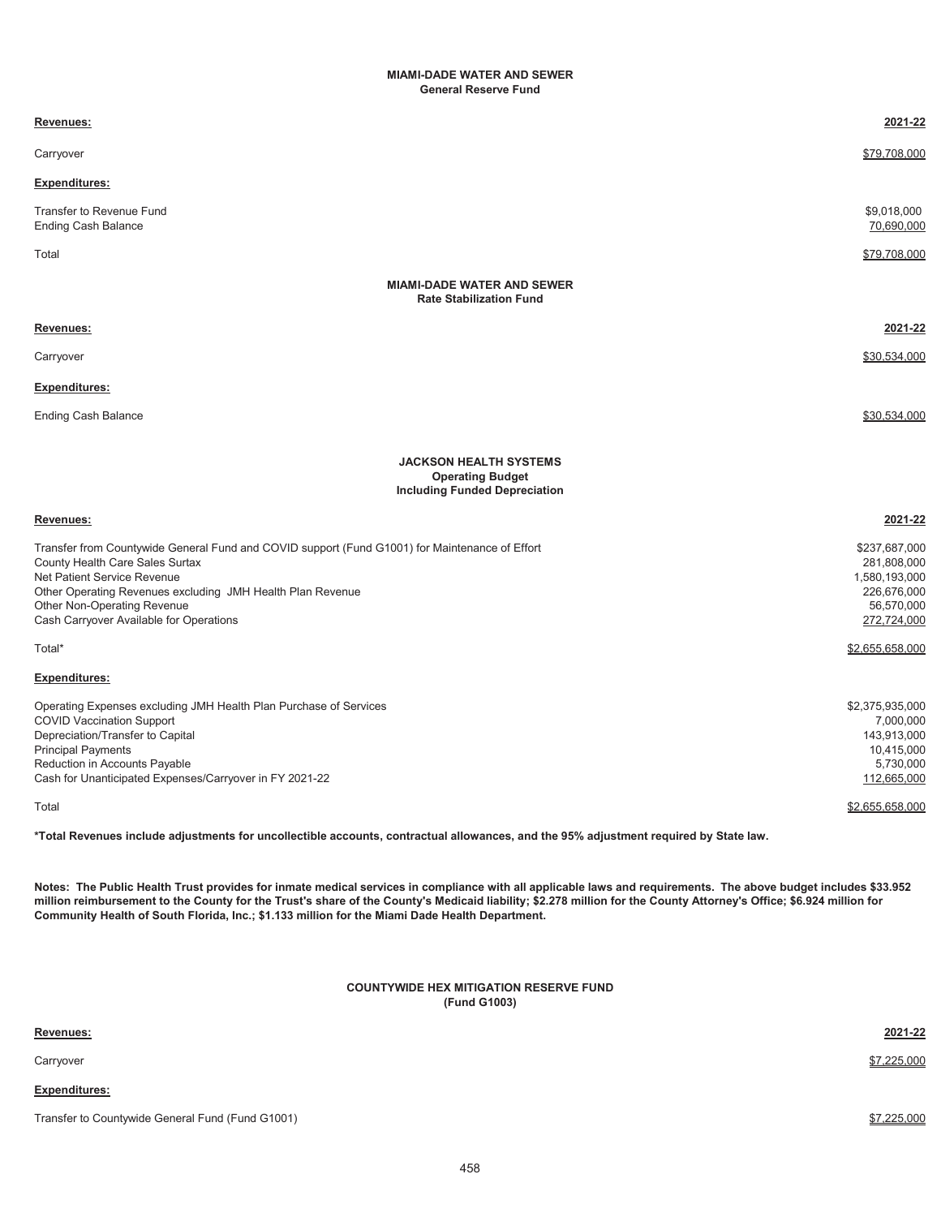**MIAMI-DADE WATER AND SEWER**
**General Reserve Fund**

| | |
|---|---|
| **Revenues:** | **2021-22** |
| Carryover | $79,708,000 |
| **Expenditures:** | |
| Transfer to Revenue Fund | $9,018,000 |
| Ending Cash Balance | 70,690,000 |
| Total | $79,708,000 |

**MIAMI-DADE WATER AND SEWER**
**Rate Stabilization Fund**

| | |
|---|---|
| **Revenues:** | **2021-22** |
| Carryover | $30,534,000 |
| **Expenditures:** | |
| Ending Cash Balance | $30,534,000 |

**JACKSON HEALTH SYSTEMS**
**Operating Budget**
**Including Funded Depreciation**

| | |
|---|---|
| **Revenues:** | **2021-22** |
| Transfer from Countywide General Fund and COVID support (Fund G1001) for Maintenance of Effort | $237,687,000 |
| County Health Care Sales Surtax | 281,808,000 |
| Net Patient Service Revenue | 1,580,193,000 |
| Other Operating Revenues excluding JMH Health Plan Revenue | 226,676,000 |
| Other Non-Operating Revenue | 56,570,000 |
| Cash Carryover Available for Operations | 272,724,000 |
| Total* | $2,655,658,000 |
| **Expenditures:** | |
| Operating Expenses excluding JMH Health Plan Purchase of Services | $2,375,935,000 |
| COVID Vaccination Support | 7,000,000 |
| Depreciation/Transfer to Capital | 143,913,000 |
| Principal Payments | 10,415,000 |
| Reduction in Accounts Payable | 5,730,000 |
| Cash for Unanticipated Expenses/Carryover in FY 2021-22 | 112,665,000 |
| Total | $2,655,658,000 |

**\*Total Revenues include adjustments for uncollectible accounts, contractual allowances, and the 95% adjustment required by State law.**

**Notes: The Public Health Trust provides for inmate medical services in compliance with all applicable laws and requirements. The above budget includes $33.952 million reimbursement to the County for the Trust's share of the County's Medicaid liability; $2.278 million for the County Attorney's Office; $6.924 million for Community Health of South Florida, Inc.; $1.133 million for the Miami Dade Health Department.**

**COUNTYWIDE HEX MITIGATION RESERVE FUND**
**(Fund G1003)**

| | |
|---|---|
| **Revenues:** | **2021-22** |
| Carryover | $7,225,000 |
| **Expenditures:** | |
| Transfer to Countywide General Fund (Fund G1001) | $7,225,000 |